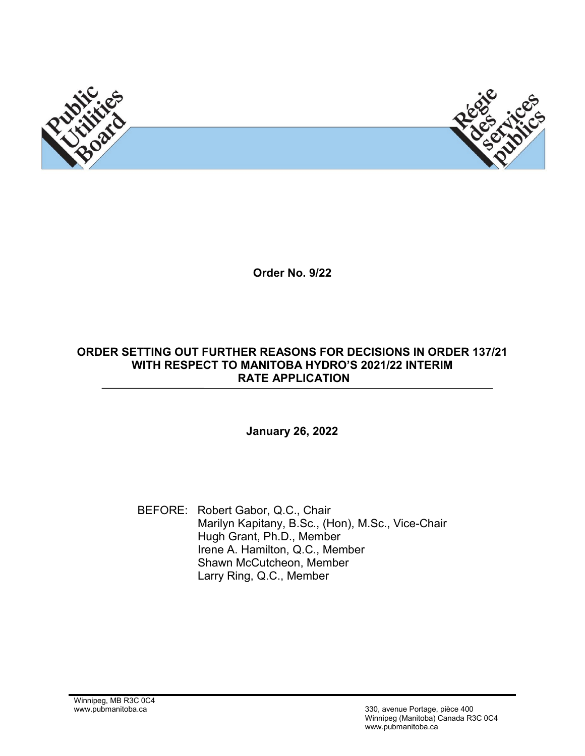Public Utilities Board

Régie des services publics

**Order No. 9/22**

**ORDER SETTING OUT FURTHER REASONS FOR DECISIONS IN ORDER 137/21 WITH RESPECT TO MANITOBA HYDRO'S 2021/22 INTERIM RATE APPLICATION**

**January 26, 2022**

BEFORE: Robert Gabor, Q.C., Chair
Marilyn Kapitany, B.Sc., (Hon), M.Sc., Vice-Chair
Hugh Grant, Ph.D., Member
Irene A. Hamilton, Q.C., Member
Shawn McCutcheon, Member
Larry Ring, Q.C., Member

Winnipeg, MB R3C 0C4
www.pubmanitoba.ca

330, avenue Portage, pièce 400
Winnipeg (Manitoba) Canada R3C 0C4
www.pubmanitoba.ca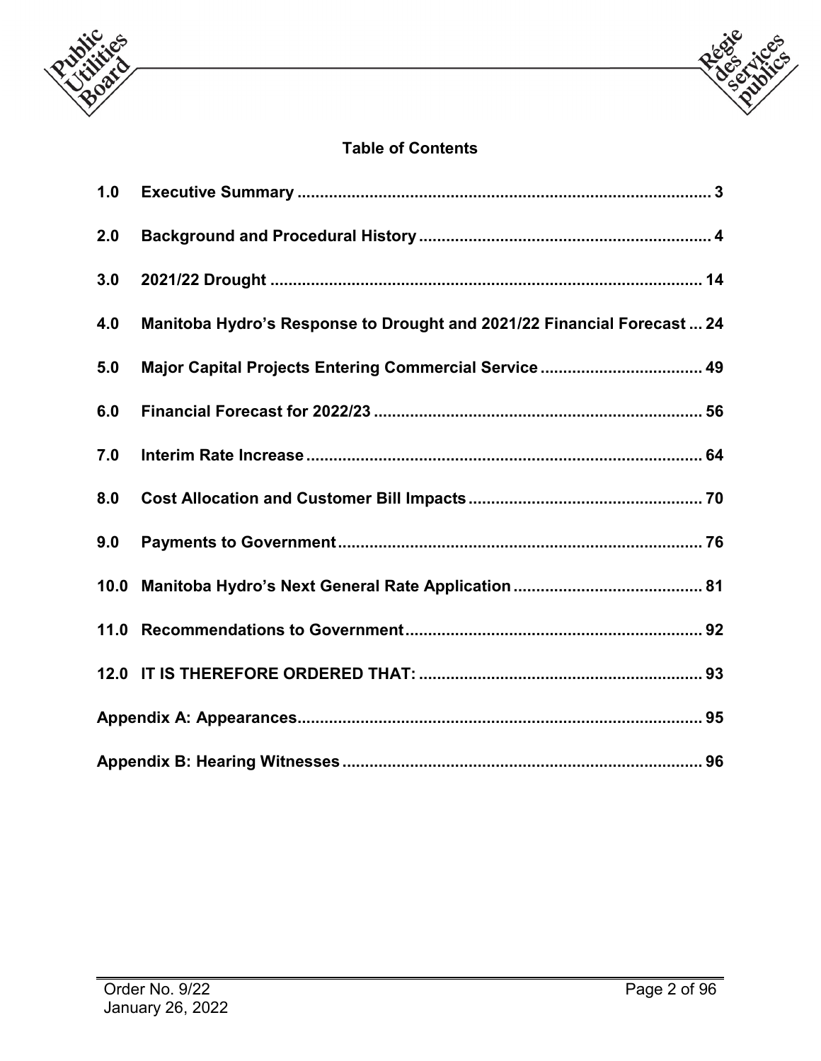## Table of Contents

1.0 Executive Summary ... 3

2.0 Background and Procedural History ... 4

3.0 2021/22 Drought ... 14

4.0 Manitoba Hydro's Response to Drought and 2021/22 Financial Forecast ... 24

5.0 Major Capital Projects Entering Commercial Service ... 49

6.0 Financial Forecast for 2022/23 ... 56

7.0 Interim Rate Increase ... 64

8.0 Cost Allocation and Customer Bill Impacts ... 70

9.0 Payments to Government ... 76

10.0 Manitoba Hydro's Next General Rate Application ... 81

11.0 Recommendations to Government ... 92

12.0 IT IS THEREFORE ORDERED THAT: ... 93

Appendix A: Appearances ... 95

Appendix B: Hearing Witnesses ... 96

Order No. 9/22
January 26, 2022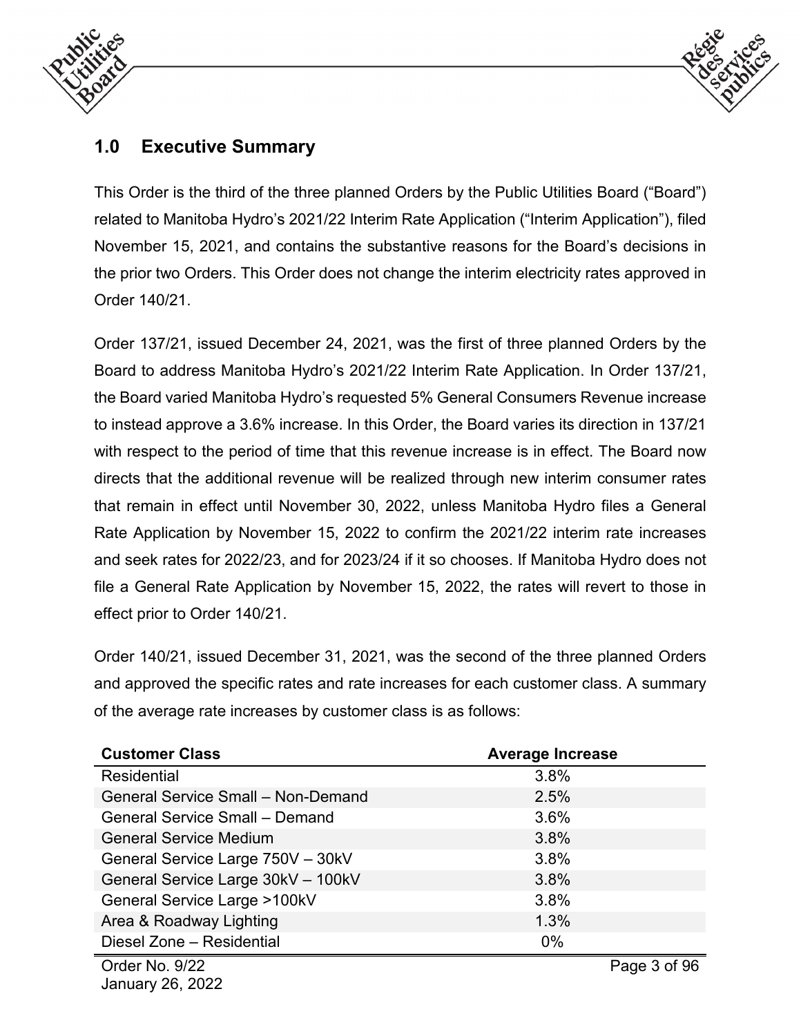## 1.0 Executive Summary

This Order is the third of the three planned Orders by the Public Utilities Board ("Board") related to Manitoba Hydro's 2021/22 Interim Rate Application ("Interim Application"), filed November 15, 2021, and contains the substantive reasons for the Board's decisions in the prior two Orders. This Order does not change the interim electricity rates approved in Order 140/21.

Order 137/21, issued December 24, 2021, was the first of three planned Orders by the Board to address Manitoba Hydro's 2021/22 Interim Rate Application. In Order 137/21, the Board varied Manitoba Hydro's requested 5% General Consumers Revenue increase to instead approve a 3.6% increase. In this Order, the Board varies its direction in 137/21 with respect to the period of time that this revenue increase is in effect. The Board now directs that the additional revenue will be realized through new interim consumer rates that remain in effect until November 30, 2022, unless Manitoba Hydro files a General Rate Application by November 15, 2022 to confirm the 2021/22 interim rate increases and seek rates for 2022/23, and for 2023/24 if it so chooses. If Manitoba Hydro does not file a General Rate Application by November 15, 2022, the rates will revert to those in effect prior to Order 140/21.

Order 140/21, issued December 31, 2021, was the second of the three planned Orders and approved the specific rates and rate increases for each customer class. A summary of the average rate increases by customer class is as follows:

| Customer Class | Average Increase |
|---|---|
| Residential | 3.8% |
| General Service Small – Non-Demand | 2.5% |
| General Service Small – Demand | 3.6% |
| General Service Medium | 3.8% |
| General Service Large 750V – 30kV | 3.8% |
| General Service Large 30kV – 100kV | 3.8% |
| General Service Large >100kV | 3.8% |
| Area & Roadway Lighting | 1.3% |
| Diesel Zone – Residential | 0% |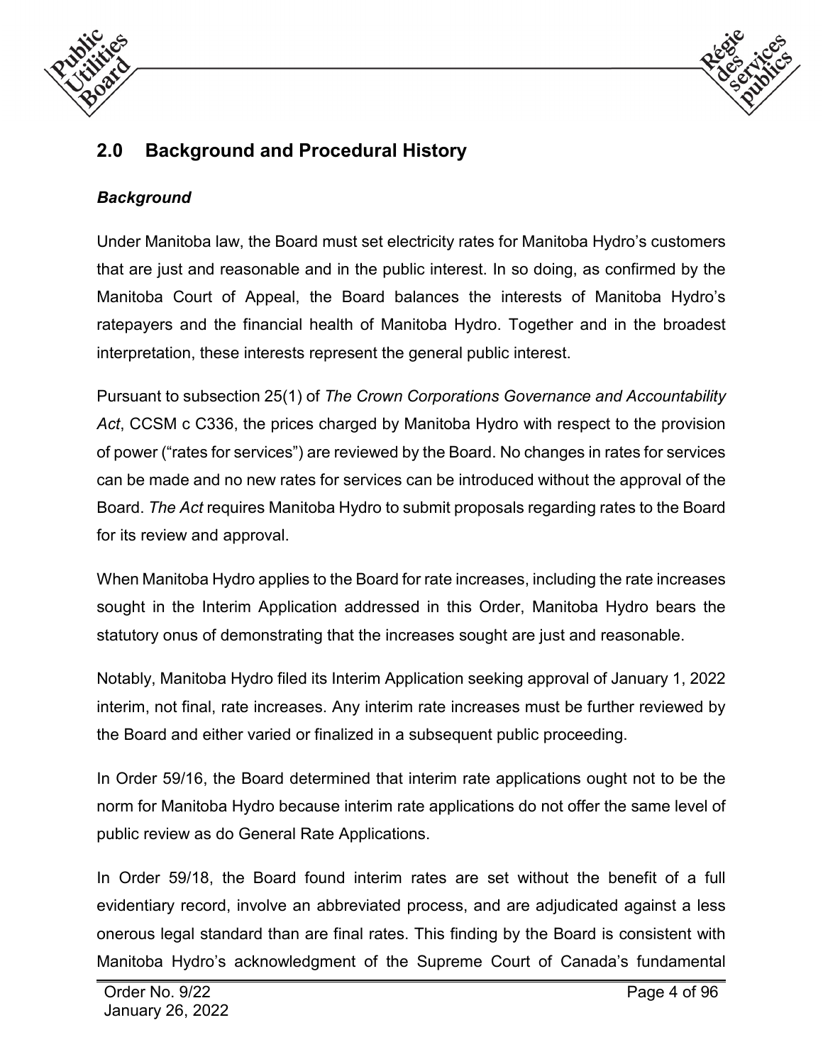## 2.0 Background and Procedural History

### *Background*

Under Manitoba law, the Board must set electricity rates for Manitoba Hydro's customers that are just and reasonable and in the public interest. In so doing, as confirmed by the Manitoba Court of Appeal, the Board balances the interests of Manitoba Hydro's ratepayers and the financial health of Manitoba Hydro. Together and in the broadest interpretation, these interests represent the general public interest.

Pursuant to subsection 25(1) of *The Crown Corporations Governance and Accountability Act*, CCSM c C336, the prices charged by Manitoba Hydro with respect to the provision of power ("rates for services") are reviewed by the Board. No changes in rates for services can be made and no new rates for services can be introduced without the approval of the Board. *The Act* requires Manitoba Hydro to submit proposals regarding rates to the Board for its review and approval.

When Manitoba Hydro applies to the Board for rate increases, including the rate increases sought in the Interim Application addressed in this Order, Manitoba Hydro bears the statutory onus of demonstrating that the increases sought are just and reasonable.

Notably, Manitoba Hydro filed its Interim Application seeking approval of January 1, 2022 interim, not final, rate increases. Any interim rate increases must be further reviewed by the Board and either varied or finalized in a subsequent public proceeding.

In Order 59/16, the Board determined that interim rate applications ought not to be the norm for Manitoba Hydro because interim rate applications do not offer the same level of public review as do General Rate Applications.

In Order 59/18, the Board found interim rates are set without the benefit of a full evidentiary record, involve an abbreviated process, and are adjudicated against a less onerous legal standard than are final rates. This finding by the Board is consistent with Manitoba Hydro's acknowledgment of the Supreme Court of Canada's fundamental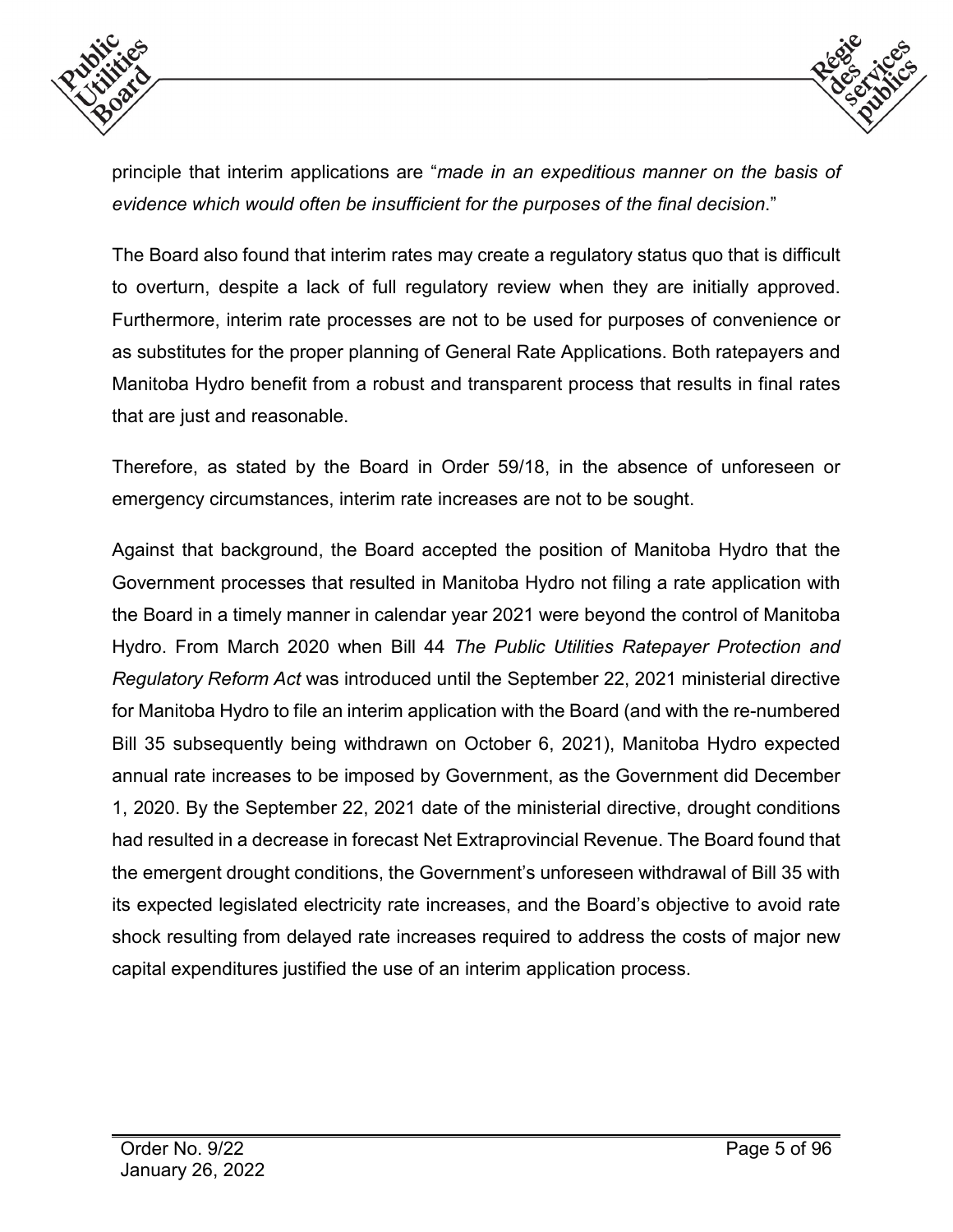principle that interim applications are "*made in an expeditious manner on the basis of evidence which would often be insufficient for the purposes of the final decision*."

The Board also found that interim rates may create a regulatory status quo that is difficult to overturn, despite a lack of full regulatory review when they are initially approved. Furthermore, interim rate processes are not to be used for purposes of convenience or as substitutes for the proper planning of General Rate Applications. Both ratepayers and Manitoba Hydro benefit from a robust and transparent process that results in final rates that are just and reasonable.

Therefore, as stated by the Board in Order 59/18, in the absence of unforeseen or emergency circumstances, interim rate increases are not to be sought.

Against that background, the Board accepted the position of Manitoba Hydro that the Government processes that resulted in Manitoba Hydro not filing a rate application with the Board in a timely manner in calendar year 2021 were beyond the control of Manitoba Hydro. From March 2020 when Bill 44 *The Public Utilities Ratepayer Protection and Regulatory Reform Act* was introduced until the September 22, 2021 ministerial directive for Manitoba Hydro to file an interim application with the Board (and with the re-numbered Bill 35 subsequently being withdrawn on October 6, 2021), Manitoba Hydro expected annual rate increases to be imposed by Government, as the Government did December 1, 2020. By the September 22, 2021 date of the ministerial directive, drought conditions had resulted in a decrease in forecast Net Extraprovincial Revenue. The Board found that the emergent drought conditions, the Government's unforeseen withdrawal of Bill 35 with its expected legislated electricity rate increases, and the Board's objective to avoid rate shock resulting from delayed rate increases required to address the costs of major new capital expenditures justified the use of an interim application process.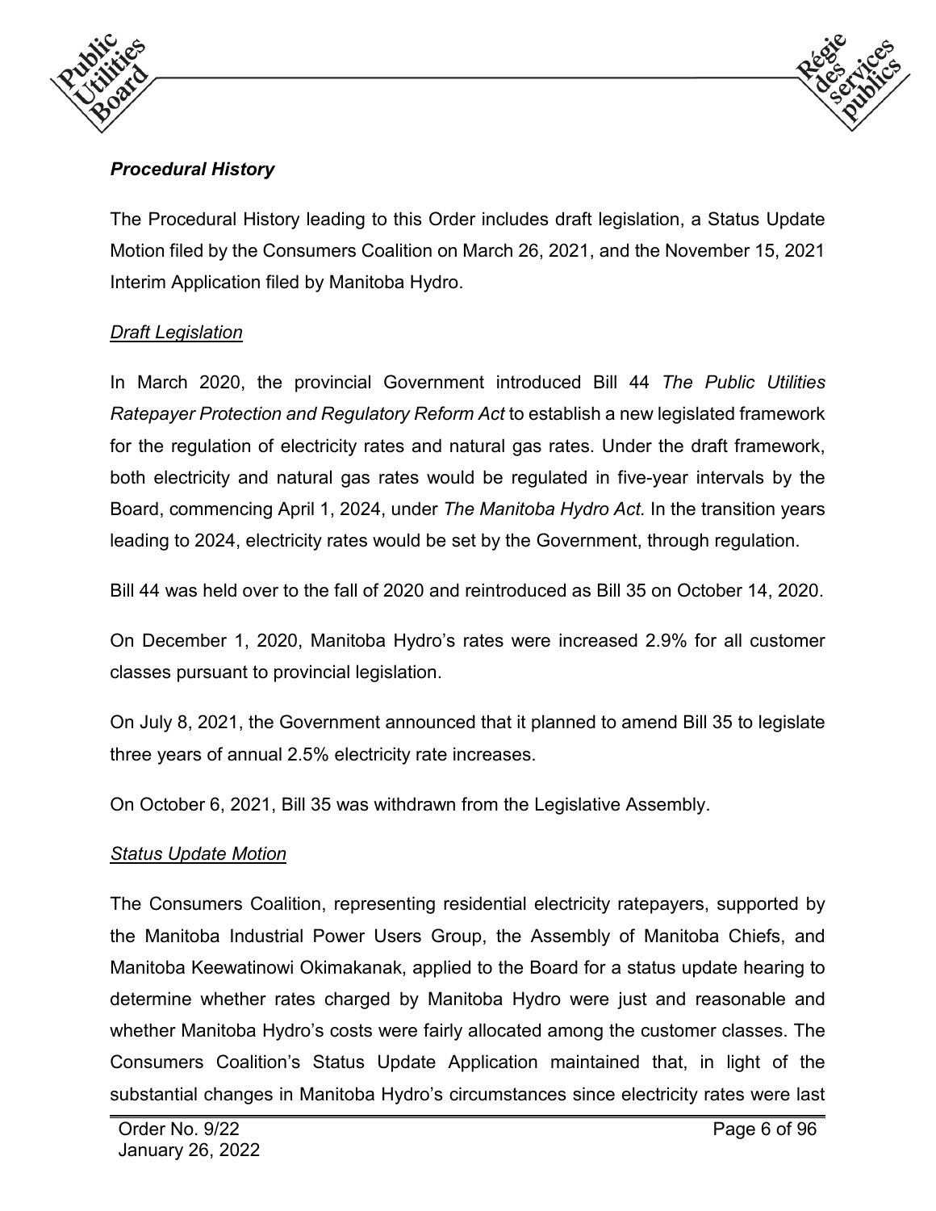***Procedural History***

The Procedural History leading to this Order includes draft legislation, a Status Update Motion filed by the Consumers Coalition on March 26, 2021, and the November 15, 2021 Interim Application filed by Manitoba Hydro.

*Draft Legislation*

In March 2020, the provincial Government introduced Bill 44 *The Public Utilities Ratepayer Protection and Regulatory Reform Act* to establish a new legislated framework for the regulation of electricity rates and natural gas rates. Under the draft framework, both electricity and natural gas rates would be regulated in five-year intervals by the Board, commencing April 1, 2024, under *The Manitoba Hydro Act.* In the transition years leading to 2024, electricity rates would be set by the Government, through regulation.

Bill 44 was held over to the fall of 2020 and reintroduced as Bill 35 on October 14, 2020.

On December 1, 2020, Manitoba Hydro's rates were increased 2.9% for all customer classes pursuant to provincial legislation.

On July 8, 2021, the Government announced that it planned to amend Bill 35 to legislate three years of annual 2.5% electricity rate increases.

On October 6, 2021, Bill 35 was withdrawn from the Legislative Assembly.

*Status Update Motion*

The Consumers Coalition, representing residential electricity ratepayers, supported by the Manitoba Industrial Power Users Group, the Assembly of Manitoba Chiefs, and Manitoba Keewatinowi Okimakanak, applied to the Board for a status update hearing to determine whether rates charged by Manitoba Hydro were just and reasonable and whether Manitoba Hydro's costs were fairly allocated among the customer classes. The Consumers Coalition's Status Update Application maintained that, in light of the substantial changes in Manitoba Hydro's circumstances since electricity rates were last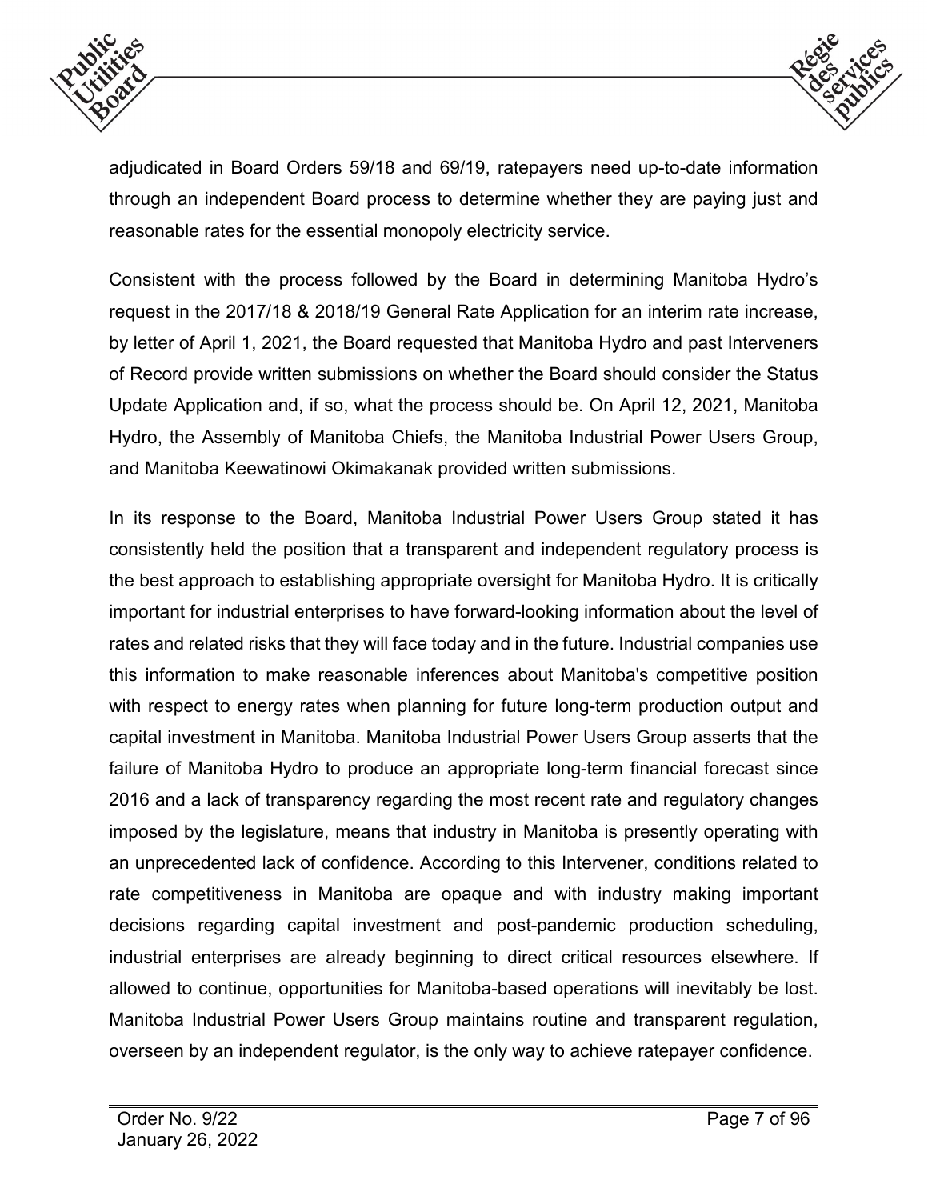adjudicated in Board Orders 59/18 and 69/19, ratepayers need up-to-date information through an independent Board process to determine whether they are paying just and reasonable rates for the essential monopoly electricity service.

Consistent with the process followed by the Board in determining Manitoba Hydro's request in the 2017/18 & 2018/19 General Rate Application for an interim rate increase, by letter of April 1, 2021, the Board requested that Manitoba Hydro and past Interveners of Record provide written submissions on whether the Board should consider the Status Update Application and, if so, what the process should be. On April 12, 2021, Manitoba Hydro, the Assembly of Manitoba Chiefs, the Manitoba Industrial Power Users Group, and Manitoba Keewatinowi Okimakanak provided written submissions.

In its response to the Board, Manitoba Industrial Power Users Group stated it has consistently held the position that a transparent and independent regulatory process is the best approach to establishing appropriate oversight for Manitoba Hydro. It is critically important for industrial enterprises to have forward-looking information about the level of rates and related risks that they will face today and in the future. Industrial companies use this information to make reasonable inferences about Manitoba's competitive position with respect to energy rates when planning for future long-term production output and capital investment in Manitoba. Manitoba Industrial Power Users Group asserts that the failure of Manitoba Hydro to produce an appropriate long-term financial forecast since 2016 and a lack of transparency regarding the most recent rate and regulatory changes imposed by the legislature, means that industry in Manitoba is presently operating with an unprecedented lack of confidence. According to this Intervener, conditions related to rate competitiveness in Manitoba are opaque and with industry making important decisions regarding capital investment and post-pandemic production scheduling, industrial enterprises are already beginning to direct critical resources elsewhere. If allowed to continue, opportunities for Manitoba-based operations will inevitably be lost. Manitoba Industrial Power Users Group maintains routine and transparent regulation, overseen by an independent regulator, is the only way to achieve ratepayer confidence.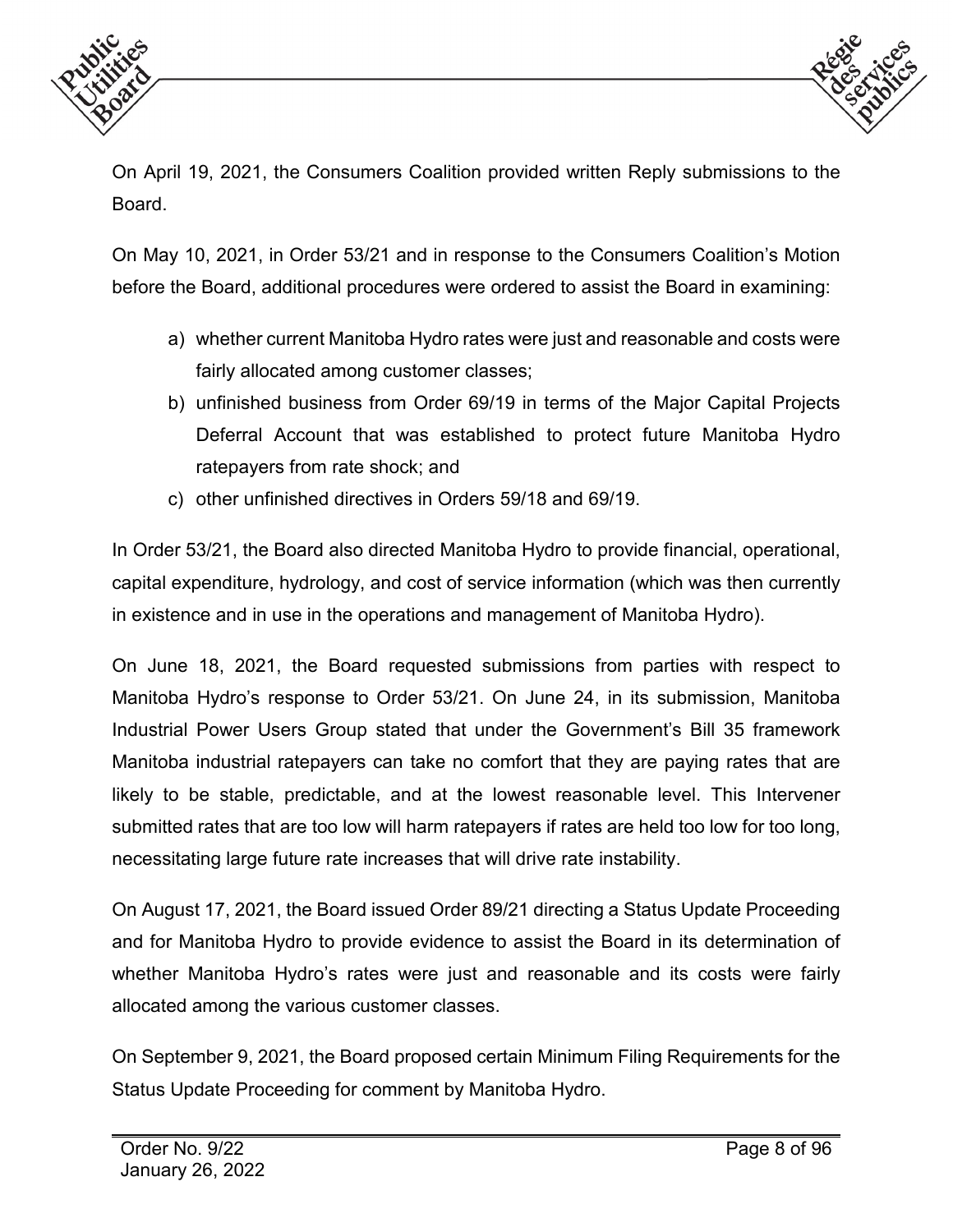On April 19, 2021, the Consumers Coalition provided written Reply submissions to the Board.

On May 10, 2021, in Order 53/21 and in response to the Consumers Coalition's Motion before the Board, additional procedures were ordered to assist the Board in examining:

a) whether current Manitoba Hydro rates were just and reasonable and costs were fairly allocated among customer classes;
b) unfinished business from Order 69/19 in terms of the Major Capital Projects Deferral Account that was established to protect future Manitoba Hydro ratepayers from rate shock; and
c) other unfinished directives in Orders 59/18 and 69/19.

In Order 53/21, the Board also directed Manitoba Hydro to provide financial, operational, capital expenditure, hydrology, and cost of service information (which was then currently in existence and in use in the operations and management of Manitoba Hydro).

On June 18, 2021, the Board requested submissions from parties with respect to Manitoba Hydro's response to Order 53/21. On June 24, in its submission, Manitoba Industrial Power Users Group stated that under the Government's Bill 35 framework Manitoba industrial ratepayers can take no comfort that they are paying rates that are likely to be stable, predictable, and at the lowest reasonable level. This Intervener submitted rates that are too low will harm ratepayers if rates are held too low for too long, necessitating large future rate increases that will drive rate instability.

On August 17, 2021, the Board issued Order 89/21 directing a Status Update Proceeding and for Manitoba Hydro to provide evidence to assist the Board in its determination of whether Manitoba Hydro's rates were just and reasonable and its costs were fairly allocated among the various customer classes.

On September 9, 2021, the Board proposed certain Minimum Filing Requirements for the Status Update Proceeding for comment by Manitoba Hydro.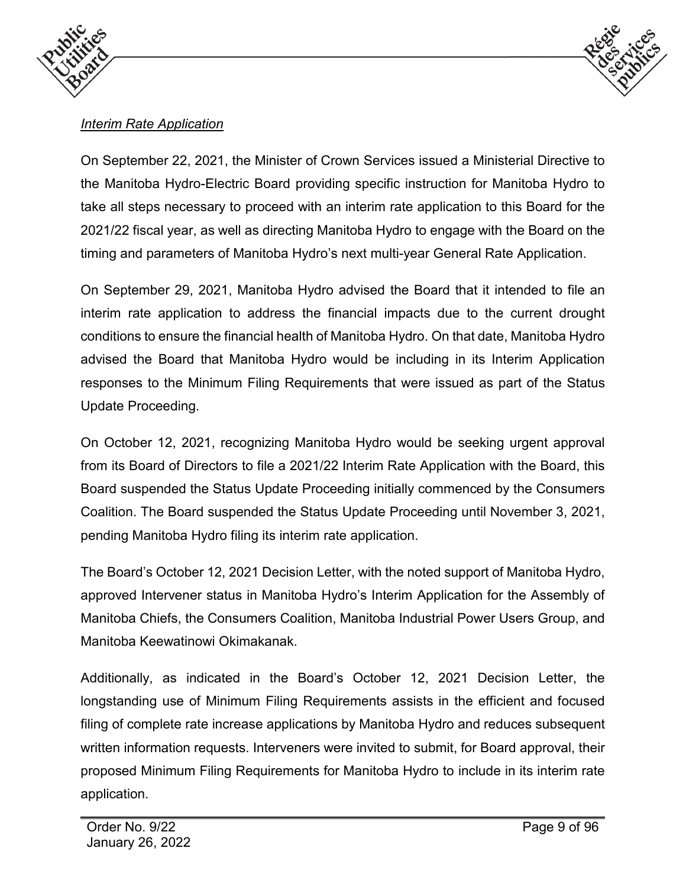*Interim Rate Application*

On September 22, 2021, the Minister of Crown Services issued a Ministerial Directive to the Manitoba Hydro-Electric Board providing specific instruction for Manitoba Hydro to take all steps necessary to proceed with an interim rate application to this Board for the 2021/22 fiscal year, as well as directing Manitoba Hydro to engage with the Board on the timing and parameters of Manitoba Hydro's next multi-year General Rate Application.

On September 29, 2021, Manitoba Hydro advised the Board that it intended to file an interim rate application to address the financial impacts due to the current drought conditions to ensure the financial health of Manitoba Hydro. On that date, Manitoba Hydro advised the Board that Manitoba Hydro would be including in its Interim Application responses to the Minimum Filing Requirements that were issued as part of the Status Update Proceeding.

On October 12, 2021, recognizing Manitoba Hydro would be seeking urgent approval from its Board of Directors to file a 2021/22 Interim Rate Application with the Board, this Board suspended the Status Update Proceeding initially commenced by the Consumers Coalition. The Board suspended the Status Update Proceeding until November 3, 2021, pending Manitoba Hydro filing its interim rate application.

The Board's October 12, 2021 Decision Letter, with the noted support of Manitoba Hydro, approved Intervener status in Manitoba Hydro's Interim Application for the Assembly of Manitoba Chiefs, the Consumers Coalition, Manitoba Industrial Power Users Group, and Manitoba Keewatinowi Okimakanak.

Additionally, as indicated in the Board's October 12, 2021 Decision Letter, the longstanding use of Minimum Filing Requirements assists in the efficient and focused filing of complete rate increase applications by Manitoba Hydro and reduces subsequent written information requests. Interveners were invited to submit, for Board approval, their proposed Minimum Filing Requirements for Manitoba Hydro to include in its interim rate application.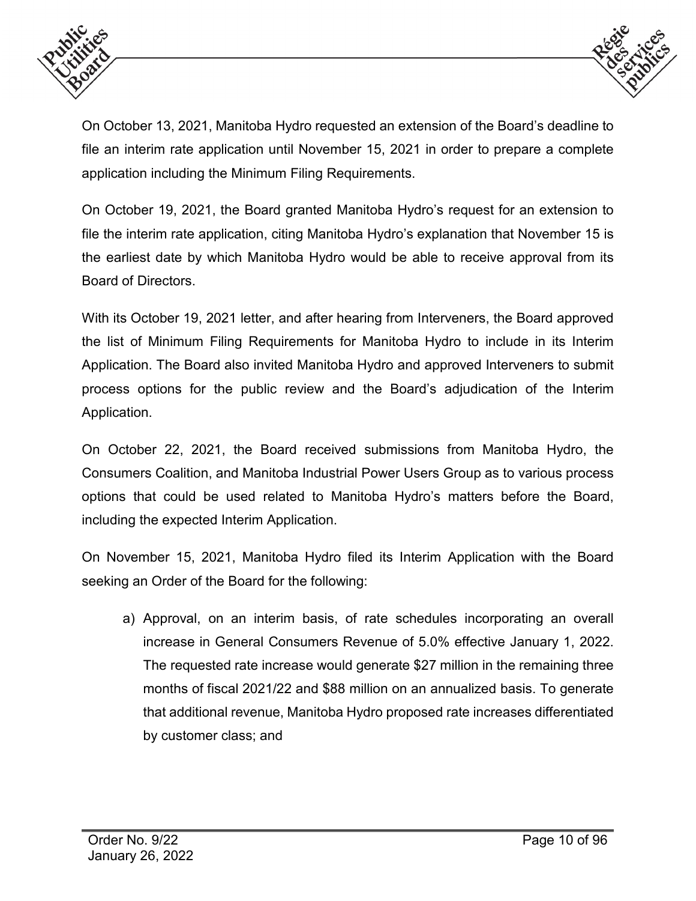On October 13, 2021, Manitoba Hydro requested an extension of the Board's deadline to file an interim rate application until November 15, 2021 in order to prepare a complete application including the Minimum Filing Requirements.

On October 19, 2021, the Board granted Manitoba Hydro's request for an extension to file the interim rate application, citing Manitoba Hydro's explanation that November 15 is the earliest date by which Manitoba Hydro would be able to receive approval from its Board of Directors.

With its October 19, 2021 letter, and after hearing from Interveners, the Board approved the list of Minimum Filing Requirements for Manitoba Hydro to include in its Interim Application. The Board also invited Manitoba Hydro and approved Interveners to submit process options for the public review and the Board's adjudication of the Interim Application.

On October 22, 2021, the Board received submissions from Manitoba Hydro, the Consumers Coalition, and Manitoba Industrial Power Users Group as to various process options that could be used related to Manitoba Hydro's matters before the Board, including the expected Interim Application.

On November 15, 2021, Manitoba Hydro filed its Interim Application with the Board seeking an Order of the Board for the following:

a) Approval, on an interim basis, of rate schedules incorporating an overall increase in General Consumers Revenue of 5.0% effective January 1, 2022. The requested rate increase would generate $27 million in the remaining three months of fiscal 2021/22 and $88 million on an annualized basis. To generate that additional revenue, Manitoba Hydro proposed rate increases differentiated by customer class; and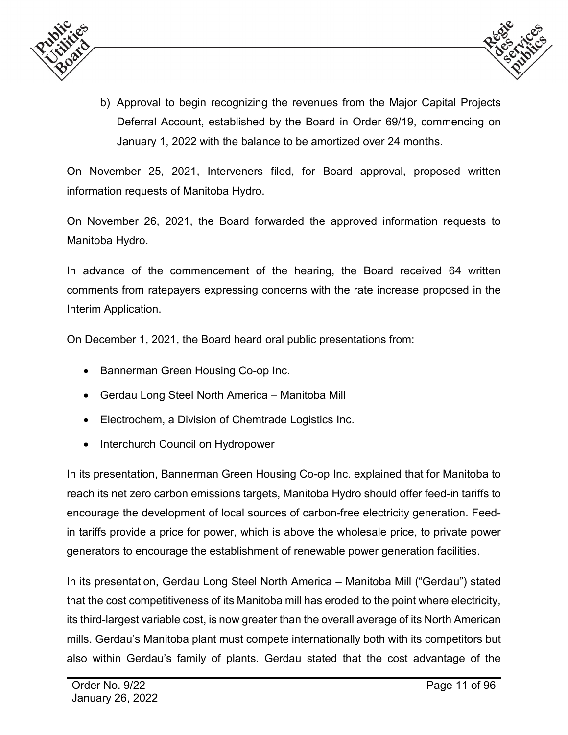b) Approval to begin recognizing the revenues from the Major Capital Projects Deferral Account, established by the Board in Order 69/19, commencing on January 1, 2022 with the balance to be amortized over 24 months.

On November 25, 2021, Interveners filed, for Board approval, proposed written information requests of Manitoba Hydro.

On November 26, 2021, the Board forwarded the approved information requests to Manitoba Hydro.

In advance of the commencement of the hearing, the Board received 64 written comments from ratepayers expressing concerns with the rate increase proposed in the Interim Application.

On December 1, 2021, the Board heard oral public presentations from:

- Bannerman Green Housing Co-op Inc.
- Gerdau Long Steel North America – Manitoba Mill
- Electrochem, a Division of Chemtrade Logistics Inc.
- Interchurch Council on Hydropower

In its presentation, Bannerman Green Housing Co-op Inc. explained that for Manitoba to reach its net zero carbon emissions targets, Manitoba Hydro should offer feed-in tariffs to encourage the development of local sources of carbon-free electricity generation. Feed-in tariffs provide a price for power, which is above the wholesale price, to private power generators to encourage the establishment of renewable power generation facilities.

In its presentation, Gerdau Long Steel North America – Manitoba Mill ("Gerdau") stated that the cost competitiveness of its Manitoba mill has eroded to the point where electricity, its third-largest variable cost, is now greater than the overall average of its North American mills. Gerdau's Manitoba plant must compete internationally both with its competitors but also within Gerdau's family of plants. Gerdau stated that the cost advantage of the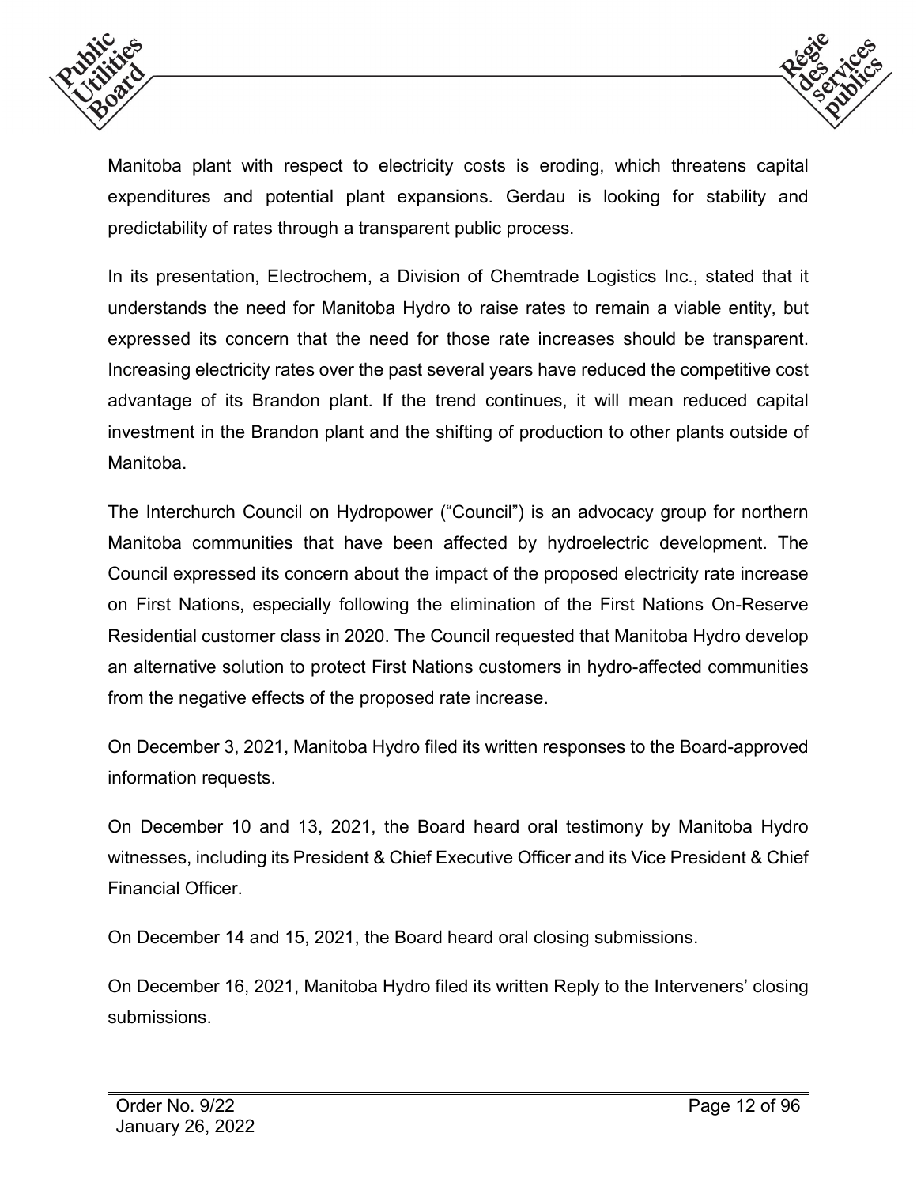Manitoba plant with respect to electricity costs is eroding, which threatens capital expenditures and potential plant expansions. Gerdau is looking for stability and predictability of rates through a transparent public process.

In its presentation, Electrochem, a Division of Chemtrade Logistics Inc., stated that it understands the need for Manitoba Hydro to raise rates to remain a viable entity, but expressed its concern that the need for those rate increases should be transparent. Increasing electricity rates over the past several years have reduced the competitive cost advantage of its Brandon plant. If the trend continues, it will mean reduced capital investment in the Brandon plant and the shifting of production to other plants outside of Manitoba.

The Interchurch Council on Hydropower ("Council") is an advocacy group for northern Manitoba communities that have been affected by hydroelectric development. The Council expressed its concern about the impact of the proposed electricity rate increase on First Nations, especially following the elimination of the First Nations On-Reserve Residential customer class in 2020. The Council requested that Manitoba Hydro develop an alternative solution to protect First Nations customers in hydro-affected communities from the negative effects of the proposed rate increase.

On December 3, 2021, Manitoba Hydro filed its written responses to the Board-approved information requests.

On December 10 and 13, 2021, the Board heard oral testimony by Manitoba Hydro witnesses, including its President & Chief Executive Officer and its Vice President & Chief Financial Officer.

On December 14 and 15, 2021, the Board heard oral closing submissions.

On December 16, 2021, Manitoba Hydro filed its written Reply to the Interveners' closing submissions.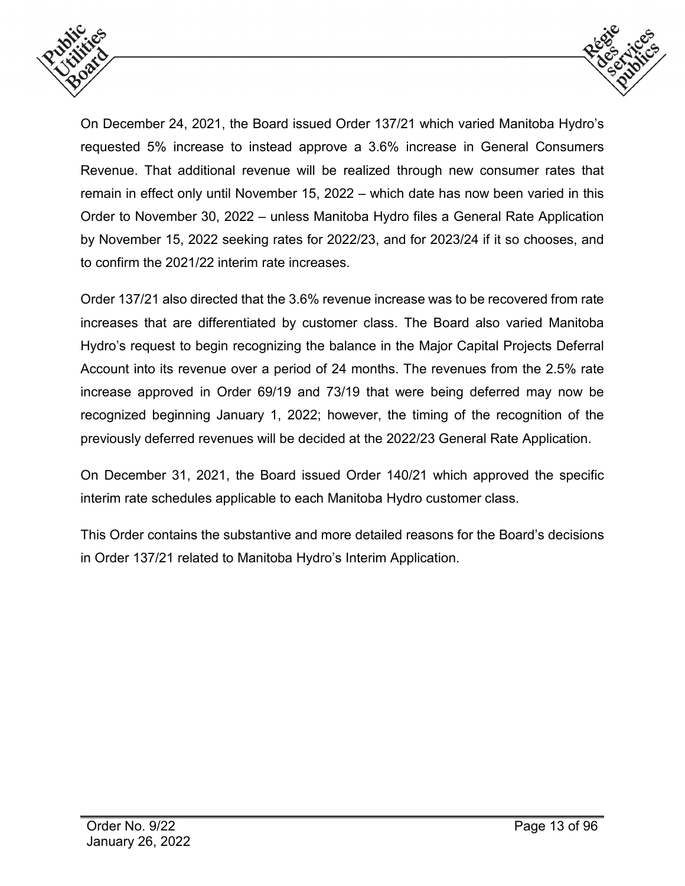On December 24, 2021, the Board issued Order 137/21 which varied Manitoba Hydro's requested 5% increase to instead approve a 3.6% increase in General Consumers Revenue. That additional revenue will be realized through new consumer rates that remain in effect only until November 15, 2022 – which date has now been varied in this Order to November 30, 2022 – unless Manitoba Hydro files a General Rate Application by November 15, 2022 seeking rates for 2022/23, and for 2023/24 if it so chooses, and to confirm the 2021/22 interim rate increases.

Order 137/21 also directed that the 3.6% revenue increase was to be recovered from rate increases that are differentiated by customer class. The Board also varied Manitoba Hydro's request to begin recognizing the balance in the Major Capital Projects Deferral Account into its revenue over a period of 24 months. The revenues from the 2.5% rate increase approved in Order 69/19 and 73/19 that were being deferred may now be recognized beginning January 1, 2022; however, the timing of the recognition of the previously deferred revenues will be decided at the 2022/23 General Rate Application.

On December 31, 2021, the Board issued Order 140/21 which approved the specific interim rate schedules applicable to each Manitoba Hydro customer class.

This Order contains the substantive and more detailed reasons for the Board's decisions in Order 137/21 related to Manitoba Hydro's Interim Application.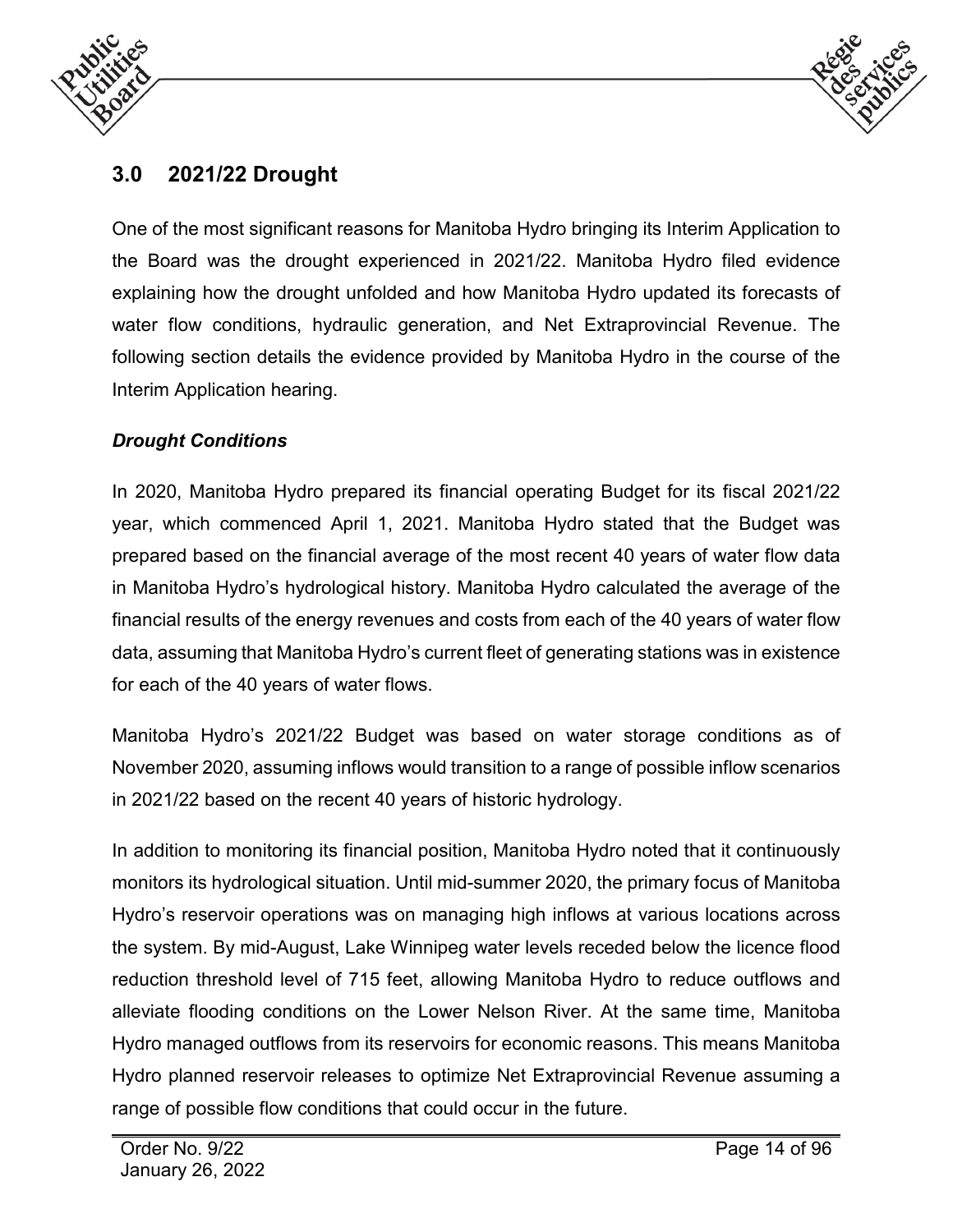## 3.0 2021/22 Drought

One of the most significant reasons for Manitoba Hydro bringing its Interim Application to the Board was the drought experienced in 2021/22. Manitoba Hydro filed evidence explaining how the drought unfolded and how Manitoba Hydro updated its forecasts of water flow conditions, hydraulic generation, and Net Extraprovincial Revenue. The following section details the evidence provided by Manitoba Hydro in the course of the Interim Application hearing.

### *Drought Conditions*

In 2020, Manitoba Hydro prepared its financial operating Budget for its fiscal 2021/22 year, which commenced April 1, 2021. Manitoba Hydro stated that the Budget was prepared based on the financial average of the most recent 40 years of water flow data in Manitoba Hydro's hydrological history. Manitoba Hydro calculated the average of the financial results of the energy revenues and costs from each of the 40 years of water flow data, assuming that Manitoba Hydro's current fleet of generating stations was in existence for each of the 40 years of water flows.

Manitoba Hydro's 2021/22 Budget was based on water storage conditions as of November 2020, assuming inflows would transition to a range of possible inflow scenarios in 2021/22 based on the recent 40 years of historic hydrology.

In addition to monitoring its financial position, Manitoba Hydro noted that it continuously monitors its hydrological situation. Until mid-summer 2020, the primary focus of Manitoba Hydro's reservoir operations was on managing high inflows at various locations across the system. By mid-August, Lake Winnipeg water levels receded below the licence flood reduction threshold level of 715 feet, allowing Manitoba Hydro to reduce outflows and alleviate flooding conditions on the Lower Nelson River. At the same time, Manitoba Hydro managed outflows from its reservoirs for economic reasons. This means Manitoba Hydro planned reservoir releases to optimize Net Extraprovincial Revenue assuming a range of possible flow conditions that could occur in the future.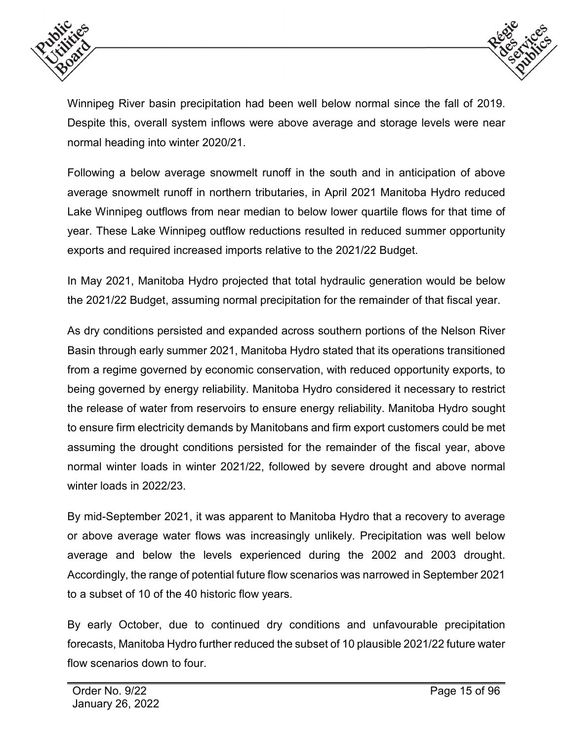Winnipeg River basin precipitation had been well below normal since the fall of 2019. Despite this, overall system inflows were above average and storage levels were near normal heading into winter 2020/21.

Following a below average snowmelt runoff in the south and in anticipation of above average snowmelt runoff in northern tributaries, in April 2021 Manitoba Hydro reduced Lake Winnipeg outflows from near median to below lower quartile flows for that time of year. These Lake Winnipeg outflow reductions resulted in reduced summer opportunity exports and required increased imports relative to the 2021/22 Budget.

In May 2021, Manitoba Hydro projected that total hydraulic generation would be below the 2021/22 Budget, assuming normal precipitation for the remainder of that fiscal year.

As dry conditions persisted and expanded across southern portions of the Nelson River Basin through early summer 2021, Manitoba Hydro stated that its operations transitioned from a regime governed by economic conservation, with reduced opportunity exports, to being governed by energy reliability. Manitoba Hydro considered it necessary to restrict the release of water from reservoirs to ensure energy reliability. Manitoba Hydro sought to ensure firm electricity demands by Manitobans and firm export customers could be met assuming the drought conditions persisted for the remainder of the fiscal year, above normal winter loads in winter 2021/22, followed by severe drought and above normal winter loads in 2022/23.

By mid-September 2021, it was apparent to Manitoba Hydro that a recovery to average or above average water flows was increasingly unlikely. Precipitation was well below average and below the levels experienced during the 2002 and 2003 drought. Accordingly, the range of potential future flow scenarios was narrowed in September 2021 to a subset of 10 of the 40 historic flow years.

By early October, due to continued dry conditions and unfavourable precipitation forecasts, Manitoba Hydro further reduced the subset of 10 plausible 2021/22 future water flow scenarios down to four.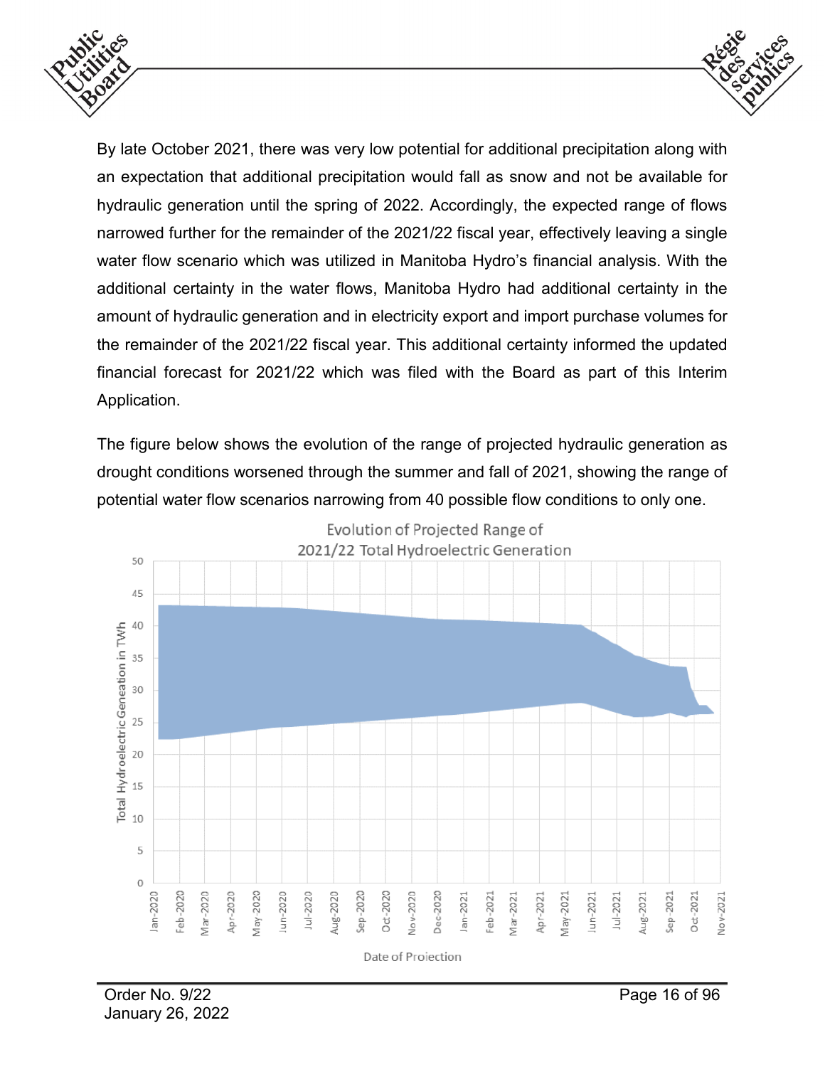By late October 2021, there was very low potential for additional precipitation along with an expectation that additional precipitation would fall as snow and not be available for hydraulic generation until the spring of 2022. Accordingly, the expected range of flows narrowed further for the remainder of the 2021/22 fiscal year, effectively leaving a single water flow scenario which was utilized in Manitoba Hydro's financial analysis. With the additional certainty in the water flows, Manitoba Hydro had additional certainty in the amount of hydraulic generation and in electricity export and import purchase volumes for the remainder of the 2021/22 fiscal year. This additional certainty informed the updated financial forecast for 2021/22 which was filed with the Board as part of this Interim Application.

The figure below shows the evolution of the range of projected hydraulic generation as drought conditions worsened through the summer and fall of 2021, showing the range of potential water flow scenarios narrowing from 40 possible flow conditions to only one.

Evolution of Projected Range of 2021/22 Total Hydroelectric Generation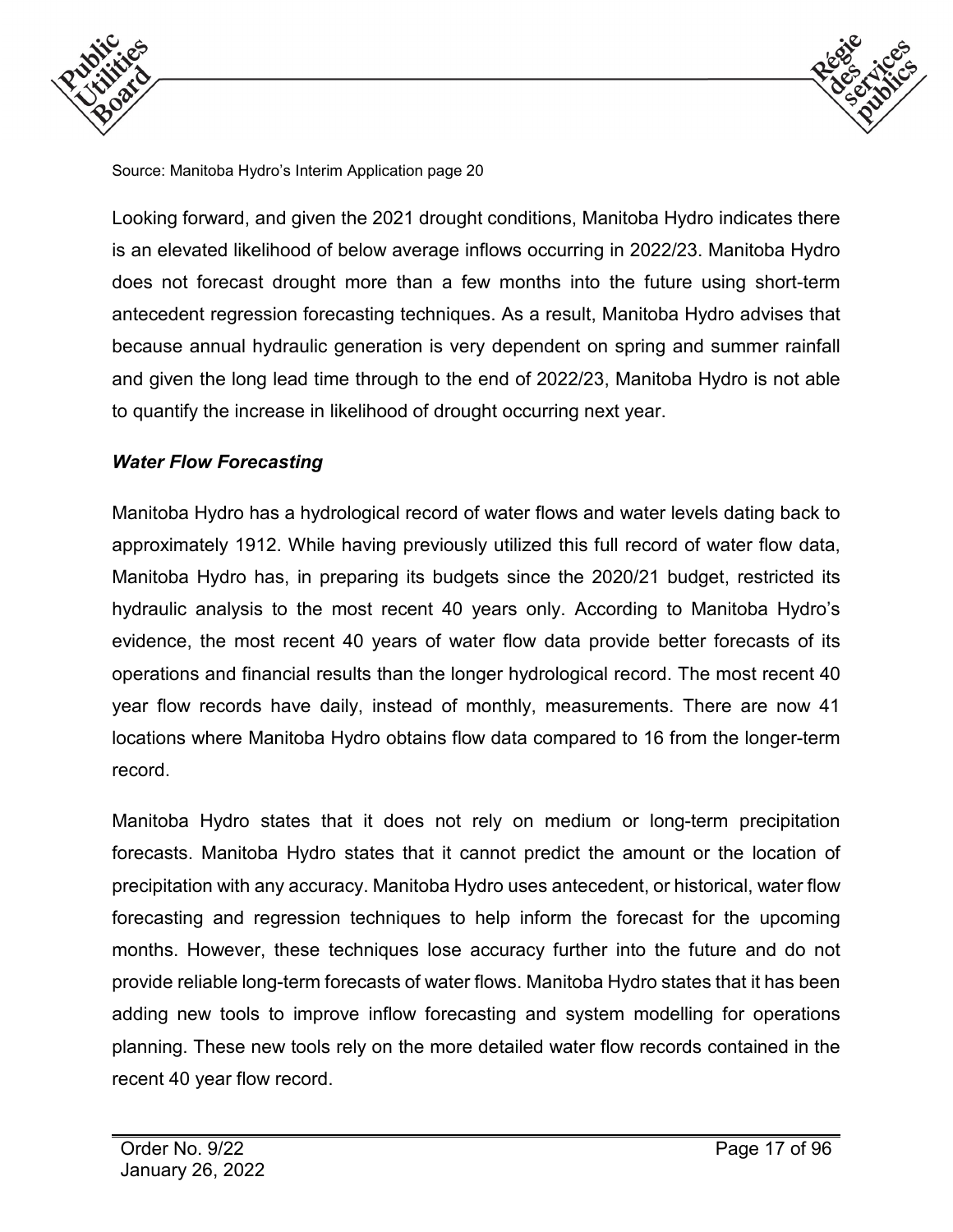Source: Manitoba Hydro's Interim Application page 20

Looking forward, and given the 2021 drought conditions, Manitoba Hydro indicates there is an elevated likelihood of below average inflows occurring in 2022/23. Manitoba Hydro does not forecast drought more than a few months into the future using short-term antecedent regression forecasting techniques. As a result, Manitoba Hydro advises that because annual hydraulic generation is very dependent on spring and summer rainfall and given the long lead time through to the end of 2022/23, Manitoba Hydro is not able to quantify the increase in likelihood of drought occurring next year.

***Water Flow Forecasting***

Manitoba Hydro has a hydrological record of water flows and water levels dating back to approximately 1912. While having previously utilized this full record of water flow data, Manitoba Hydro has, in preparing its budgets since the 2020/21 budget, restricted its hydraulic analysis to the most recent 40 years only. According to Manitoba Hydro's evidence, the most recent 40 years of water flow data provide better forecasts of its operations and financial results than the longer hydrological record. The most recent 40 year flow records have daily, instead of monthly, measurements. There are now 41 locations where Manitoba Hydro obtains flow data compared to 16 from the longer-term record.

Manitoba Hydro states that it does not rely on medium or long-term precipitation forecasts. Manitoba Hydro states that it cannot predict the amount or the location of precipitation with any accuracy. Manitoba Hydro uses antecedent, or historical, water flow forecasting and regression techniques to help inform the forecast for the upcoming months. However, these techniques lose accuracy further into the future and do not provide reliable long-term forecasts of water flows. Manitoba Hydro states that it has been adding new tools to improve inflow forecasting and system modelling for operations planning. These new tools rely on the more detailed water flow records contained in the recent 40 year flow record.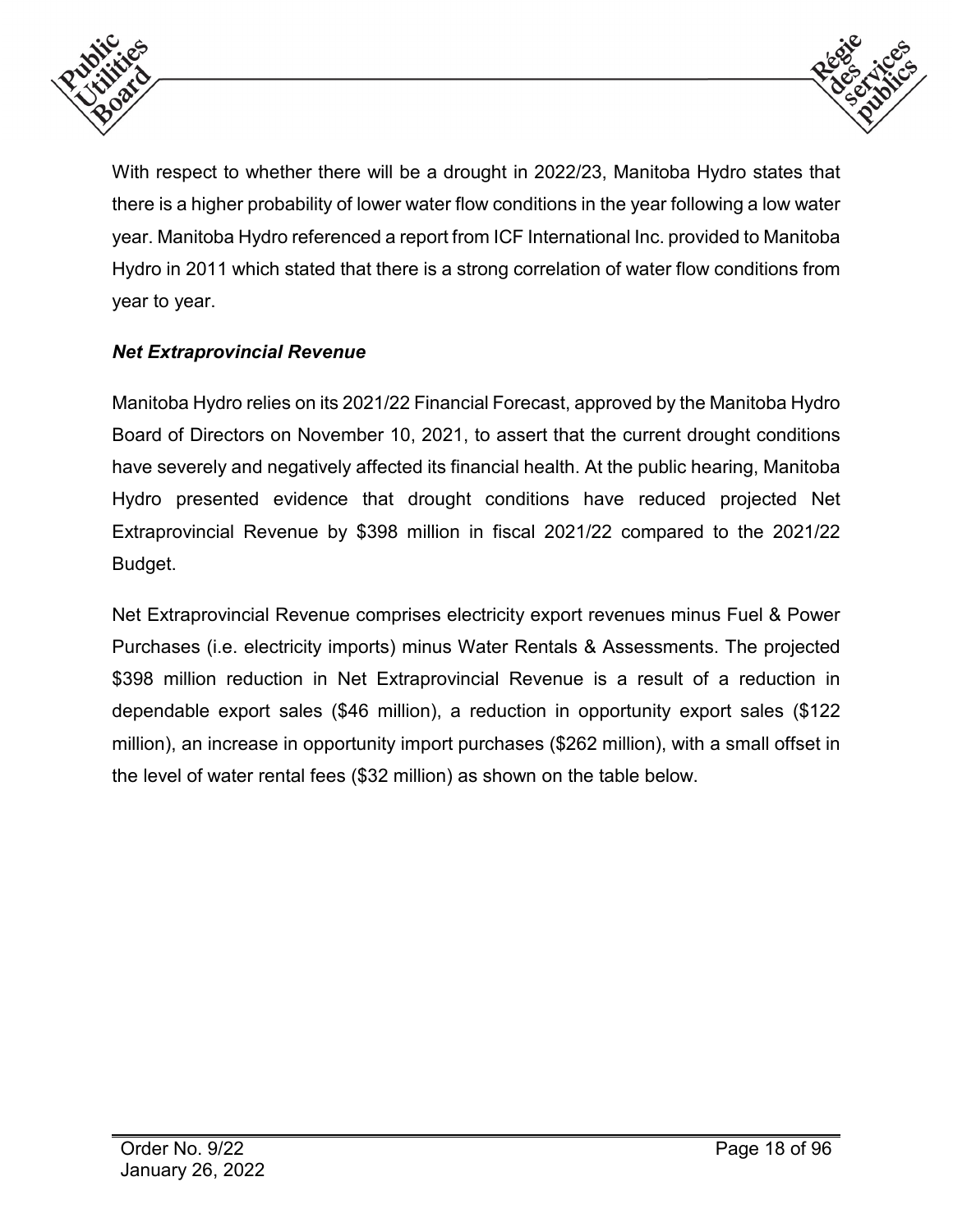With respect to whether there will be a drought in 2022/23, Manitoba Hydro states that there is a higher probability of lower water flow conditions in the year following a low water year. Manitoba Hydro referenced a report from ICF International Inc. provided to Manitoba Hydro in 2011 which stated that there is a strong correlation of water flow conditions from year to year.

***Net Extraprovincial Revenue***

Manitoba Hydro relies on its 2021/22 Financial Forecast, approved by the Manitoba Hydro Board of Directors on November 10, 2021, to assert that the current drought conditions have severely and negatively affected its financial health. At the public hearing, Manitoba Hydro presented evidence that drought conditions have reduced projected Net Extraprovincial Revenue by $398 million in fiscal 2021/22 compared to the 2021/22 Budget.

Net Extraprovincial Revenue comprises electricity export revenues minus Fuel & Power Purchases (i.e. electricity imports) minus Water Rentals & Assessments. The projected $398 million reduction in Net Extraprovincial Revenue is a result of a reduction in dependable export sales ($46 million), a reduction in opportunity export sales ($122 million), an increase in opportunity import purchases ($262 million), with a small offset in the level of water rental fees ($32 million) as shown on the table below.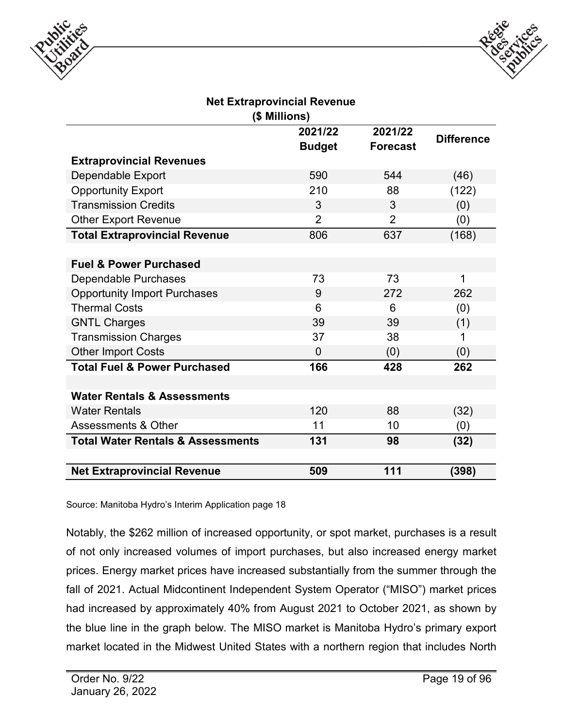**Net Extraprovincial Revenue**
**($ Millions)**

| | 2021/22 Budget | 2021/22 Forecast | Difference |
|---|---|---|---|
| **Extraprovincial Revenues** | | | |
| Dependable Export | 590 | 544 | (46) |
| Opportunity Export | 210 | 88 | (122) |
| Transmission Credits | 3 | 3 | (0) |
| Other Export Revenue | 2 | 2 | (0) |
| **Total Extraprovincial Revenue** | 806 | 637 | (168) |
| | | | |
| **Fuel & Power Purchased** | | | |
| Dependable Purchases | 73 | 73 | 1 |
| Opportunity Import Purchases | 9 | 272 | 262 |
| Thermal Costs | 6 | 6 | (0) |
| GNTL Charges | 39 | 39 | (1) |
| Transmission Charges | 37 | 38 | 1 |
| Other Import Costs | 0 | (0) | (0) |
| **Total Fuel & Power Purchased** | **166** | **428** | **262** |
| | | | |
| **Water Rentals & Assessments** | | | |
| Water Rentals | 120 | 88 | (32) |
| Assessments & Other | 11 | 10 | (0) |
| **Total Water Rentals & Assessments** | **131** | **98** | **(32)** |
| | | | |
| **Net Extraprovincial Revenue** | **509** | **111** | **(398)** |

Source: Manitoba Hydro's Interim Application page 18

Notably, the $262 million of increased opportunity, or spot market, purchases is a result of not only increased volumes of import purchases, but also increased energy market prices. Energy market prices have increased substantially from the summer through the fall of 2021. Actual Midcontinent Independent System Operator ("MISO") market prices had increased by approximately 40% from August 2021 to October 2021, as shown by the blue line in the graph below. The MISO market is Manitoba Hydro's primary export market located in the Midwest United States with a northern region that includes North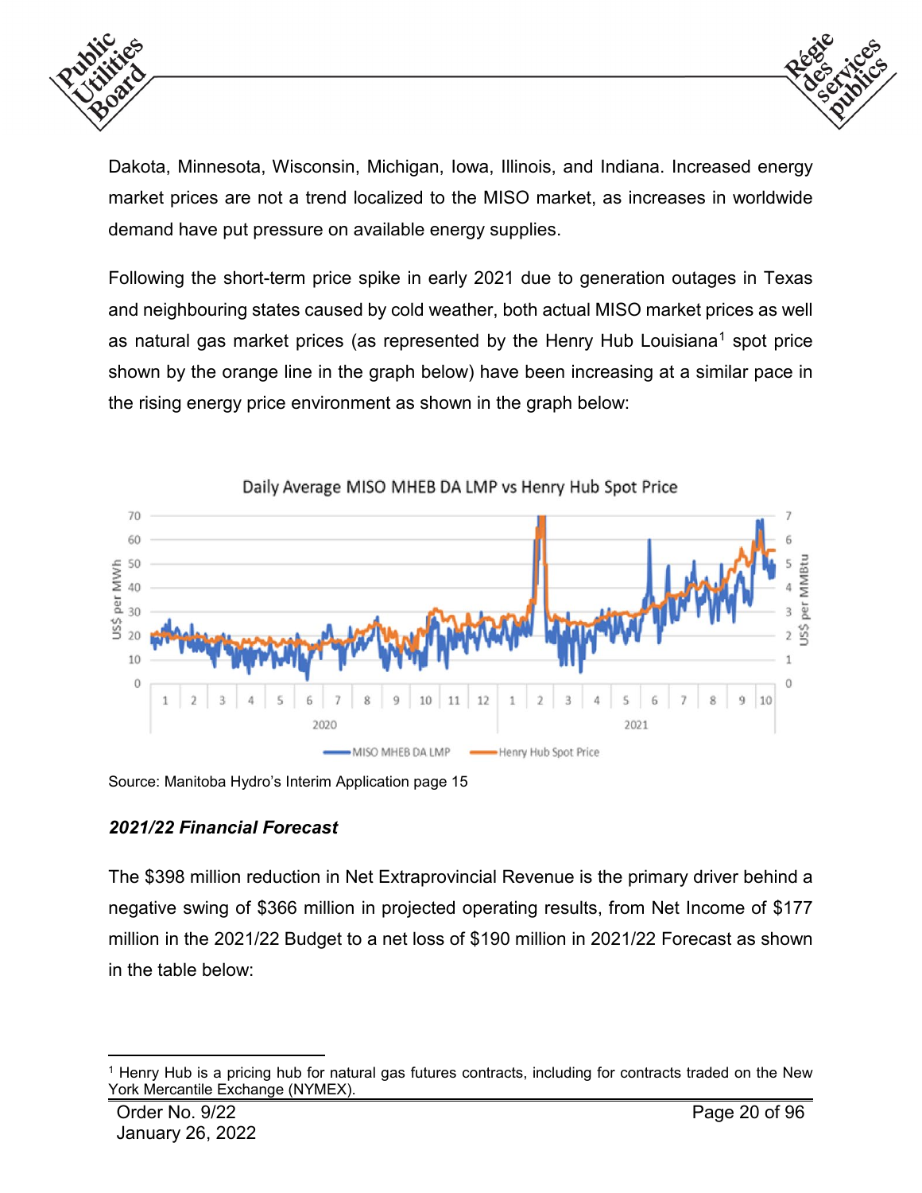Dakota, Minnesota, Wisconsin, Michigan, Iowa, Illinois, and Indiana. Increased energy market prices are not a trend localized to the MISO market, as increases in worldwide demand have put pressure on available energy supplies.

Following the short-term price spike in early 2021 due to generation outages in Texas and neighbouring states caused by cold weather, both actual MISO market prices as well as natural gas market prices (as represented by the Henry Hub Louisiana[1] spot price shown by the orange line in the graph below) have been increasing at a similar pace in the rising energy price environment as shown in the graph below:

Daily Average MISO MHEB DA LMP vs Henry Hub Spot Price

Source: Manitoba Hydro's Interim Application page 15

***2021/22 Financial Forecast***

The $398 million reduction in Net Extraprovincial Revenue is the primary driver behind a negative swing of $366 million in projected operating results, from Net Income of $177 million in the 2021/22 Budget to a net loss of $190 million in 2021/22 Forecast as shown in the table below:

[1] Henry Hub is a pricing hub for natural gas futures contracts, including for contracts traded on the New York Mercantile Exchange (NYMEX).

Order No. 9/22
January 26, 2022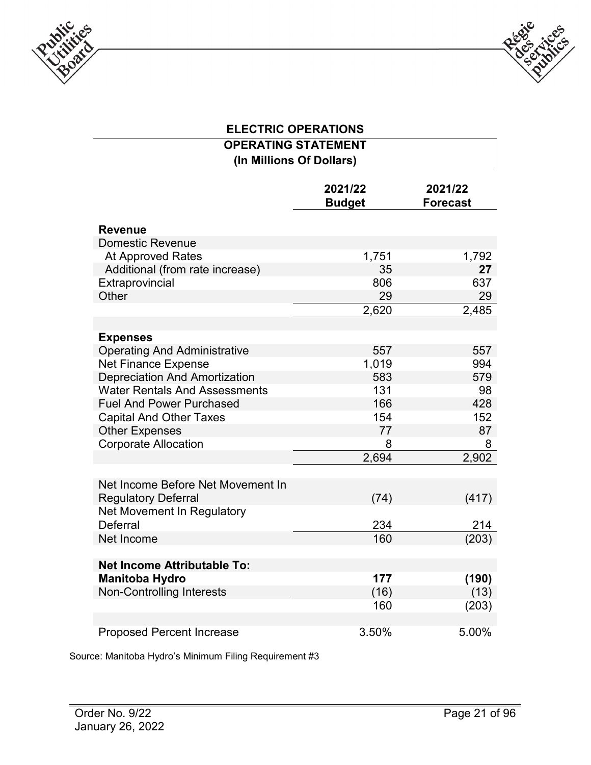**ELECTRIC OPERATIONS**

**OPERATING STATEMENT**

**(In Millions Of Dollars)**

| | 2021/22 Budget | 2021/22 Forecast |
|---|---|---|
| **Revenue** | | |
| Domestic Revenue | | |
| At Approved Rates | 1,751 | 1,792 |
| Additional (from rate increase) | 35 | **27** |
| Extraprovincial | 806 | 637 |
| Other | 29 | 29 |
| | 2,620 | 2,485 |
| | | |
| **Expenses** | | |
| Operating And Administrative | 557 | 557 |
| Net Finance Expense | 1,019 | 994 |
| Depreciation And Amortization | 583 | 579 |
| Water Rentals And Assessments | 131 | 98 |
| Fuel And Power Purchased | 166 | 428 |
| Capital And Other Taxes | 154 | 152 |
| Other Expenses | 77 | 87 |
| Corporate Allocation | 8 | 8 |
| | 2,694 | 2,902 |
| | | |
| Net Income Before Net Movement In Regulatory Deferral | (74) | (417) |
| Net Movement In Regulatory Deferral | 234 | 214 |
| Net Income | 160 | (203) |
| | | |
| **Net Income Attributable To:** | | |
| **Manitoba Hydro** | **177** | **(190)** |
| Non-Controlling Interests | (16) | (13) |
| | 160 | (203) |
| | | |
| Proposed Percent Increase | 3.50% | 5.00% |

Source: Manitoba Hydro's Minimum Filing Requirement #3

Order No. 9/22
January 26, 2022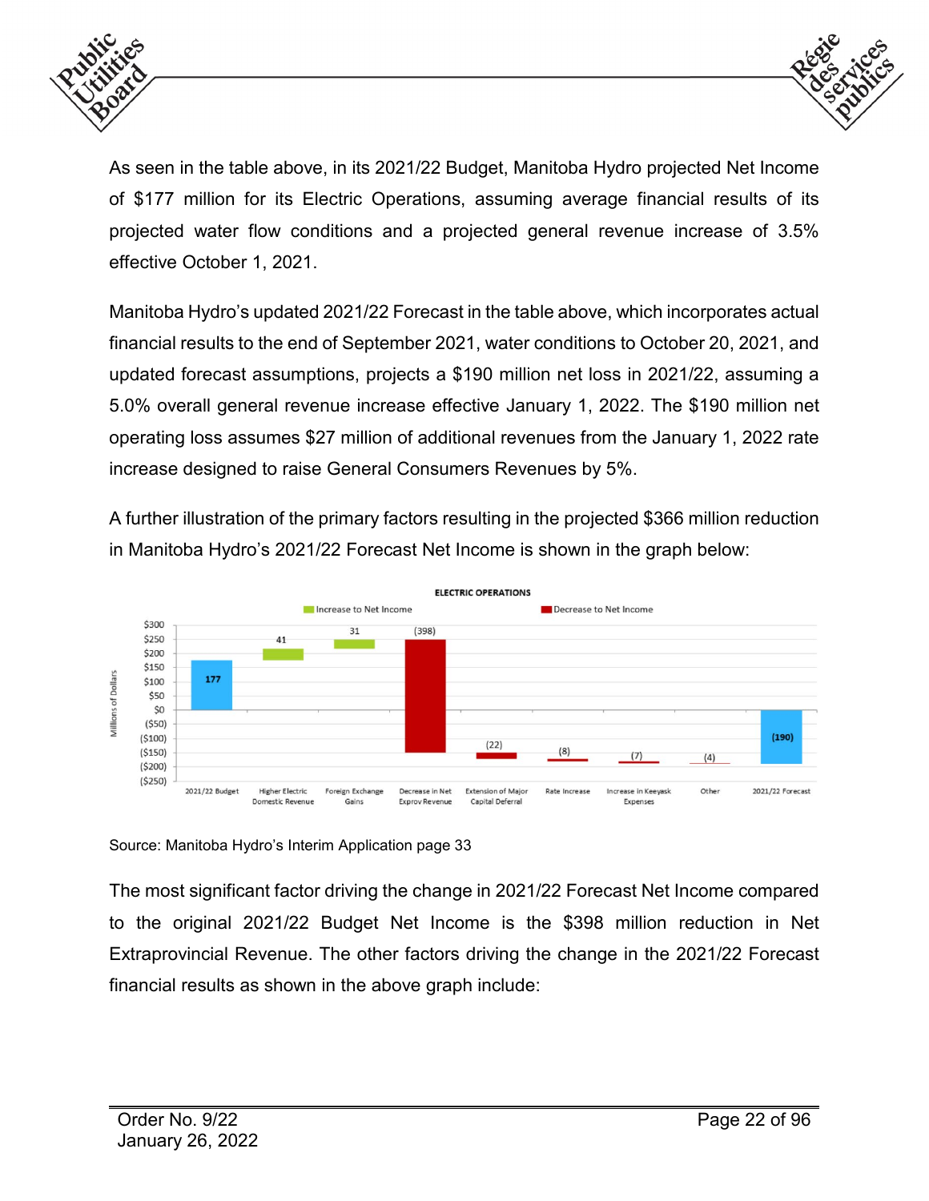As seen in the table above, in its 2021/22 Budget, Manitoba Hydro projected Net Income of $177 million for its Electric Operations, assuming average financial results of its projected water flow conditions and a projected general revenue increase of 3.5% effective October 1, 2021.

Manitoba Hydro's updated 2021/22 Forecast in the table above, which incorporates actual financial results to the end of September 2021, water conditions to October 20, 2021, and updated forecast assumptions, projects a $190 million net loss in 2021/22, assuming a 5.0% overall general revenue increase effective January 1, 2022. The $190 million net operating loss assumes $27 million of additional revenues from the January 1, 2022 rate increase designed to raise General Consumers Revenues by 5%.

A further illustration of the primary factors resulting in the projected $366 million reduction in Manitoba Hydro's 2021/22 Forecast Net Income is shown in the graph below:

**ELECTRIC OPERATIONS**

| Item (Millions of Dollars) | Amount |
|---|---|
| 2021/22 Budget | 177 |
| Higher Electric Domestic Revenue (Increase to Net Income) | 41 |
| Foreign Exchange Gains (Increase to Net Income) | 31 |
| Decrease in Net Exprov Revenue (Decrease to Net Income) | (398) |
| Extension of Major Capital Deferral (Decrease to Net Income) | (22) |
| Rate Increase (Decrease to Net Income) | (8) |
| Increase in Keeyask Expenses (Decrease to Net Income) | (7) |
| Other (Decrease to Net Income) | (4) |
| 2021/22 Forecast | (190) |

Source: Manitoba Hydro's Interim Application page 33

The most significant factor driving the change in 2021/22 Forecast Net Income compared to the original 2021/22 Budget Net Income is the $398 million reduction in Net Extraprovincial Revenue. The other factors driving the change in the 2021/22 Forecast financial results as shown in the above graph include:

Order No. 9/22
January 26, 2022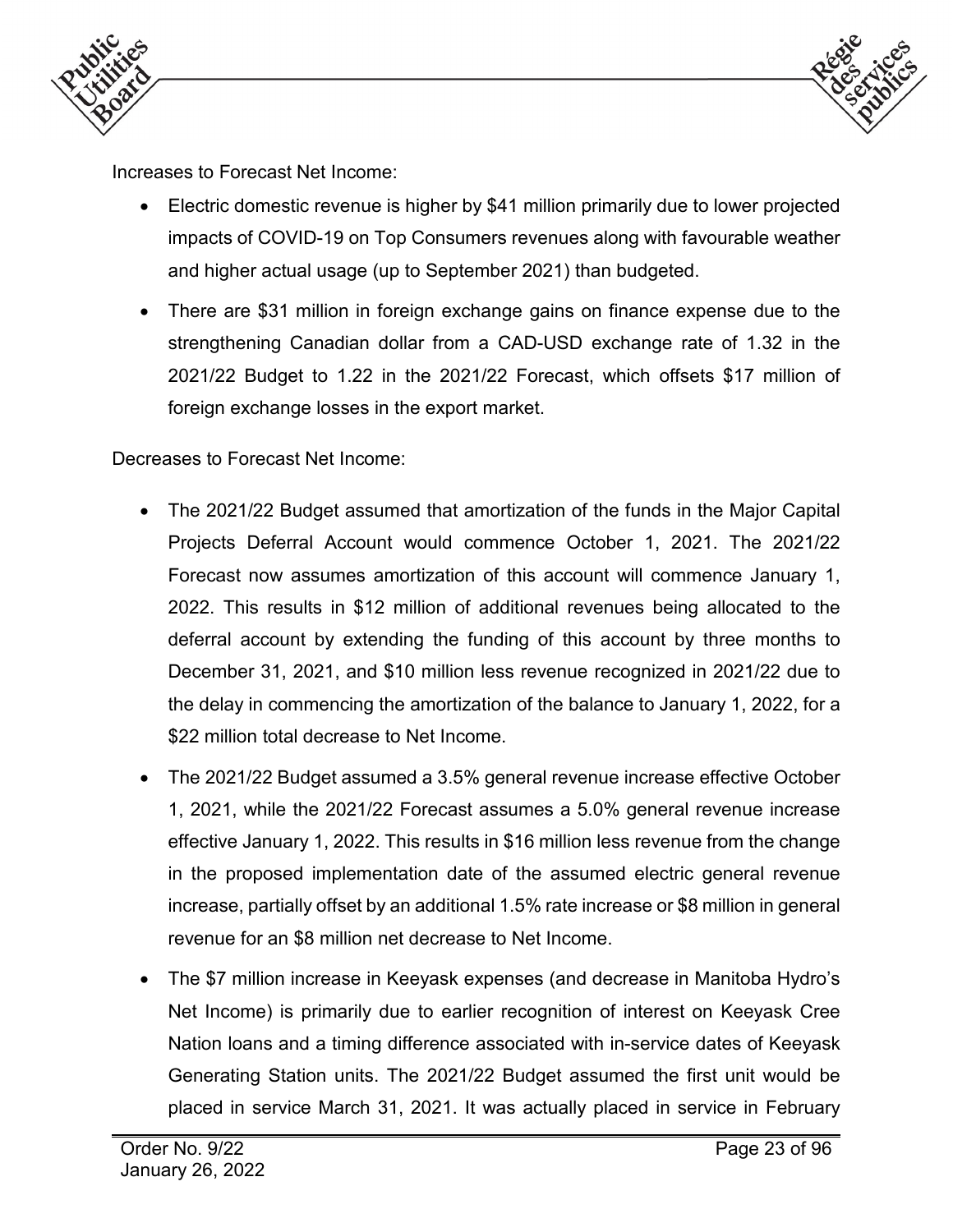Increases to Forecast Net Income:

- Electric domestic revenue is higher by $41 million primarily due to lower projected impacts of COVID-19 on Top Consumers revenues along with favourable weather and higher actual usage (up to September 2021) than budgeted.
- There are $31 million in foreign exchange gains on finance expense due to the strengthening Canadian dollar from a CAD-USD exchange rate of 1.32 in the 2021/22 Budget to 1.22 in the 2021/22 Forecast, which offsets $17 million of foreign exchange losses in the export market.

Decreases to Forecast Net Income:

- The 2021/22 Budget assumed that amortization of the funds in the Major Capital Projects Deferral Account would commence October 1, 2021. The 2021/22 Forecast now assumes amortization of this account will commence January 1, 2022. This results in $12 million of additional revenues being allocated to the deferral account by extending the funding of this account by three months to December 31, 2021, and $10 million less revenue recognized in 2021/22 due to the delay in commencing the amortization of the balance to January 1, 2022, for a $22 million total decrease to Net Income.
- The 2021/22 Budget assumed a 3.5% general revenue increase effective October 1, 2021, while the 2021/22 Forecast assumes a 5.0% general revenue increase effective January 1, 2022. This results in $16 million less revenue from the change in the proposed implementation date of the assumed electric general revenue increase, partially offset by an additional 1.5% rate increase or $8 million in general revenue for an $8 million net decrease to Net Income.
- The $7 million increase in Keeyask expenses (and decrease in Manitoba Hydro's Net Income) is primarily due to earlier recognition of interest on Keeyask Cree Nation loans and a timing difference associated with in-service dates of Keeyask Generating Station units. The 2021/22 Budget assumed the first unit would be placed in service March 31, 2021. It was actually placed in service in February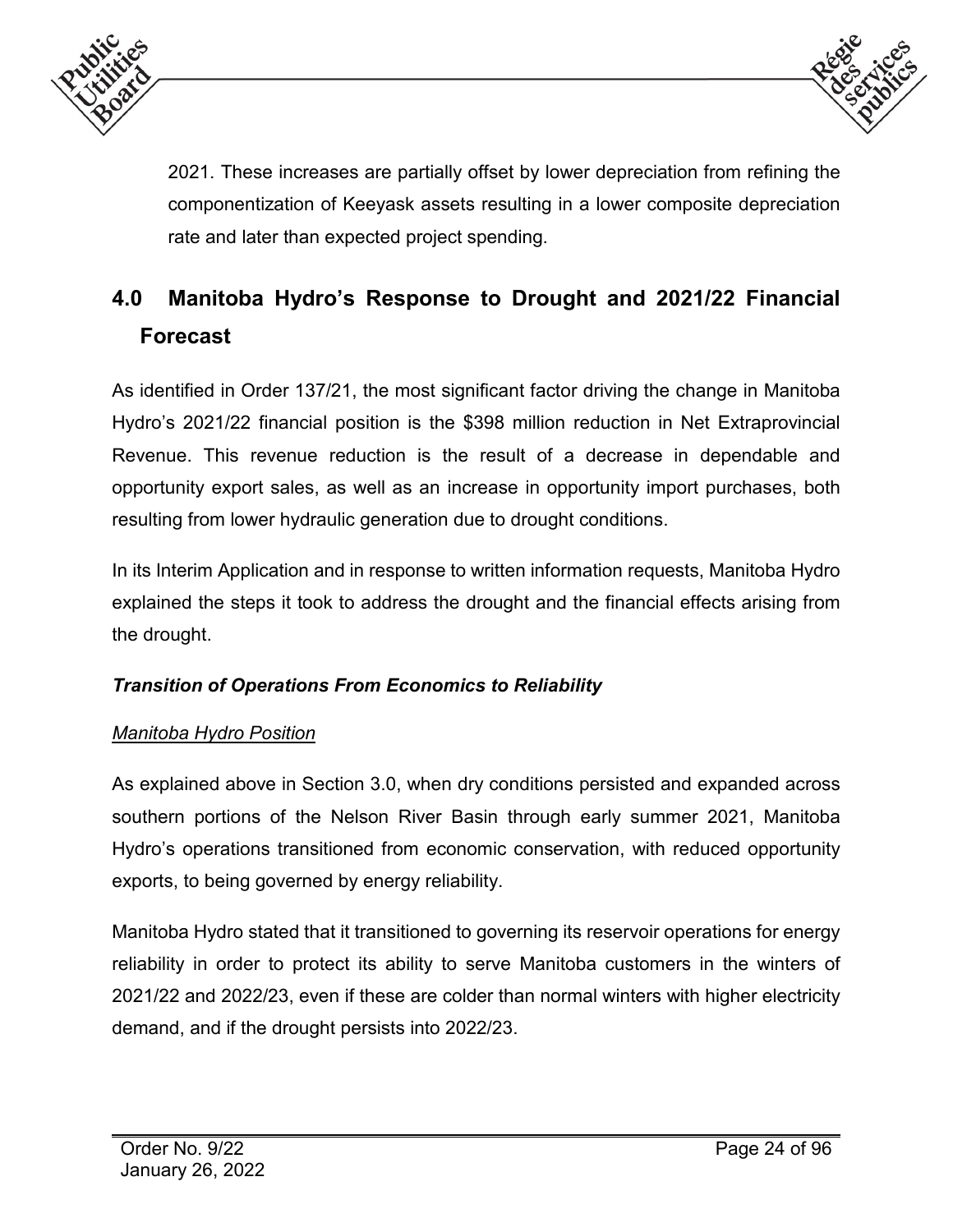2021. These increases are partially offset by lower depreciation from refining the componentization of Keeyask assets resulting in a lower composite depreciation rate and later than expected project spending.

## 4.0 Manitoba Hydro's Response to Drought and 2021/22 Financial Forecast

As identified in Order 137/21, the most significant factor driving the change in Manitoba Hydro's 2021/22 financial position is the $398 million reduction in Net Extraprovincial Revenue. This revenue reduction is the result of a decrease in dependable and opportunity export sales, as well as an increase in opportunity import purchases, both resulting from lower hydraulic generation due to drought conditions.

In its Interim Application and in response to written information requests, Manitoba Hydro explained the steps it took to address the drought and the financial effects arising from the drought.

***Transition of Operations From Economics to Reliability***

<u>*Manitoba Hydro Position*</u>

As explained above in Section 3.0, when dry conditions persisted and expanded across southern portions of the Nelson River Basin through early summer 2021, Manitoba Hydro's operations transitioned from economic conservation, with reduced opportunity exports, to being governed by energy reliability.

Manitoba Hydro stated that it transitioned to governing its reservoir operations for energy reliability in order to protect its ability to serve Manitoba customers in the winters of 2021/22 and 2022/23, even if these are colder than normal winters with higher electricity demand, and if the drought persists into 2022/23.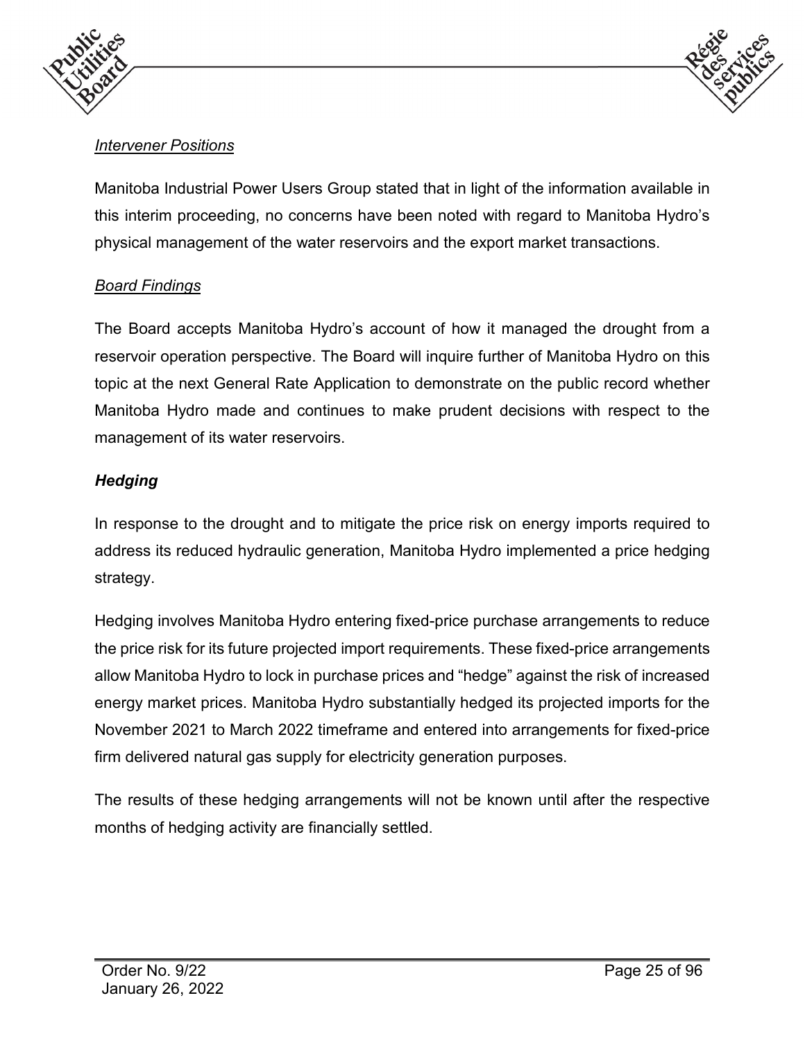*Intervener Positions*

Manitoba Industrial Power Users Group stated that in light of the information available in this interim proceeding, no concerns have been noted with regard to Manitoba Hydro's physical management of the water reservoirs and the export market transactions.

*Board Findings*

The Board accepts Manitoba Hydro's account of how it managed the drought from a reservoir operation perspective. The Board will inquire further of Manitoba Hydro on this topic at the next General Rate Application to demonstrate on the public record whether Manitoba Hydro made and continues to make prudent decisions with respect to the management of its water reservoirs.

***Hedging***

In response to the drought and to mitigate the price risk on energy imports required to address its reduced hydraulic generation, Manitoba Hydro implemented a price hedging strategy.

Hedging involves Manitoba Hydro entering fixed-price purchase arrangements to reduce the price risk for its future projected import requirements. These fixed-price arrangements allow Manitoba Hydro to lock in purchase prices and "hedge" against the risk of increased energy market prices. Manitoba Hydro substantially hedged its projected imports for the November 2021 to March 2022 timeframe and entered into arrangements for fixed-price firm delivered natural gas supply for electricity generation purposes.

The results of these hedging arrangements will not be known until after the respective months of hedging activity are financially settled.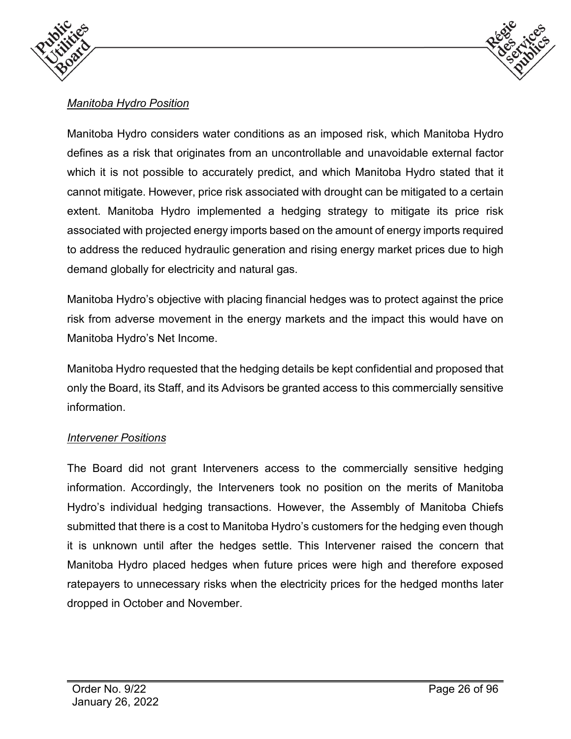*Manitoba Hydro Position*

Manitoba Hydro considers water conditions as an imposed risk, which Manitoba Hydro defines as a risk that originates from an uncontrollable and unavoidable external factor which it is not possible to accurately predict, and which Manitoba Hydro stated that it cannot mitigate. However, price risk associated with drought can be mitigated to a certain extent. Manitoba Hydro implemented a hedging strategy to mitigate its price risk associated with projected energy imports based on the amount of energy imports required to address the reduced hydraulic generation and rising energy market prices due to high demand globally for electricity and natural gas.

Manitoba Hydro's objective with placing financial hedges was to protect against the price risk from adverse movement in the energy markets and the impact this would have on Manitoba Hydro's Net Income.

Manitoba Hydro requested that the hedging details be kept confidential and proposed that only the Board, its Staff, and its Advisors be granted access to this commercially sensitive information.

*Intervener Positions*

The Board did not grant Interveners access to the commercially sensitive hedging information. Accordingly, the Interveners took no position on the merits of Manitoba Hydro's individual hedging transactions. However, the Assembly of Manitoba Chiefs submitted that there is a cost to Manitoba Hydro's customers for the hedging even though it is unknown until after the hedges settle. This Intervener raised the concern that Manitoba Hydro placed hedges when future prices were high and therefore exposed ratepayers to unnecessary risks when the electricity prices for the hedged months later dropped in October and November.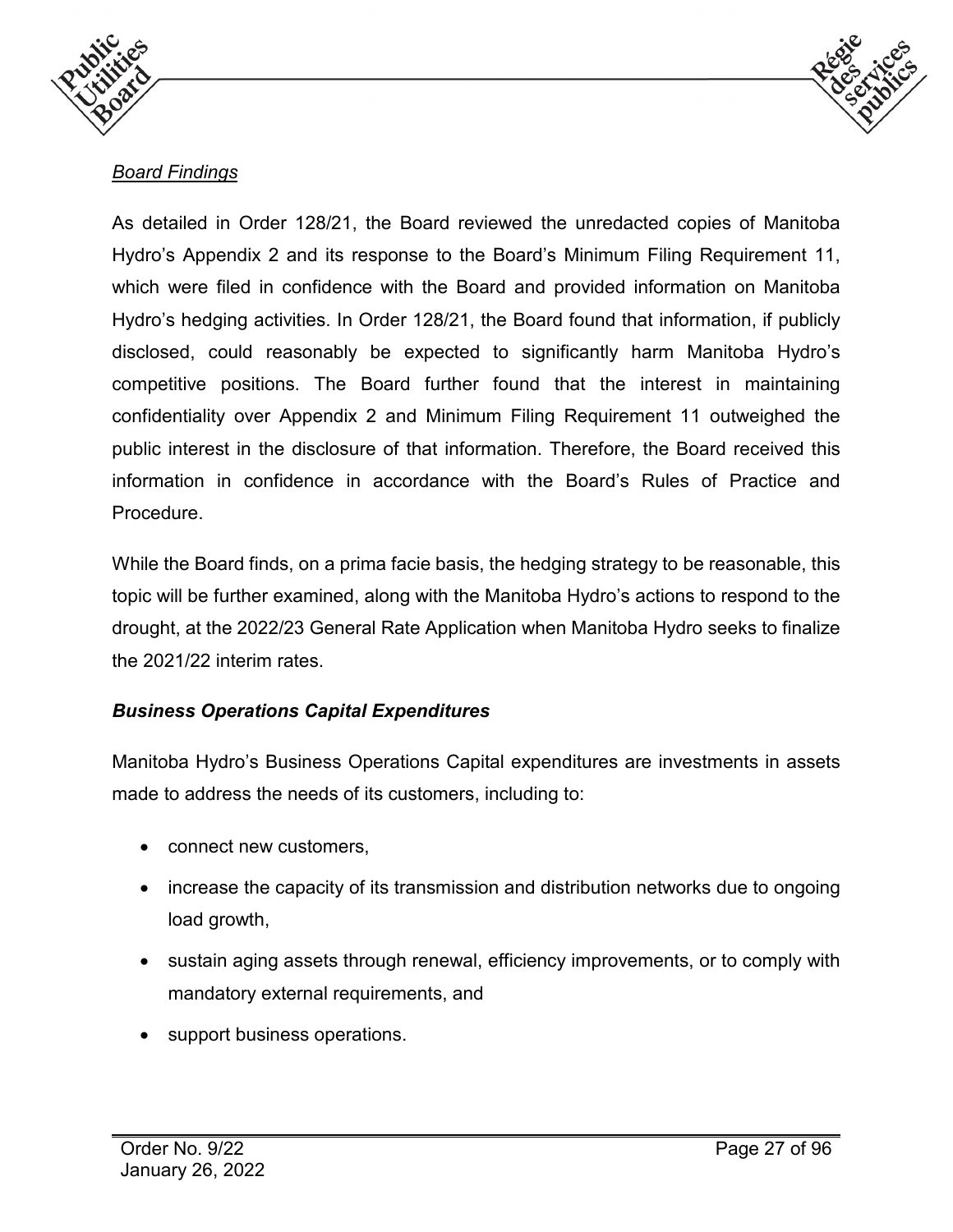*Board Findings*

As detailed in Order 128/21, the Board reviewed the unredacted copies of Manitoba Hydro's Appendix 2 and its response to the Board's Minimum Filing Requirement 11, which were filed in confidence with the Board and provided information on Manitoba Hydro's hedging activities. In Order 128/21, the Board found that information, if publicly disclosed, could reasonably be expected to significantly harm Manitoba Hydro's competitive positions. The Board further found that the interest in maintaining confidentiality over Appendix 2 and Minimum Filing Requirement 11 outweighed the public interest in the disclosure of that information. Therefore, the Board received this information in confidence in accordance with the Board's Rules of Practice and Procedure.

While the Board finds, on a prima facie basis, the hedging strategy to be reasonable, this topic will be further examined, along with the Manitoba Hydro's actions to respond to the drought, at the 2022/23 General Rate Application when Manitoba Hydro seeks to finalize the 2021/22 interim rates.

***Business Operations Capital Expenditures***

Manitoba Hydro's Business Operations Capital expenditures are investments in assets made to address the needs of its customers, including to:

- connect new customers,
- increase the capacity of its transmission and distribution networks due to ongoing load growth,
- sustain aging assets through renewal, efficiency improvements, or to comply with mandatory external requirements, and
- support business operations.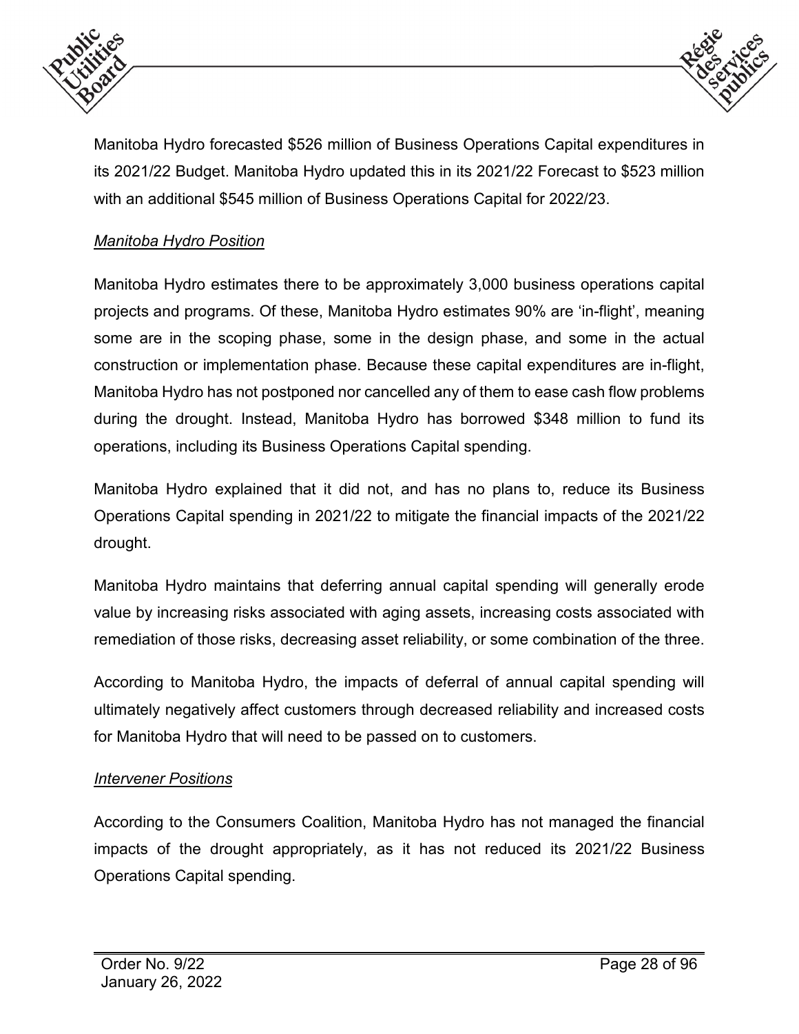Manitoba Hydro forecasted $526 million of Business Operations Capital expenditures in its 2021/22 Budget. Manitoba Hydro updated this in its 2021/22 Forecast to $523 million with an additional $545 million of Business Operations Capital for 2022/23.

*Manitoba Hydro Position*

Manitoba Hydro estimates there to be approximately 3,000 business operations capital projects and programs. Of these, Manitoba Hydro estimates 90% are 'in-flight', meaning some are in the scoping phase, some in the design phase, and some in the actual construction or implementation phase. Because these capital expenditures are in-flight, Manitoba Hydro has not postponed nor cancelled any of them to ease cash flow problems during the drought. Instead, Manitoba Hydro has borrowed $348 million to fund its operations, including its Business Operations Capital spending.

Manitoba Hydro explained that it did not, and has no plans to, reduce its Business Operations Capital spending in 2021/22 to mitigate the financial impacts of the 2021/22 drought.

Manitoba Hydro maintains that deferring annual capital spending will generally erode value by increasing risks associated with aging assets, increasing costs associated with remediation of those risks, decreasing asset reliability, or some combination of the three.

According to Manitoba Hydro, the impacts of deferral of annual capital spending will ultimately negatively affect customers through decreased reliability and increased costs for Manitoba Hydro that will need to be passed on to customers.

*Intervener Positions*

According to the Consumers Coalition, Manitoba Hydro has not managed the financial impacts of the drought appropriately, as it has not reduced its 2021/22 Business Operations Capital spending.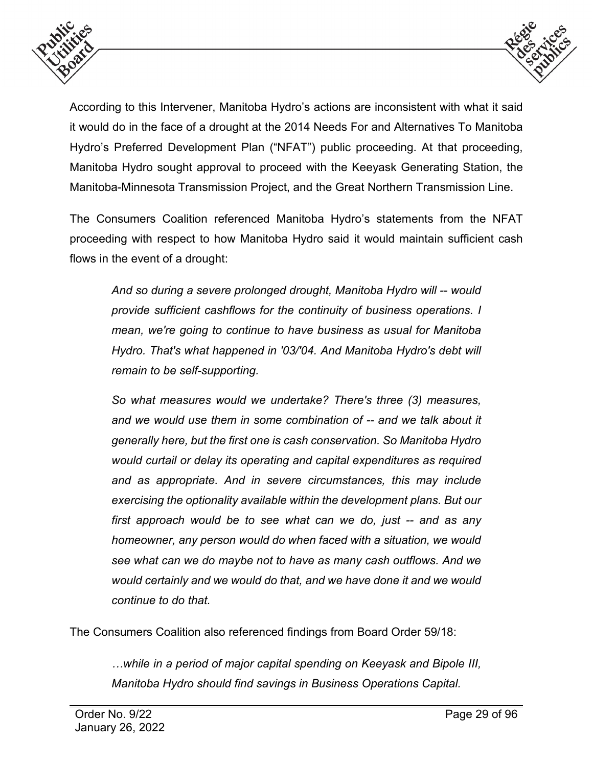According to this Intervener, Manitoba Hydro's actions are inconsistent with what it said it would do in the face of a drought at the 2014 Needs For and Alternatives To Manitoba Hydro's Preferred Development Plan ("NFAT") public proceeding. At that proceeding, Manitoba Hydro sought approval to proceed with the Keeyask Generating Station, the Manitoba-Minnesota Transmission Project, and the Great Northern Transmission Line.

The Consumers Coalition referenced Manitoba Hydro's statements from the NFAT proceeding with respect to how Manitoba Hydro said it would maintain sufficient cash flows in the event of a drought:

> *And so during a severe prolonged drought, Manitoba Hydro will -- would provide sufficient cashflows for the continuity of business operations. I mean, we're going to continue to have business as usual for Manitoba Hydro. That's what happened in '03/'04. And Manitoba Hydro's debt will remain to be self-supporting.*
>
> *So what measures would we undertake? There's three (3) measures, and we would use them in some combination of -- and we talk about it generally here, but the first one is cash conservation. So Manitoba Hydro would curtail or delay its operating and capital expenditures as required and as appropriate. And in severe circumstances, this may include exercising the optionality available within the development plans. But our first approach would be to see what can we do, just -- and as any homeowner, any person would do when faced with a situation, we would see what can we do maybe not to have as many cash outflows. And we would certainly and we would do that, and we have done it and we would continue to do that.*

The Consumers Coalition also referenced findings from Board Order 59/18:

> *…while in a period of major capital spending on Keeyask and Bipole III, Manitoba Hydro should find savings in Business Operations Capital.*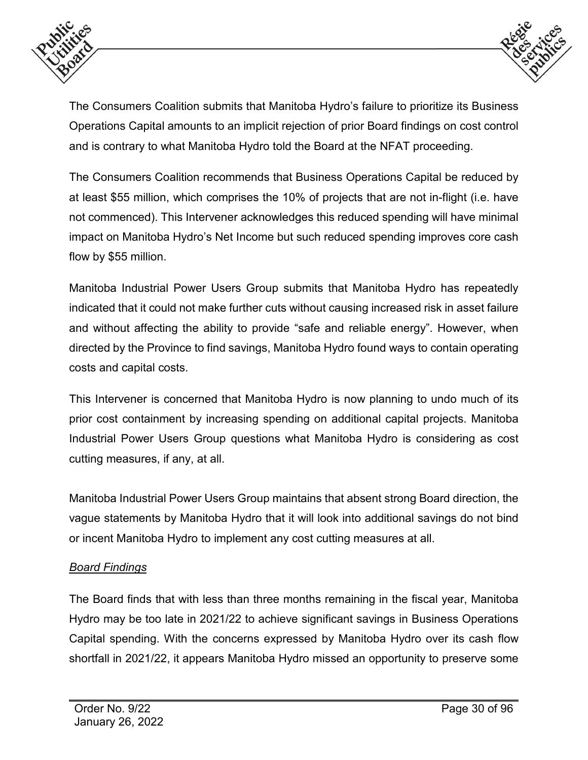The Consumers Coalition submits that Manitoba Hydro's failure to prioritize its Business Operations Capital amounts to an implicit rejection of prior Board findings on cost control and is contrary to what Manitoba Hydro told the Board at the NFAT proceeding.

The Consumers Coalition recommends that Business Operations Capital be reduced by at least $55 million, which comprises the 10% of projects that are not in-flight (i.e. have not commenced). This Intervener acknowledges this reduced spending will have minimal impact on Manitoba Hydro's Net Income but such reduced spending improves core cash flow by $55 million.

Manitoba Industrial Power Users Group submits that Manitoba Hydro has repeatedly indicated that it could not make further cuts without causing increased risk in asset failure and without affecting the ability to provide "safe and reliable energy". However, when directed by the Province to find savings, Manitoba Hydro found ways to contain operating costs and capital costs.

This Intervener is concerned that Manitoba Hydro is now planning to undo much of its prior cost containment by increasing spending on additional capital projects. Manitoba Industrial Power Users Group questions what Manitoba Hydro is considering as cost cutting measures, if any, at all.

Manitoba Industrial Power Users Group maintains that absent strong Board direction, the vague statements by Manitoba Hydro that it will look into additional savings do not bind or incent Manitoba Hydro to implement any cost cutting measures at all.

*Board Findings*

The Board finds that with less than three months remaining in the fiscal year, Manitoba Hydro may be too late in 2021/22 to achieve significant savings in Business Operations Capital spending. With the concerns expressed by Manitoba Hydro over its cash flow shortfall in 2021/22, it appears Manitoba Hydro missed an opportunity to preserve some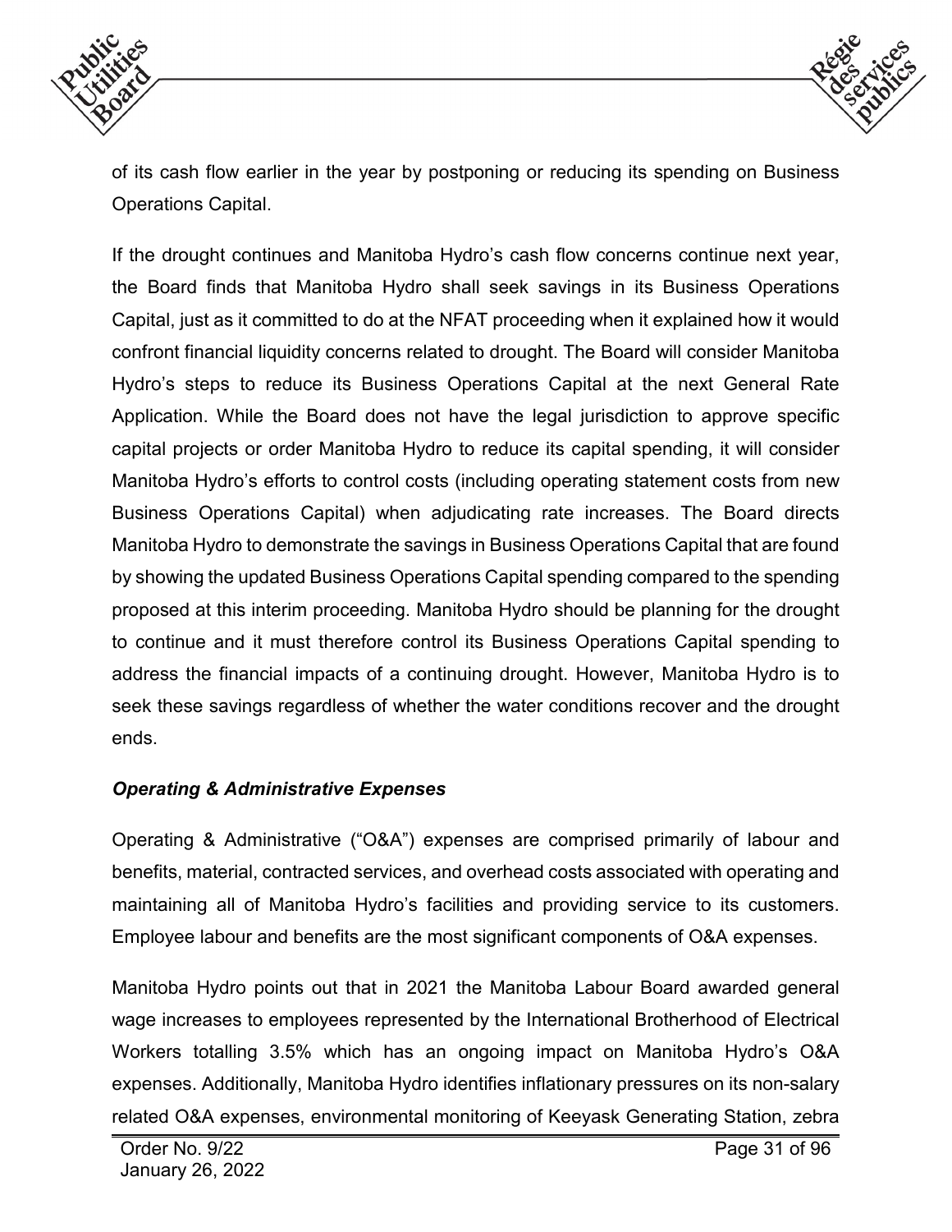of its cash flow earlier in the year by postponing or reducing its spending on Business Operations Capital.

If the drought continues and Manitoba Hydro's cash flow concerns continue next year, the Board finds that Manitoba Hydro shall seek savings in its Business Operations Capital, just as it committed to do at the NFAT proceeding when it explained how it would confront financial liquidity concerns related to drought. The Board will consider Manitoba Hydro's steps to reduce its Business Operations Capital at the next General Rate Application. While the Board does not have the legal jurisdiction to approve specific capital projects or order Manitoba Hydro to reduce its capital spending, it will consider Manitoba Hydro's efforts to control costs (including operating statement costs from new Business Operations Capital) when adjudicating rate increases. The Board directs Manitoba Hydro to demonstrate the savings in Business Operations Capital that are found by showing the updated Business Operations Capital spending compared to the spending proposed at this interim proceeding. Manitoba Hydro should be planning for the drought to continue and it must therefore control its Business Operations Capital spending to address the financial impacts of a continuing drought. However, Manitoba Hydro is to seek these savings regardless of whether the water conditions recover and the drought ends.

### *Operating & Administrative Expenses*

Operating & Administrative ("O&A") expenses are comprised primarily of labour and benefits, material, contracted services, and overhead costs associated with operating and maintaining all of Manitoba Hydro's facilities and providing service to its customers. Employee labour and benefits are the most significant components of O&A expenses.

Manitoba Hydro points out that in 2021 the Manitoba Labour Board awarded general wage increases to employees represented by the International Brotherhood of Electrical Workers totalling 3.5% which has an ongoing impact on Manitoba Hydro's O&A expenses. Additionally, Manitoba Hydro identifies inflationary pressures on its non-salary related O&A expenses, environmental monitoring of Keeyask Generating Station, zebra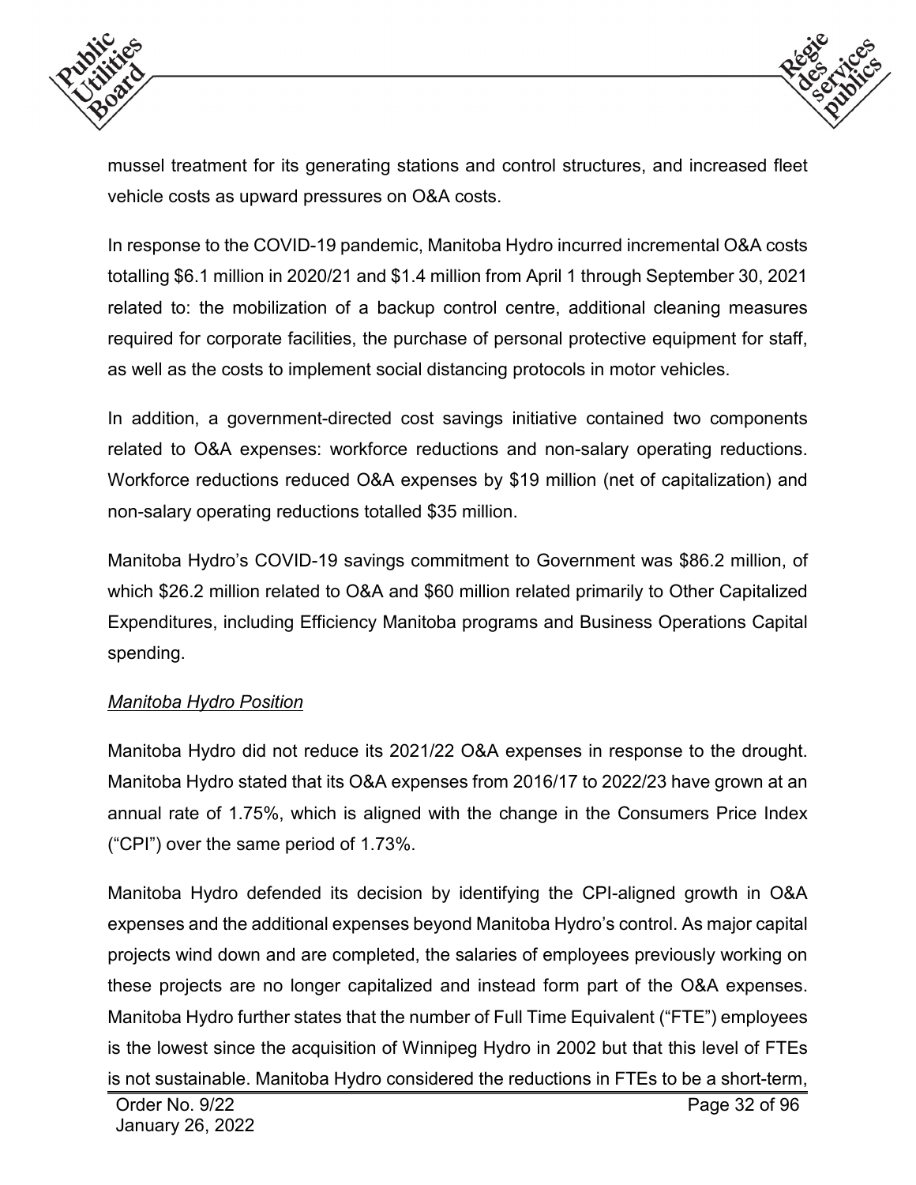mussel treatment for its generating stations and control structures, and increased fleet vehicle costs as upward pressures on O&A costs.

In response to the COVID-19 pandemic, Manitoba Hydro incurred incremental O&A costs totalling $6.1 million in 2020/21 and $1.4 million from April 1 through September 30, 2021 related to: the mobilization of a backup control centre, additional cleaning measures required for corporate facilities, the purchase of personal protective equipment for staff, as well as the costs to implement social distancing protocols in motor vehicles.

In addition, a government-directed cost savings initiative contained two components related to O&A expenses: workforce reductions and non-salary operating reductions. Workforce reductions reduced O&A expenses by $19 million (net of capitalization) and non-salary operating reductions totalled $35 million.

Manitoba Hydro's COVID-19 savings commitment to Government was $86.2 million, of which $26.2 million related to O&A and $60 million related primarily to Other Capitalized Expenditures, including Efficiency Manitoba programs and Business Operations Capital spending.

*Manitoba Hydro Position*

Manitoba Hydro did not reduce its 2021/22 O&A expenses in response to the drought. Manitoba Hydro stated that its O&A expenses from 2016/17 to 2022/23 have grown at an annual rate of 1.75%, which is aligned with the change in the Consumers Price Index ("CPI") over the same period of 1.73%.

Manitoba Hydro defended its decision by identifying the CPI-aligned growth in O&A expenses and the additional expenses beyond Manitoba Hydro's control. As major capital projects wind down and are completed, the salaries of employees previously working on these projects are no longer capitalized and instead form part of the O&A expenses. Manitoba Hydro further states that the number of Full Time Equivalent ("FTE") employees is the lowest since the acquisition of Winnipeg Hydro in 2002 but that this level of FTEs is not sustainable. Manitoba Hydro considered the reductions in FTEs to be a short-term,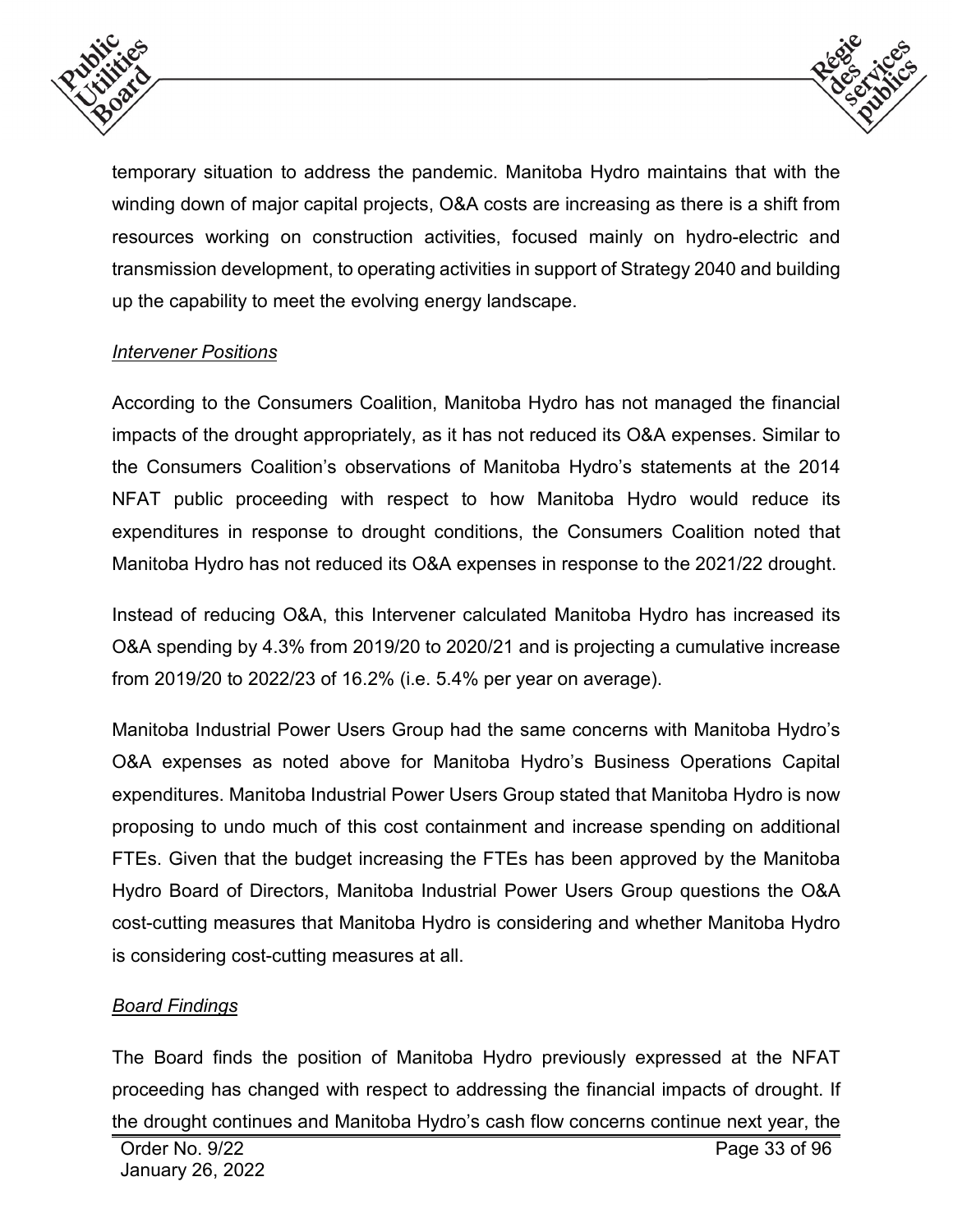temporary situation to address the pandemic. Manitoba Hydro maintains that with the winding down of major capital projects, O&A costs are increasing as there is a shift from resources working on construction activities, focused mainly on hydro-electric and transmission development, to operating activities in support of Strategy 2040 and building up the capability to meet the evolving energy landscape.

*Intervener Positions*

According to the Consumers Coalition, Manitoba Hydro has not managed the financial impacts of the drought appropriately, as it has not reduced its O&A expenses. Similar to the Consumers Coalition's observations of Manitoba Hydro's statements at the 2014 NFAT public proceeding with respect to how Manitoba Hydro would reduce its expenditures in response to drought conditions, the Consumers Coalition noted that Manitoba Hydro has not reduced its O&A expenses in response to the 2021/22 drought.

Instead of reducing O&A, this Intervener calculated Manitoba Hydro has increased its O&A spending by 4.3% from 2019/20 to 2020/21 and is projecting a cumulative increase from 2019/20 to 2022/23 of 16.2% (i.e. 5.4% per year on average).

Manitoba Industrial Power Users Group had the same concerns with Manitoba Hydro's O&A expenses as noted above for Manitoba Hydro's Business Operations Capital expenditures. Manitoba Industrial Power Users Group stated that Manitoba Hydro is now proposing to undo much of this cost containment and increase spending on additional FTEs. Given that the budget increasing the FTEs has been approved by the Manitoba Hydro Board of Directors, Manitoba Industrial Power Users Group questions the O&A cost-cutting measures that Manitoba Hydro is considering and whether Manitoba Hydro is considering cost-cutting measures at all.

*Board Findings*

The Board finds the position of Manitoba Hydro previously expressed at the NFAT proceeding has changed with respect to addressing the financial impacts of drought. If the drought continues and Manitoba Hydro's cash flow concerns continue next year, the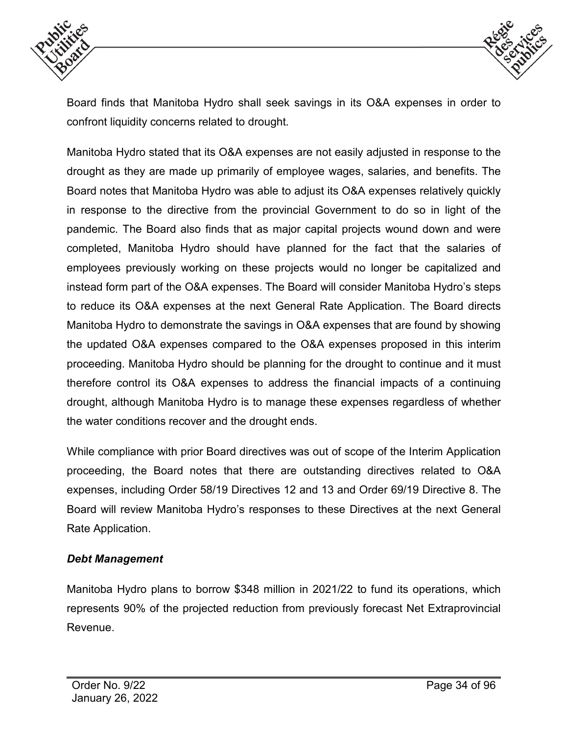Board finds that Manitoba Hydro shall seek savings in its O&A expenses in order to confront liquidity concerns related to drought.

Manitoba Hydro stated that its O&A expenses are not easily adjusted in response to the drought as they are made up primarily of employee wages, salaries, and benefits. The Board notes that Manitoba Hydro was able to adjust its O&A expenses relatively quickly in response to the directive from the provincial Government to do so in light of the pandemic. The Board also finds that as major capital projects wound down and were completed, Manitoba Hydro should have planned for the fact that the salaries of employees previously working on these projects would no longer be capitalized and instead form part of the O&A expenses. The Board will consider Manitoba Hydro's steps to reduce its O&A expenses at the next General Rate Application. The Board directs Manitoba Hydro to demonstrate the savings in O&A expenses that are found by showing the updated O&A expenses compared to the O&A expenses proposed in this interim proceeding. Manitoba Hydro should be planning for the drought to continue and it must therefore control its O&A expenses to address the financial impacts of a continuing drought, although Manitoba Hydro is to manage these expenses regardless of whether the water conditions recover and the drought ends.

While compliance with prior Board directives was out of scope of the Interim Application proceeding, the Board notes that there are outstanding directives related to O&A expenses, including Order 58/19 Directives 12 and 13 and Order 69/19 Directive 8. The Board will review Manitoba Hydro's responses to these Directives at the next General Rate Application.

### *Debt Management*

Manitoba Hydro plans to borrow $348 million in 2021/22 to fund its operations, which represents 90% of the projected reduction from previously forecast Net Extraprovincial Revenue.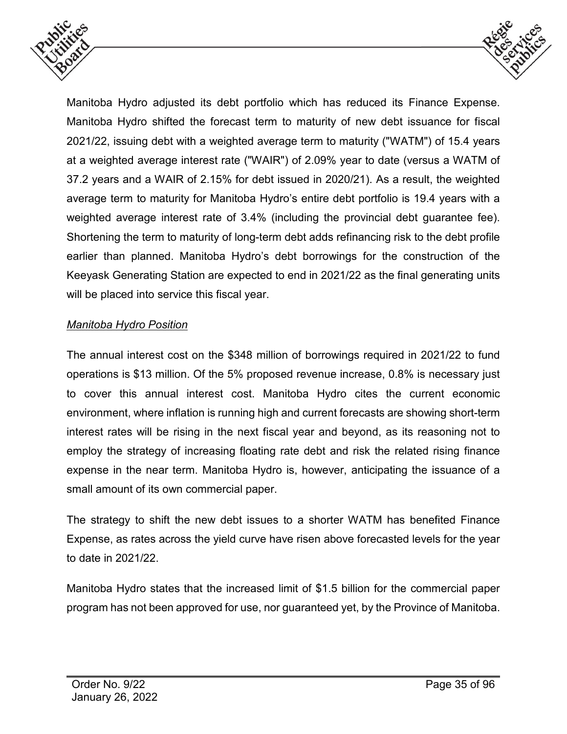Manitoba Hydro adjusted its debt portfolio which has reduced its Finance Expense. Manitoba Hydro shifted the forecast term to maturity of new debt issuance for fiscal 2021/22, issuing debt with a weighted average term to maturity ("WATM") of 15.4 years at a weighted average interest rate ("WAIR") of 2.09% year to date (versus a WATM of 37.2 years and a WAIR of 2.15% for debt issued in 2020/21). As a result, the weighted average term to maturity for Manitoba Hydro's entire debt portfolio is 19.4 years with a weighted average interest rate of 3.4% (including the provincial debt guarantee fee). Shortening the term to maturity of long-term debt adds refinancing risk to the debt profile earlier than planned. Manitoba Hydro's debt borrowings for the construction of the Keeyask Generating Station are expected to end in 2021/22 as the final generating units will be placed into service this fiscal year.

*Manitoba Hydro Position*

The annual interest cost on the $348 million of borrowings required in 2021/22 to fund operations is $13 million. Of the 5% proposed revenue increase, 0.8% is necessary just to cover this annual interest cost. Manitoba Hydro cites the current economic environment, where inflation is running high and current forecasts are showing short-term interest rates will be rising in the next fiscal year and beyond, as its reasoning not to employ the strategy of increasing floating rate debt and risk the related rising finance expense in the near term. Manitoba Hydro is, however, anticipating the issuance of a small amount of its own commercial paper.

The strategy to shift the new debt issues to a shorter WATM has benefited Finance Expense, as rates across the yield curve have risen above forecasted levels for the year to date in 2021/22.

Manitoba Hydro states that the increased limit of $1.5 billion for the commercial paper program has not been approved for use, nor guaranteed yet, by the Province of Manitoba.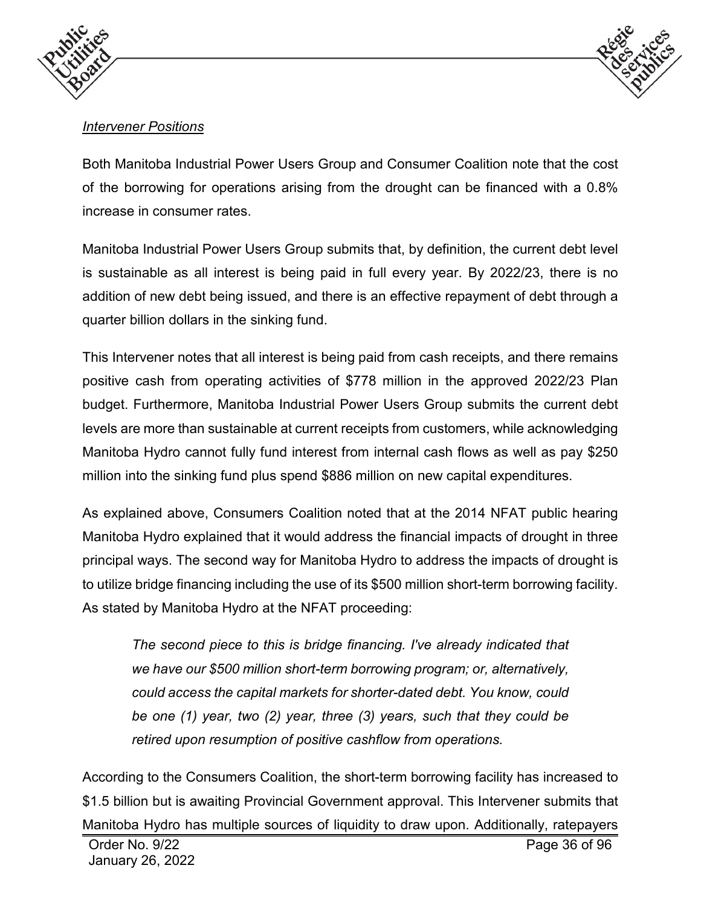*Intervener Positions*

Both Manitoba Industrial Power Users Group and Consumer Coalition note that the cost of the borrowing for operations arising from the drought can be financed with a 0.8% increase in consumer rates.

Manitoba Industrial Power Users Group submits that, by definition, the current debt level is sustainable as all interest is being paid in full every year. By 2022/23, there is no addition of new debt being issued, and there is an effective repayment of debt through a quarter billion dollars in the sinking fund.

This Intervener notes that all interest is being paid from cash receipts, and there remains positive cash from operating activities of $778 million in the approved 2022/23 Plan budget. Furthermore, Manitoba Industrial Power Users Group submits the current debt levels are more than sustainable at current receipts from customers, while acknowledging Manitoba Hydro cannot fully fund interest from internal cash flows as well as pay $250 million into the sinking fund plus spend $886 million on new capital expenditures.

As explained above, Consumers Coalition noted that at the 2014 NFAT public hearing Manitoba Hydro explained that it would address the financial impacts of drought in three principal ways. The second way for Manitoba Hydro to address the impacts of drought is to utilize bridge financing including the use of its $500 million short-term borrowing facility. As stated by Manitoba Hydro at the NFAT proceeding:

> *The second piece to this is bridge financing. I've already indicated that we have our $500 million short-term borrowing program; or, alternatively, could access the capital markets for shorter-dated debt. You know, could be one (1) year, two (2) year, three (3) years, such that they could be retired upon resumption of positive cashflow from operations.*

According to the Consumers Coalition, the short-term borrowing facility has increased to $1.5 billion but is awaiting Provincial Government approval. This Intervener submits that Manitoba Hydro has multiple sources of liquidity to draw upon. Additionally, ratepayers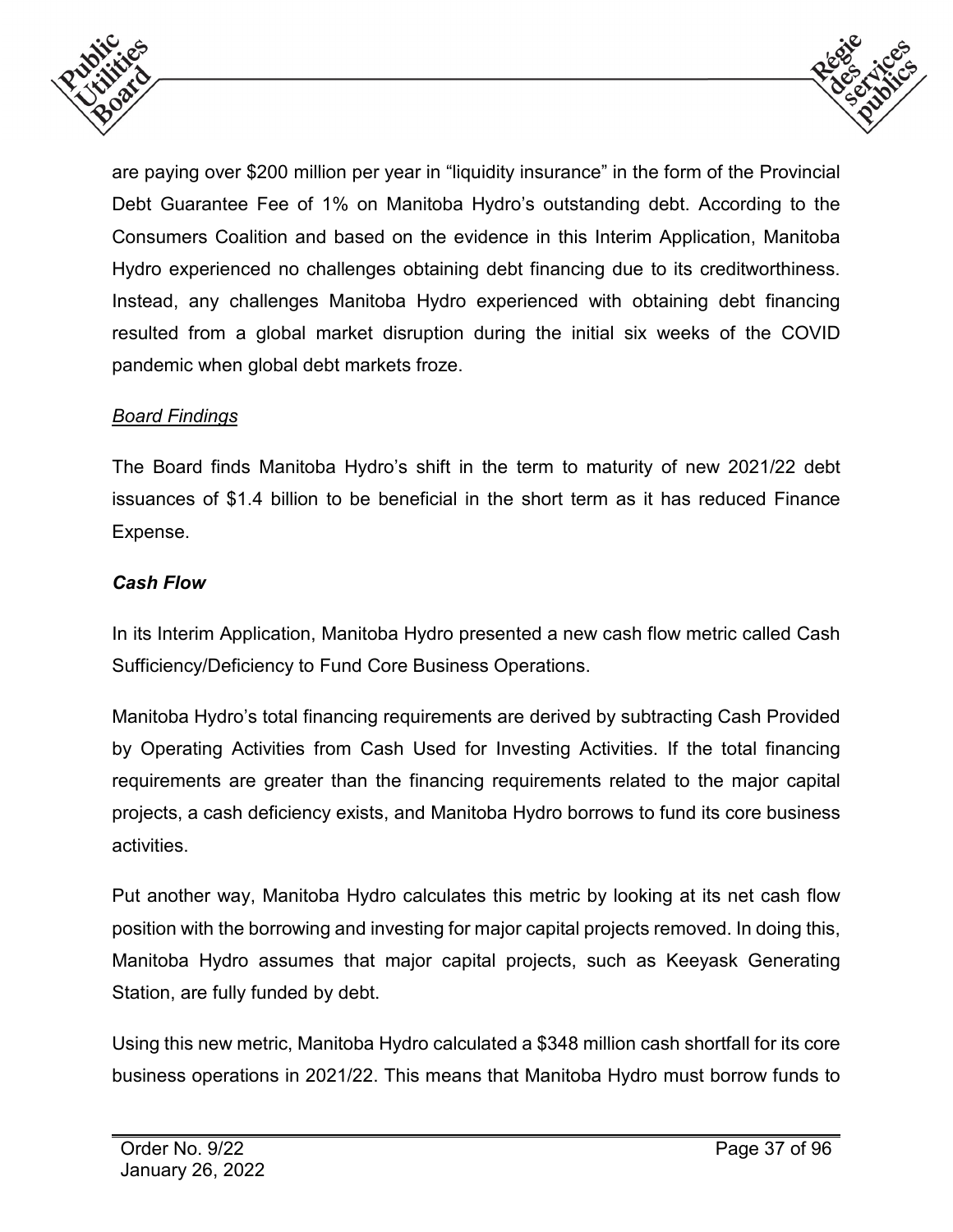are paying over $200 million per year in "liquidity insurance" in the form of the Provincial Debt Guarantee Fee of 1% on Manitoba Hydro's outstanding debt. According to the Consumers Coalition and based on the evidence in this Interim Application, Manitoba Hydro experienced no challenges obtaining debt financing due to its creditworthiness. Instead, any challenges Manitoba Hydro experienced with obtaining debt financing resulted from a global market disruption during the initial six weeks of the COVID pandemic when global debt markets froze.

*Board Findings*

The Board finds Manitoba Hydro's shift in the term to maturity of new 2021/22 debt issuances of $1.4 billion to be beneficial in the short term as it has reduced Finance Expense.

### *Cash Flow*

In its Interim Application, Manitoba Hydro presented a new cash flow metric called Cash Sufficiency/Deficiency to Fund Core Business Operations.

Manitoba Hydro's total financing requirements are derived by subtracting Cash Provided by Operating Activities from Cash Used for Investing Activities. If the total financing requirements are greater than the financing requirements related to the major capital projects, a cash deficiency exists, and Manitoba Hydro borrows to fund its core business activities.

Put another way, Manitoba Hydro calculates this metric by looking at its net cash flow position with the borrowing and investing for major capital projects removed. In doing this, Manitoba Hydro assumes that major capital projects, such as Keeyask Generating Station, are fully funded by debt.

Using this new metric, Manitoba Hydro calculated a $348 million cash shortfall for its core business operations in 2021/22. This means that Manitoba Hydro must borrow funds to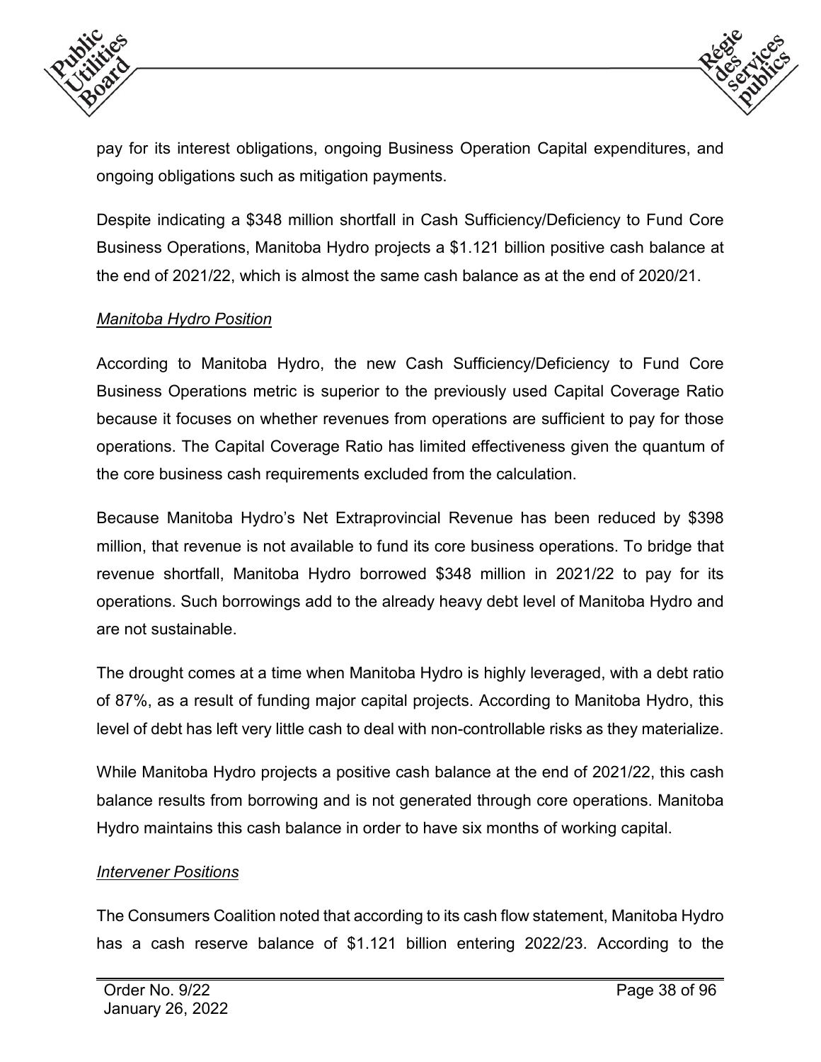pay for its interest obligations, ongoing Business Operation Capital expenditures, and ongoing obligations such as mitigation payments.

Despite indicating a $348 million shortfall in Cash Sufficiency/Deficiency to Fund Core Business Operations, Manitoba Hydro projects a $1.121 billion positive cash balance at the end of 2021/22, which is almost the same cash balance as at the end of 2020/21.

*Manitoba Hydro Position*

According to Manitoba Hydro, the new Cash Sufficiency/Deficiency to Fund Core Business Operations metric is superior to the previously used Capital Coverage Ratio because it focuses on whether revenues from operations are sufficient to pay for those operations. The Capital Coverage Ratio has limited effectiveness given the quantum of the core business cash requirements excluded from the calculation.

Because Manitoba Hydro's Net Extraprovincial Revenue has been reduced by $398 million, that revenue is not available to fund its core business operations. To bridge that revenue shortfall, Manitoba Hydro borrowed $348 million in 2021/22 to pay for its operations. Such borrowings add to the already heavy debt level of Manitoba Hydro and are not sustainable.

The drought comes at a time when Manitoba Hydro is highly leveraged, with a debt ratio of 87%, as a result of funding major capital projects. According to Manitoba Hydro, this level of debt has left very little cash to deal with non-controllable risks as they materialize.

While Manitoba Hydro projects a positive cash balance at the end of 2021/22, this cash balance results from borrowing and is not generated through core operations. Manitoba Hydro maintains this cash balance in order to have six months of working capital.

*Intervener Positions*

The Consumers Coalition noted that according to its cash flow statement, Manitoba Hydro has a cash reserve balance of $1.121 billion entering 2022/23. According to the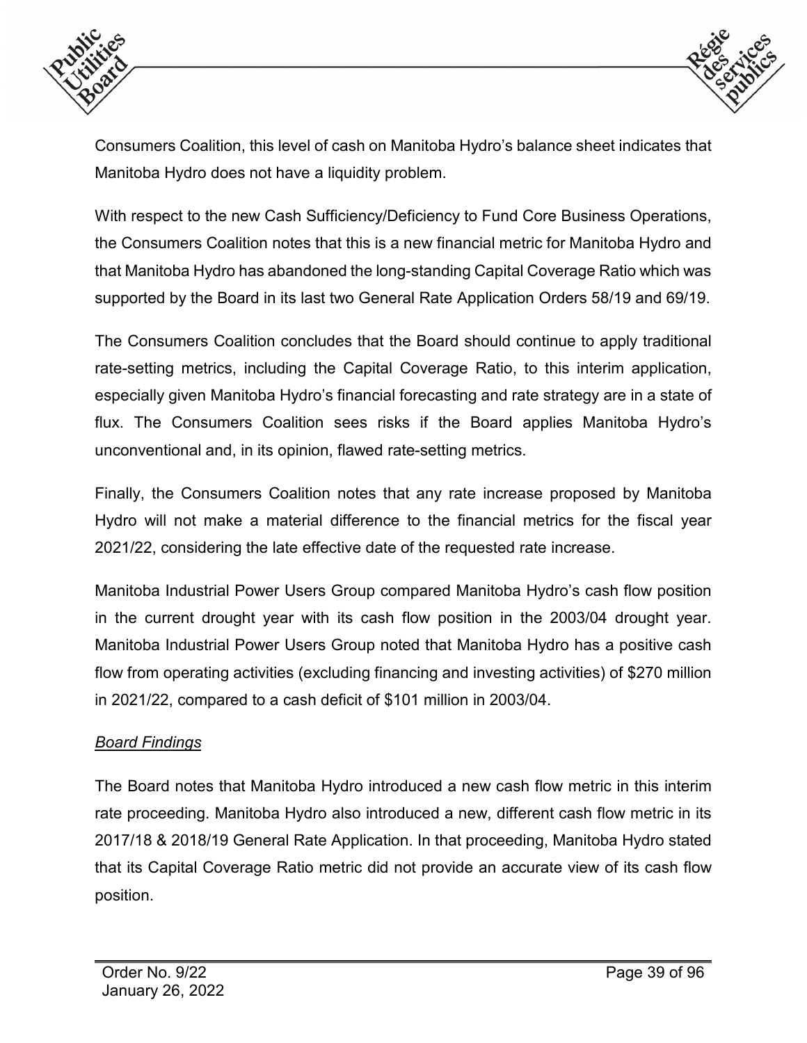Consumers Coalition, this level of cash on Manitoba Hydro's balance sheet indicates that Manitoba Hydro does not have a liquidity problem.

With respect to the new Cash Sufficiency/Deficiency to Fund Core Business Operations, the Consumers Coalition notes that this is a new financial metric for Manitoba Hydro and that Manitoba Hydro has abandoned the long-standing Capital Coverage Ratio which was supported by the Board in its last two General Rate Application Orders 58/19 and 69/19.

The Consumers Coalition concludes that the Board should continue to apply traditional rate-setting metrics, including the Capital Coverage Ratio, to this interim application, especially given Manitoba Hydro's financial forecasting and rate strategy are in a state of flux. The Consumers Coalition sees risks if the Board applies Manitoba Hydro's unconventional and, in its opinion, flawed rate-setting metrics.

Finally, the Consumers Coalition notes that any rate increase proposed by Manitoba Hydro will not make a material difference to the financial metrics for the fiscal year 2021/22, considering the late effective date of the requested rate increase.

Manitoba Industrial Power Users Group compared Manitoba Hydro's cash flow position in the current drought year with its cash flow position in the 2003/04 drought year. Manitoba Industrial Power Users Group noted that Manitoba Hydro has a positive cash flow from operating activities (excluding financing and investing activities) of $270 million in 2021/22, compared to a cash deficit of $101 million in 2003/04.

*Board Findings*

The Board notes that Manitoba Hydro introduced a new cash flow metric in this interim rate proceeding. Manitoba Hydro also introduced a new, different cash flow metric in its 2017/18 & 2018/19 General Rate Application. In that proceeding, Manitoba Hydro stated that its Capital Coverage Ratio metric did not provide an accurate view of its cash flow position.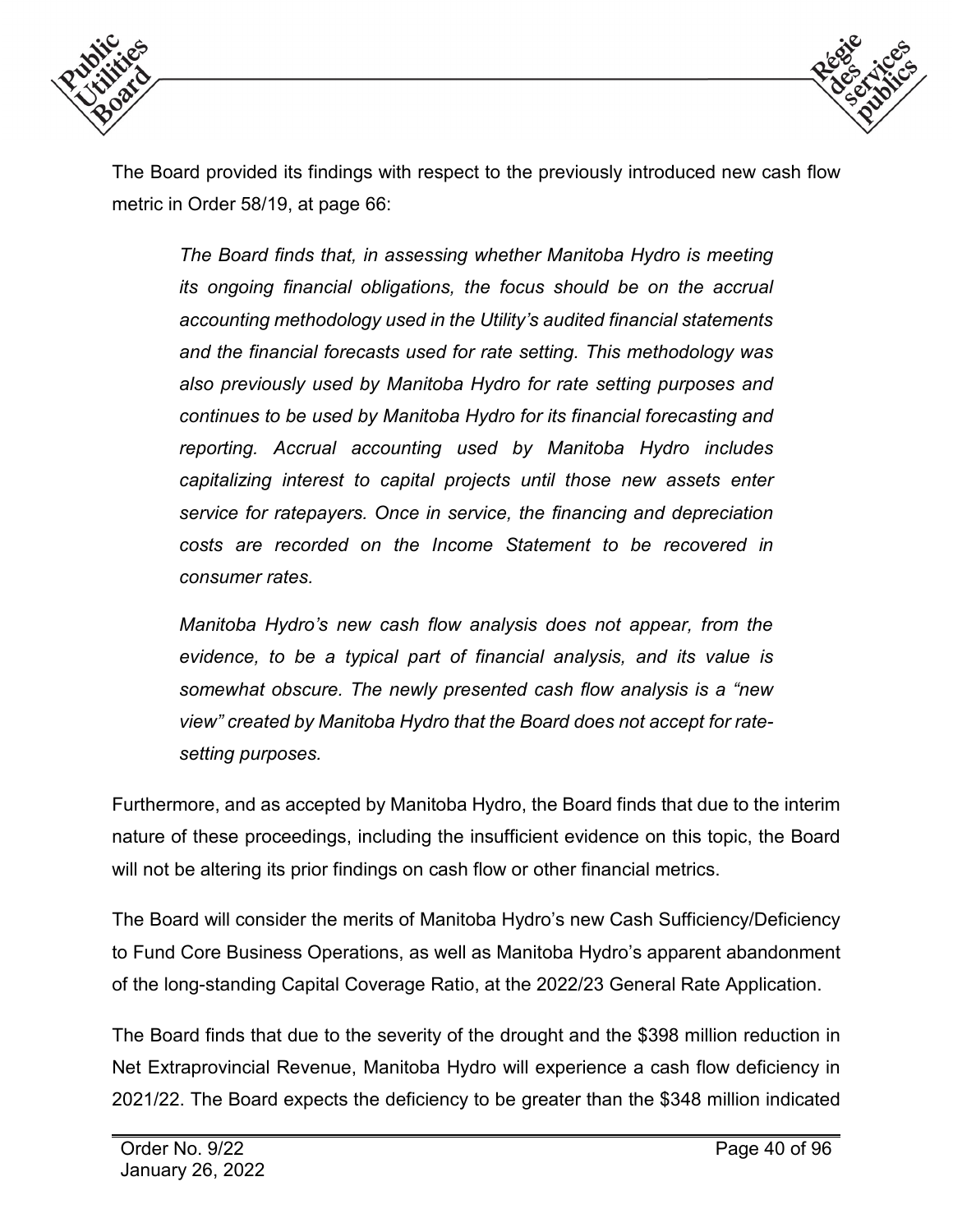The Board provided its findings with respect to the previously introduced new cash flow metric in Order 58/19, at page 66:

> *The Board finds that, in assessing whether Manitoba Hydro is meeting its ongoing financial obligations, the focus should be on the accrual accounting methodology used in the Utility's audited financial statements and the financial forecasts used for rate setting. This methodology was also previously used by Manitoba Hydro for rate setting purposes and continues to be used by Manitoba Hydro for its financial forecasting and reporting. Accrual accounting used by Manitoba Hydro includes capitalizing interest to capital projects until those new assets enter service for ratepayers. Once in service, the financing and depreciation costs are recorded on the Income Statement to be recovered in consumer rates.*
>
> *Manitoba Hydro's new cash flow analysis does not appear, from the evidence, to be a typical part of financial analysis, and its value is somewhat obscure. The newly presented cash flow analysis is a "new view" created by Manitoba Hydro that the Board does not accept for rate-setting purposes.*

Furthermore, and as accepted by Manitoba Hydro, the Board finds that due to the interim nature of these proceedings, including the insufficient evidence on this topic, the Board will not be altering its prior findings on cash flow or other financial metrics.

The Board will consider the merits of Manitoba Hydro's new Cash Sufficiency/Deficiency to Fund Core Business Operations, as well as Manitoba Hydro's apparent abandonment of the long-standing Capital Coverage Ratio, at the 2022/23 General Rate Application.

The Board finds that due to the severity of the drought and the $398 million reduction in Net Extraprovincial Revenue, Manitoba Hydro will experience a cash flow deficiency in 2021/22. The Board expects the deficiency to be greater than the $348 million indicated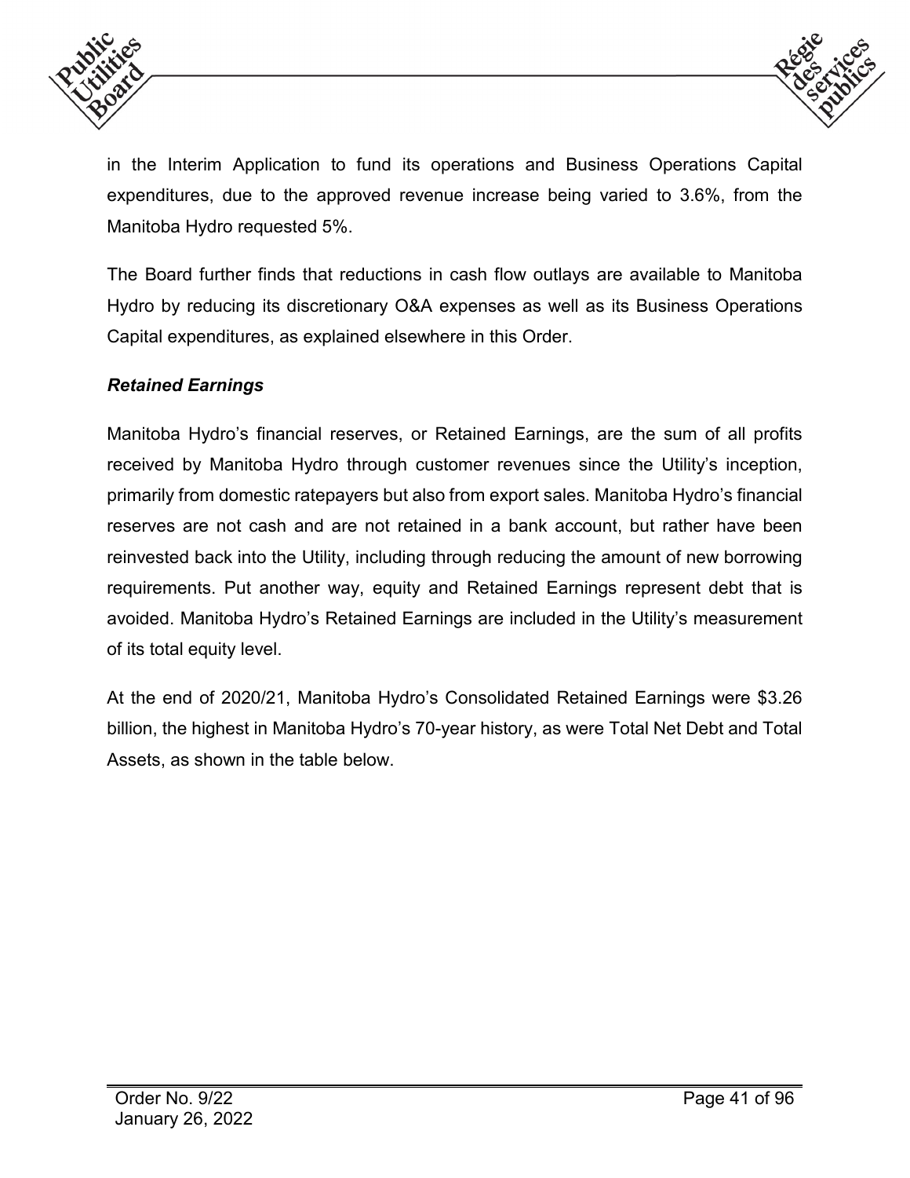in the Interim Application to fund its operations and Business Operations Capital expenditures, due to the approved revenue increase being varied to 3.6%, from the Manitoba Hydro requested 5%.

The Board further finds that reductions in cash flow outlays are available to Manitoba Hydro by reducing its discretionary O&A expenses as well as its Business Operations Capital expenditures, as explained elsewhere in this Order.

***Retained Earnings***

Manitoba Hydro's financial reserves, or Retained Earnings, are the sum of all profits received by Manitoba Hydro through customer revenues since the Utility's inception, primarily from domestic ratepayers but also from export sales. Manitoba Hydro's financial reserves are not cash and are not retained in a bank account, but rather have been reinvested back into the Utility, including through reducing the amount of new borrowing requirements. Put another way, equity and Retained Earnings represent debt that is avoided. Manitoba Hydro's Retained Earnings are included in the Utility's measurement of its total equity level.

At the end of 2020/21, Manitoba Hydro's Consolidated Retained Earnings were $3.26 billion, the highest in Manitoba Hydro's 70-year history, as were Total Net Debt and Total Assets, as shown in the table below.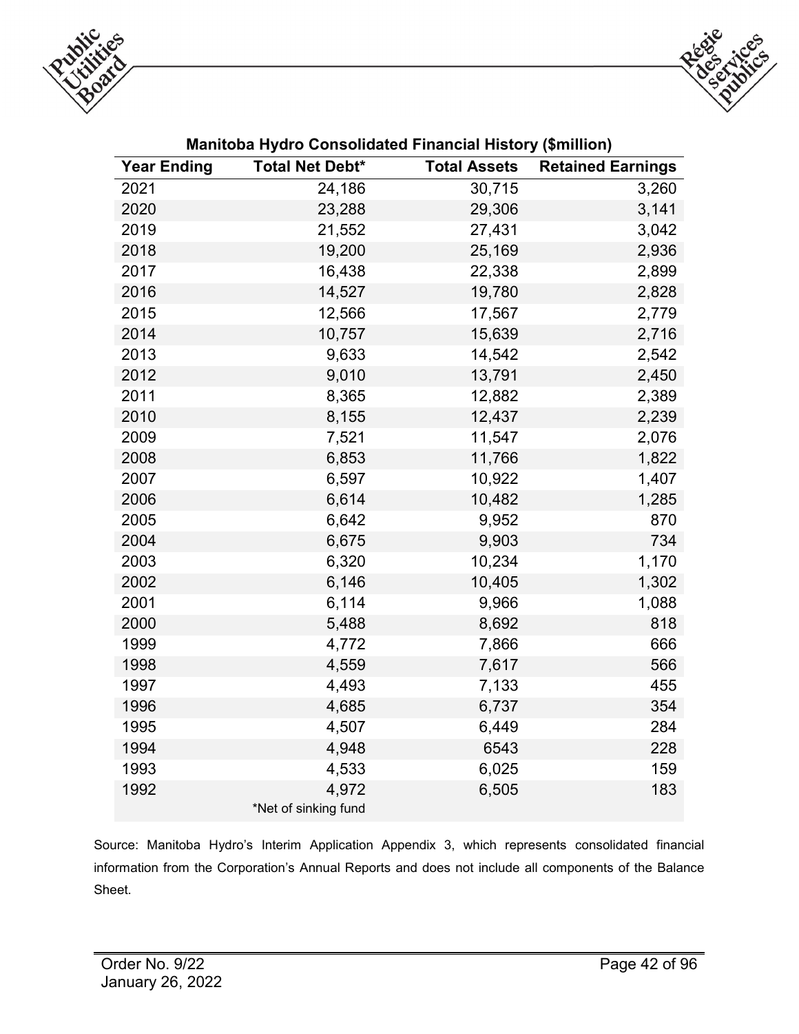**Manitoba Hydro Consolidated Financial History ($million)**

| Year Ending | Total Net Debt* | Total Assets | Retained Earnings |
|---|---|---|---|
| 2021 | 24,186 | 30,715 | 3,260 |
| 2020 | 23,288 | 29,306 | 3,141 |
| 2019 | 21,552 | 27,431 | 3,042 |
| 2018 | 19,200 | 25,169 | 2,936 |
| 2017 | 16,438 | 22,338 | 2,899 |
| 2016 | 14,527 | 19,780 | 2,828 |
| 2015 | 12,566 | 17,567 | 2,779 |
| 2014 | 10,757 | 15,639 | 2,716 |
| 2013 | 9,633 | 14,542 | 2,542 |
| 2012 | 9,010 | 13,791 | 2,450 |
| 2011 | 8,365 | 12,882 | 2,389 |
| 2010 | 8,155 | 12,437 | 2,239 |
| 2009 | 7,521 | 11,547 | 2,076 |
| 2008 | 6,853 | 11,766 | 1,822 |
| 2007 | 6,597 | 10,922 | 1,407 |
| 2006 | 6,614 | 10,482 | 1,285 |
| 2005 | 6,642 | 9,952 | 870 |
| 2004 | 6,675 | 9,903 | 734 |
| 2003 | 6,320 | 10,234 | 1,170 |
| 2002 | 6,146 | 10,405 | 1,302 |
| 2001 | 6,114 | 9,966 | 1,088 |
| 2000 | 5,488 | 8,692 | 818 |
| 1999 | 4,772 | 7,866 | 666 |
| 1998 | 4,559 | 7,617 | 566 |
| 1997 | 4,493 | 7,133 | 455 |
| 1996 | 4,685 | 6,737 | 354 |
| 1995 | 4,507 | 6,449 | 284 |
| 1994 | 4,948 | 6543 | 228 |
| 1993 | 4,533 | 6,025 | 159 |
| 1992 | 4,972 | 6,505 | 183 |

*Net of sinking fund

Source: Manitoba Hydro's Interim Application Appendix 3, which represents consolidated financial information from the Corporation's Annual Reports and does not include all components of the Balance Sheet.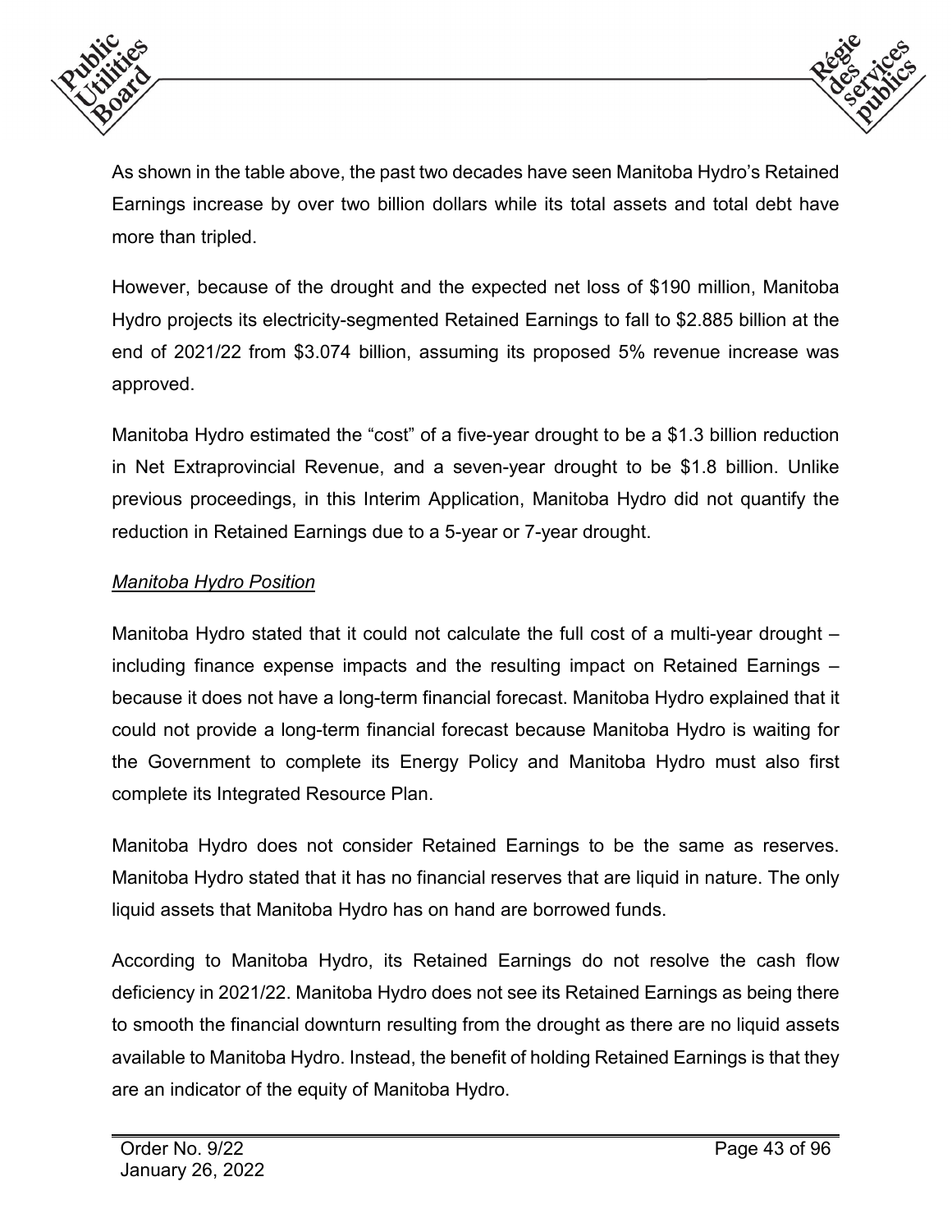As shown in the table above, the past two decades have seen Manitoba Hydro's Retained Earnings increase by over two billion dollars while its total assets and total debt have more than tripled.

However, because of the drought and the expected net loss of $190 million, Manitoba Hydro projects its electricity-segmented Retained Earnings to fall to $2.885 billion at the end of 2021/22 from $3.074 billion, assuming its proposed 5% revenue increase was approved.

Manitoba Hydro estimated the "cost" of a five-year drought to be a $1.3 billion reduction in Net Extraprovincial Revenue, and a seven-year drought to be $1.8 billion. Unlike previous proceedings, in this Interim Application, Manitoba Hydro did not quantify the reduction in Retained Earnings due to a 5-year or 7-year drought.

*Manitoba Hydro Position*

Manitoba Hydro stated that it could not calculate the full cost of a multi-year drought – including finance expense impacts and the resulting impact on Retained Earnings – because it does not have a long-term financial forecast. Manitoba Hydro explained that it could not provide a long-term financial forecast because Manitoba Hydro is waiting for the Government to complete its Energy Policy and Manitoba Hydro must also first complete its Integrated Resource Plan.

Manitoba Hydro does not consider Retained Earnings to be the same as reserves. Manitoba Hydro stated that it has no financial reserves that are liquid in nature. The only liquid assets that Manitoba Hydro has on hand are borrowed funds.

According to Manitoba Hydro, its Retained Earnings do not resolve the cash flow deficiency in 2021/22. Manitoba Hydro does not see its Retained Earnings as being there to smooth the financial downturn resulting from the drought as there are no liquid assets available to Manitoba Hydro. Instead, the benefit of holding Retained Earnings is that they are an indicator of the equity of Manitoba Hydro.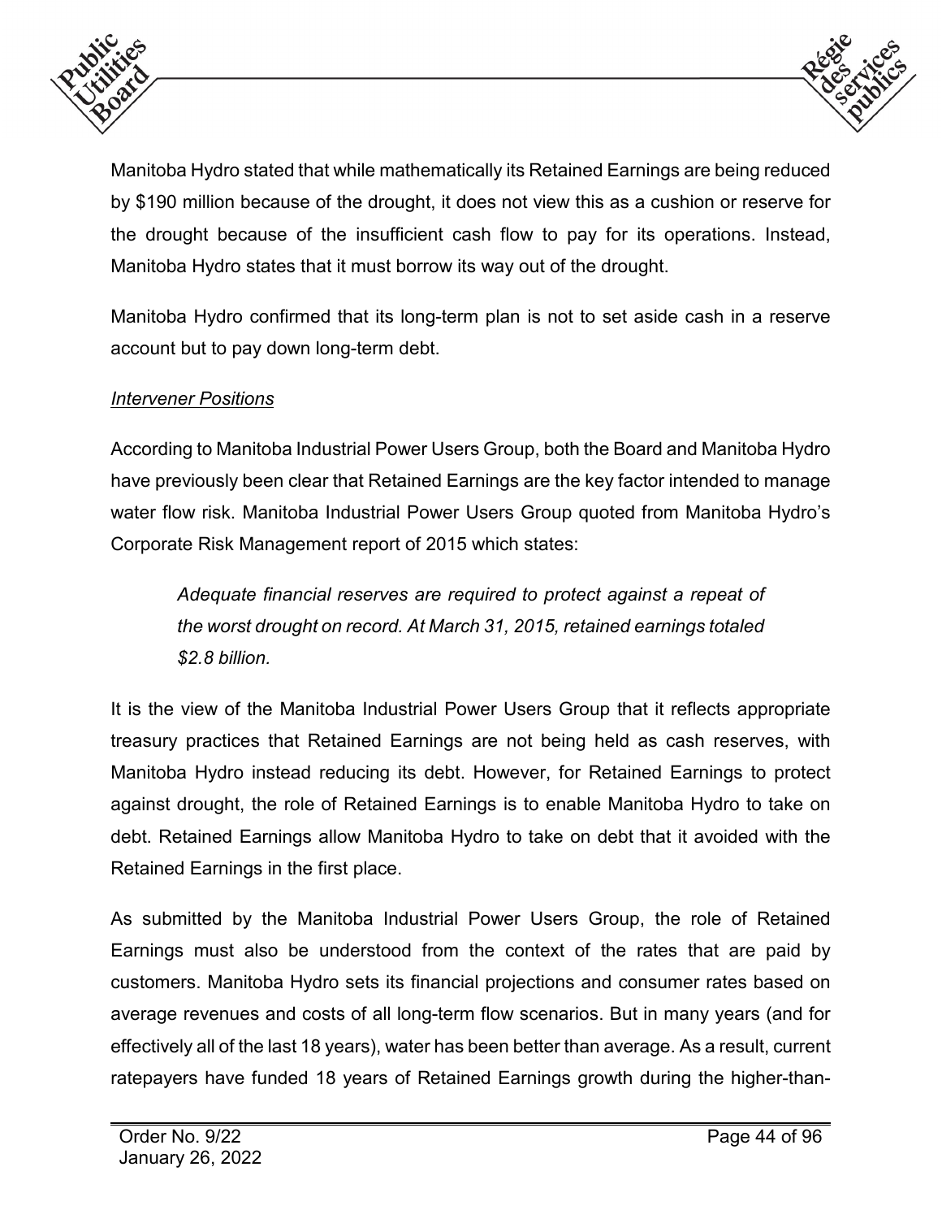Manitoba Hydro stated that while mathematically its Retained Earnings are being reduced by $190 million because of the drought, it does not view this as a cushion or reserve for the drought because of the insufficient cash flow to pay for its operations. Instead, Manitoba Hydro states that it must borrow its way out of the drought.

Manitoba Hydro confirmed that its long-term plan is not to set aside cash in a reserve account but to pay down long-term debt.

*Intervener Positions*

According to Manitoba Industrial Power Users Group, both the Board and Manitoba Hydro have previously been clear that Retained Earnings are the key factor intended to manage water flow risk. Manitoba Industrial Power Users Group quoted from Manitoba Hydro's Corporate Risk Management report of 2015 which states:

> *Adequate financial reserves are required to protect against a repeat of the worst drought on record. At March 31, 2015, retained earnings totaled $2.8 billion.*

It is the view of the Manitoba Industrial Power Users Group that it reflects appropriate treasury practices that Retained Earnings are not being held as cash reserves, with Manitoba Hydro instead reducing its debt. However, for Retained Earnings to protect against drought, the role of Retained Earnings is to enable Manitoba Hydro to take on debt. Retained Earnings allow Manitoba Hydro to take on debt that it avoided with the Retained Earnings in the first place.

As submitted by the Manitoba Industrial Power Users Group, the role of Retained Earnings must also be understood from the context of the rates that are paid by customers. Manitoba Hydro sets its financial projections and consumer rates based on average revenues and costs of all long-term flow scenarios. But in many years (and for effectively all of the last 18 years), water has been better than average. As a result, current ratepayers have funded 18 years of Retained Earnings growth during the higher-than-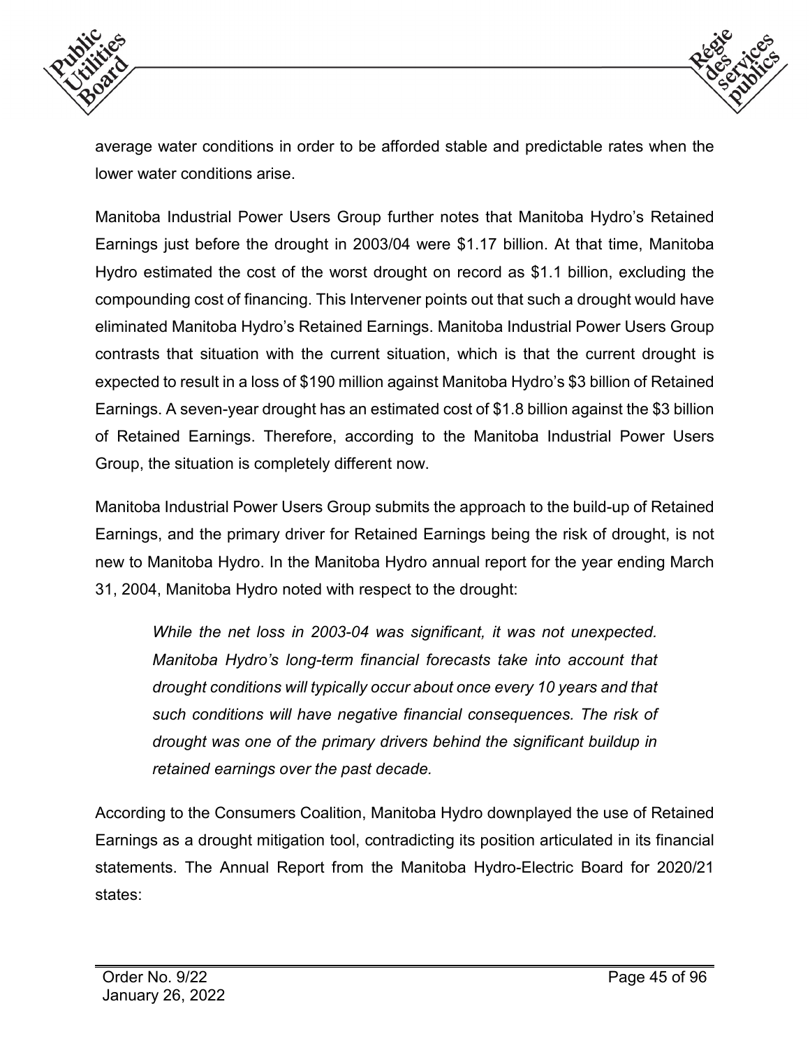average water conditions in order to be afforded stable and predictable rates when the lower water conditions arise.

Manitoba Industrial Power Users Group further notes that Manitoba Hydro's Retained Earnings just before the drought in 2003/04 were $1.17 billion. At that time, Manitoba Hydro estimated the cost of the worst drought on record as $1.1 billion, excluding the compounding cost of financing. This Intervener points out that such a drought would have eliminated Manitoba Hydro's Retained Earnings. Manitoba Industrial Power Users Group contrasts that situation with the current situation, which is that the current drought is expected to result in a loss of $190 million against Manitoba Hydro's $3 billion of Retained Earnings. A seven-year drought has an estimated cost of $1.8 billion against the $3 billion of Retained Earnings. Therefore, according to the Manitoba Industrial Power Users Group, the situation is completely different now.

Manitoba Industrial Power Users Group submits the approach to the build-up of Retained Earnings, and the primary driver for Retained Earnings being the risk of drought, is not new to Manitoba Hydro. In the Manitoba Hydro annual report for the year ending March 31, 2004, Manitoba Hydro noted with respect to the drought:

> *While the net loss in 2003-04 was significant, it was not unexpected. Manitoba Hydro's long-term financial forecasts take into account that drought conditions will typically occur about once every 10 years and that such conditions will have negative financial consequences. The risk of drought was one of the primary drivers behind the significant buildup in retained earnings over the past decade.*

According to the Consumers Coalition, Manitoba Hydro downplayed the use of Retained Earnings as a drought mitigation tool, contradicting its position articulated in its financial statements. The Annual Report from the Manitoba Hydro-Electric Board for 2020/21 states: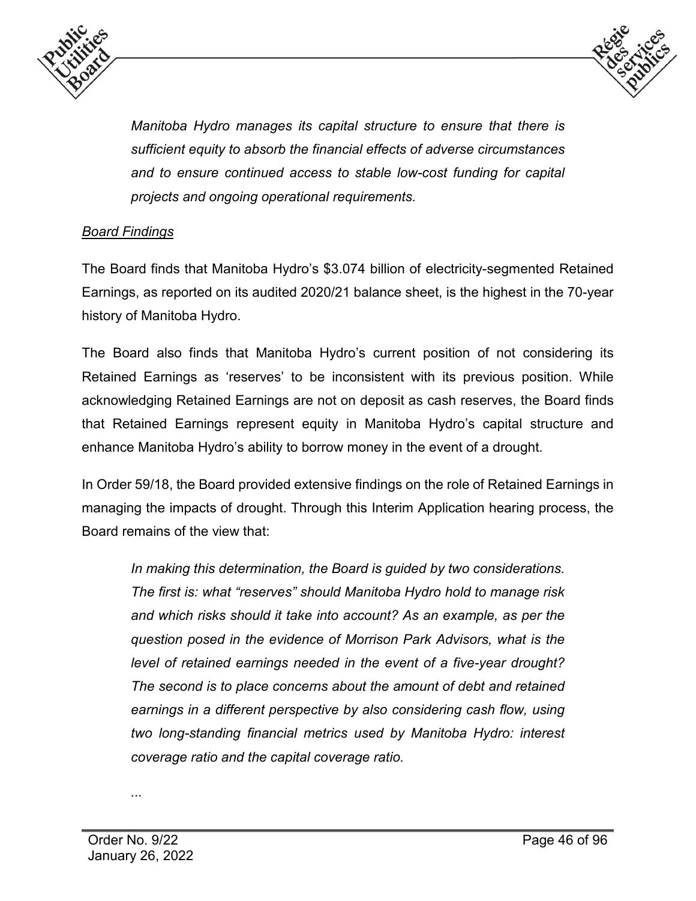> *Manitoba Hydro manages its capital structure to ensure that there is sufficient equity to absorb the financial effects of adverse circumstances and to ensure continued access to stable low-cost funding for capital projects and ongoing operational requirements.*

*Board Findings*

The Board finds that Manitoba Hydro's $3.074 billion of electricity-segmented Retained Earnings, as reported on its audited 2020/21 balance sheet, is the highest in the 70-year history of Manitoba Hydro.

The Board also finds that Manitoba Hydro's current position of not considering its Retained Earnings as 'reserves' to be inconsistent with its previous position. While acknowledging Retained Earnings are not on deposit as cash reserves, the Board finds that Retained Earnings represent equity in Manitoba Hydro's capital structure and enhance Manitoba Hydro's ability to borrow money in the event of a drought.

In Order 59/18, the Board provided extensive findings on the role of Retained Earnings in managing the impacts of drought. Through this Interim Application hearing process, the Board remains of the view that:

> *In making this determination, the Board is guided by two considerations. The first is: what "reserves" should Manitoba Hydro hold to manage risk and which risks should it take into account? As an example, as per the question posed in the evidence of Morrison Park Advisors, what is the level of retained earnings needed in the event of a five-year drought? The second is to place concerns about the amount of debt and retained earnings in a different perspective by also considering cash flow, using two long-standing financial metrics used by Manitoba Hydro: interest coverage ratio and the capital coverage ratio.*
>
> *...*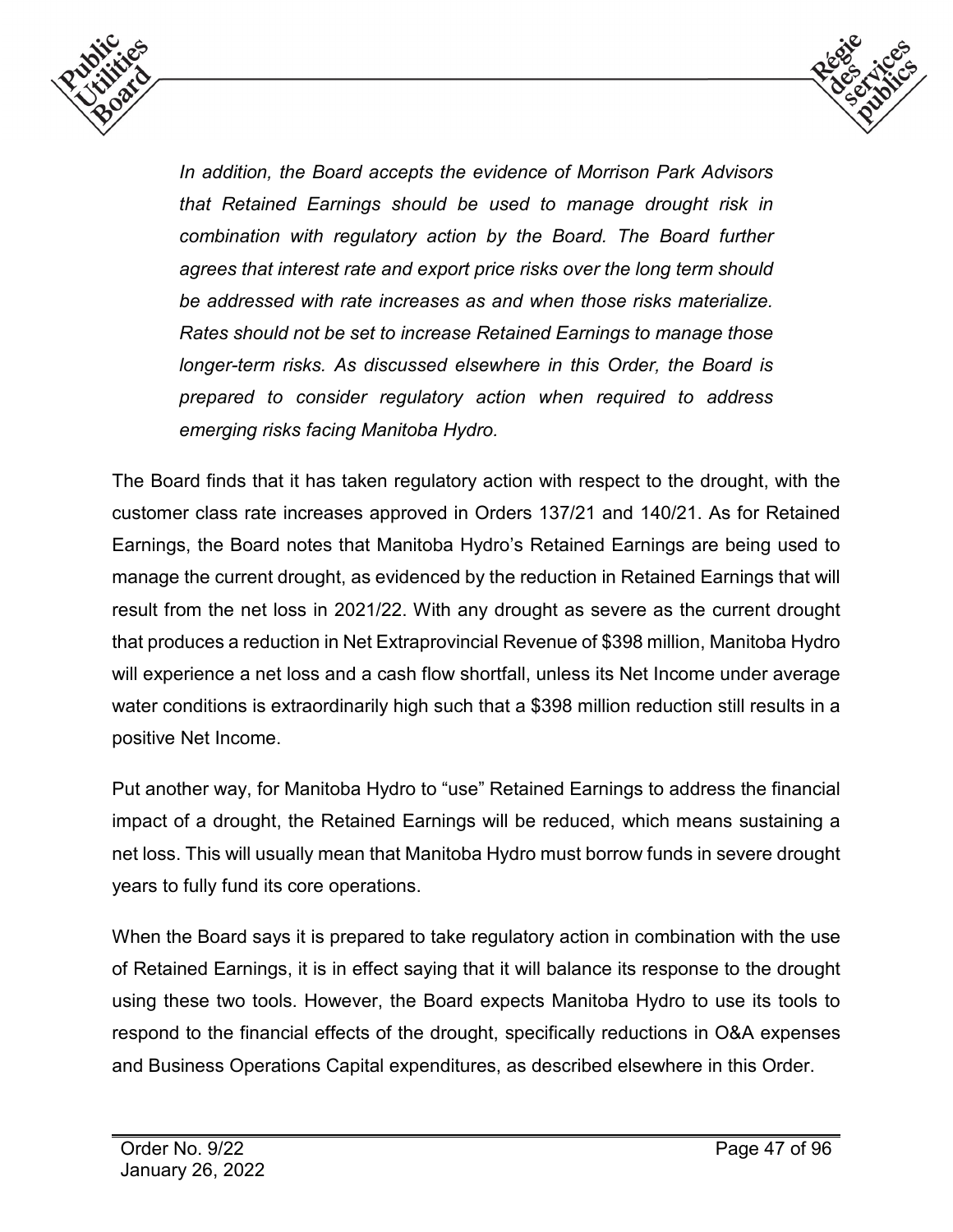> *In addition, the Board accepts the evidence of Morrison Park Advisors that Retained Earnings should be used to manage drought risk in combination with regulatory action by the Board. The Board further agrees that interest rate and export price risks over the long term should be addressed with rate increases as and when those risks materialize. Rates should not be set to increase Retained Earnings to manage those longer-term risks. As discussed elsewhere in this Order, the Board is prepared to consider regulatory action when required to address emerging risks facing Manitoba Hydro.*

The Board finds that it has taken regulatory action with respect to the drought, with the customer class rate increases approved in Orders 137/21 and 140/21. As for Retained Earnings, the Board notes that Manitoba Hydro's Retained Earnings are being used to manage the current drought, as evidenced by the reduction in Retained Earnings that will result from the net loss in 2021/22. With any drought as severe as the current drought that produces a reduction in Net Extraprovincial Revenue of $398 million, Manitoba Hydro will experience a net loss and a cash flow shortfall, unless its Net Income under average water conditions is extraordinarily high such that a $398 million reduction still results in a positive Net Income.

Put another way, for Manitoba Hydro to "use" Retained Earnings to address the financial impact of a drought, the Retained Earnings will be reduced, which means sustaining a net loss. This will usually mean that Manitoba Hydro must borrow funds in severe drought years to fully fund its core operations.

When the Board says it is prepared to take regulatory action in combination with the use of Retained Earnings, it is in effect saying that it will balance its response to the drought using these two tools. However, the Board expects Manitoba Hydro to use its tools to respond to the financial effects of the drought, specifically reductions in O&A expenses and Business Operations Capital expenditures, as described elsewhere in this Order.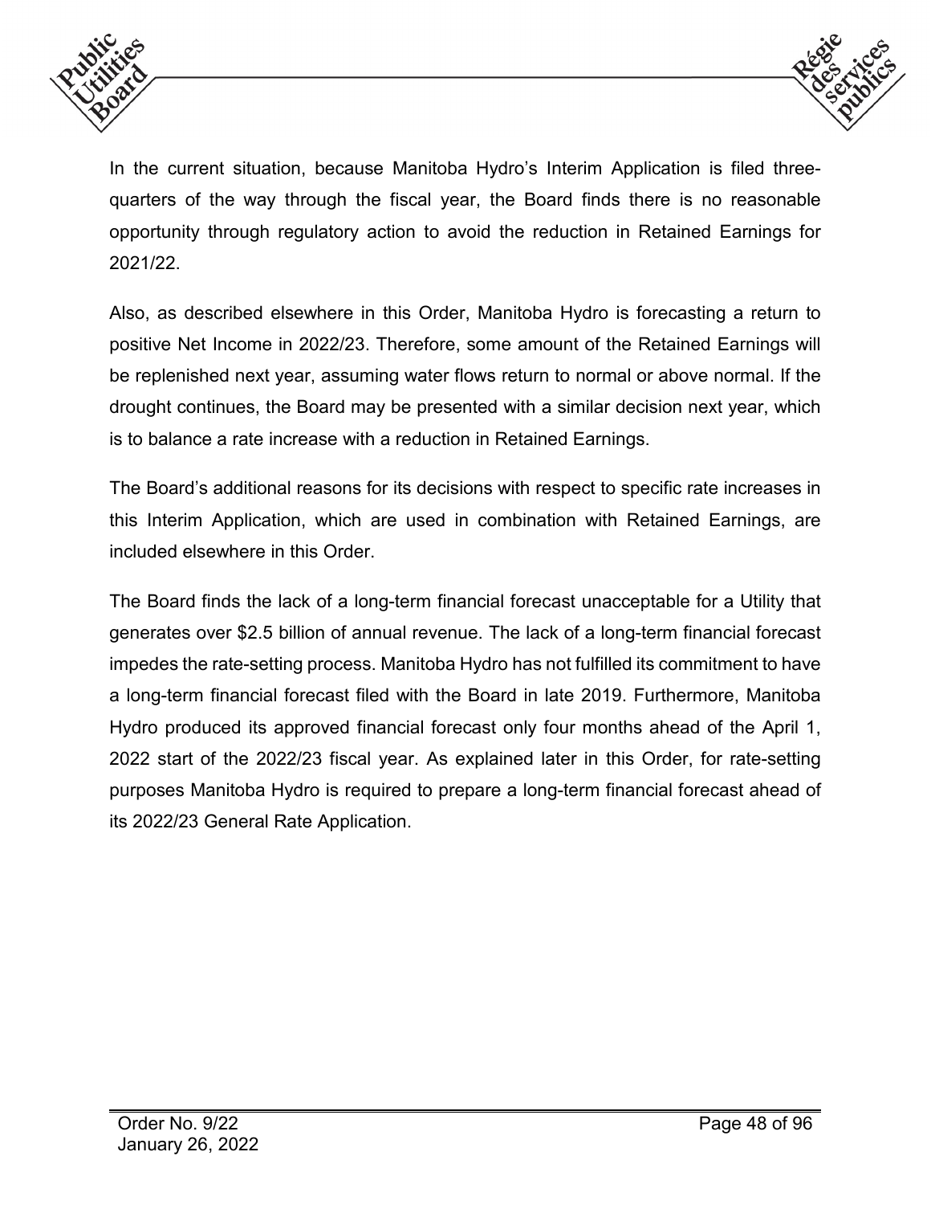In the current situation, because Manitoba Hydro's Interim Application is filed three-quarters of the way through the fiscal year, the Board finds there is no reasonable opportunity through regulatory action to avoid the reduction in Retained Earnings for 2021/22.

Also, as described elsewhere in this Order, Manitoba Hydro is forecasting a return to positive Net Income in 2022/23. Therefore, some amount of the Retained Earnings will be replenished next year, assuming water flows return to normal or above normal. If the drought continues, the Board may be presented with a similar decision next year, which is to balance a rate increase with a reduction in Retained Earnings.

The Board's additional reasons for its decisions with respect to specific rate increases in this Interim Application, which are used in combination with Retained Earnings, are included elsewhere in this Order.

The Board finds the lack of a long-term financial forecast unacceptable for a Utility that generates over $2.5 billion of annual revenue. The lack of a long-term financial forecast impedes the rate-setting process. Manitoba Hydro has not fulfilled its commitment to have a long-term financial forecast filed with the Board in late 2019. Furthermore, Manitoba Hydro produced its approved financial forecast only four months ahead of the April 1, 2022 start of the 2022/23 fiscal year. As explained later in this Order, for rate-setting purposes Manitoba Hydro is required to prepare a long-term financial forecast ahead of its 2022/23 General Rate Application.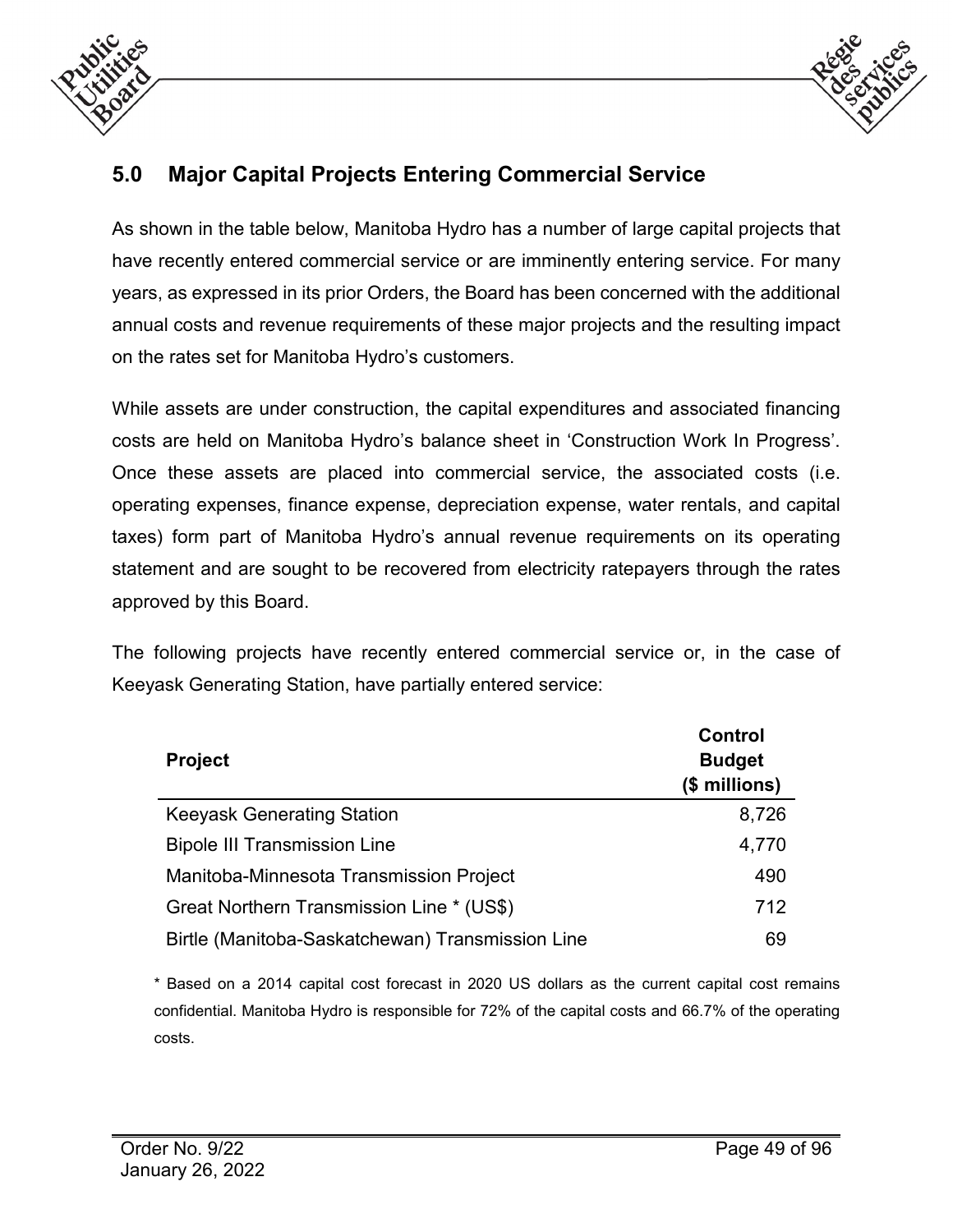## 5.0 Major Capital Projects Entering Commercial Service

As shown in the table below, Manitoba Hydro has a number of large capital projects that have recently entered commercial service or are imminently entering service. For many years, as expressed in its prior Orders, the Board has been concerned with the additional annual costs and revenue requirements of these major projects and the resulting impact on the rates set for Manitoba Hydro's customers.

While assets are under construction, the capital expenditures and associated financing costs are held on Manitoba Hydro's balance sheet in 'Construction Work In Progress'. Once these assets are placed into commercial service, the associated costs (i.e. operating expenses, finance expense, depreciation expense, water rentals, and capital taxes) form part of Manitoba Hydro's annual revenue requirements on its operating statement and are sought to be recovered from electricity ratepayers through the rates approved by this Board.

The following projects have recently entered commercial service or, in the case of Keeyask Generating Station, have partially entered service:

| Project | Control Budget ($ millions) |
|---|---:|
| Keeyask Generating Station | 8,726 |
| Bipole III Transmission Line | 4,770 |
| Manitoba-Minnesota Transmission Project | 490 |
| Great Northern Transmission Line * (US$) | 712 |
| Birtle (Manitoba-Saskatchewan) Transmission Line | 69 |

* Based on a 2014 capital cost forecast in 2020 US dollars as the current capital cost remains confidential. Manitoba Hydro is responsible for 72% of the capital costs and 66.7% of the operating costs.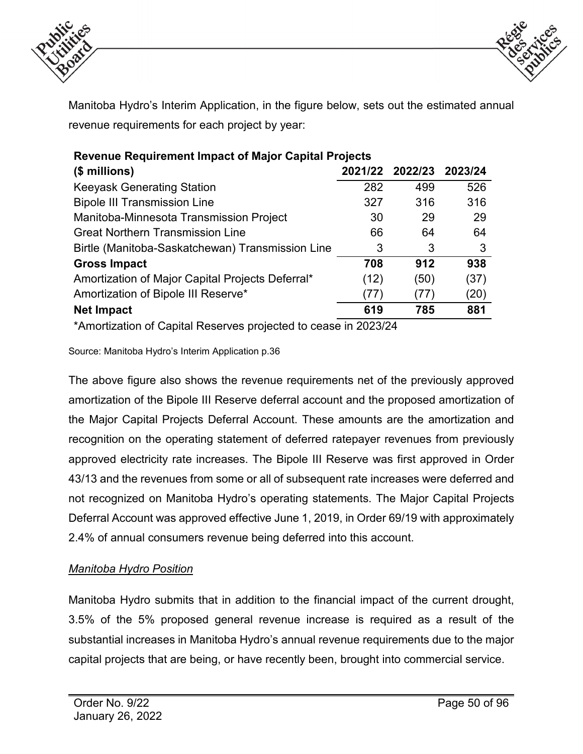Manitoba Hydro's Interim Application, in the figure below, sets out the estimated annual revenue requirements for each project by year:

| **Revenue Requirement Impact of Major Capital Projects ($ millions)** | **2021/22** | **2022/23** | **2023/24** |
|---|---|---|---|
| Keeyask Generating Station | 282 | 499 | 526 |
| Bipole III Transmission Line | 327 | 316 | 316 |
| Manitoba-Minnesota Transmission Project | 30 | 29 | 29 |
| Great Northern Transmission Line | 66 | 64 | 64 |
| Birtle (Manitoba-Saskatchewan) Transmission Line | 3 | 3 | 3 |
| **Gross Impact** | **708** | **912** | **938** |
| Amortization of Major Capital Projects Deferral* | (12) | (50) | (37) |
| Amortization of Bipole III Reserve* | (77) | (77) | (20) |
| **Net Impact** | **619** | **785** | **881** |

*Amortization of Capital Reserves projected to cease in 2023/24

Source: Manitoba Hydro's Interim Application p.36

The above figure also shows the revenue requirements net of the previously approved amortization of the Bipole III Reserve deferral account and the proposed amortization of the Major Capital Projects Deferral Account. These amounts are the amortization and recognition on the operating statement of deferred ratepayer revenues from previously approved electricity rate increases. The Bipole III Reserve was first approved in Order 43/13 and the revenues from some or all of subsequent rate increases were deferred and not recognized on Manitoba Hydro's operating statements. The Major Capital Projects Deferral Account was approved effective June 1, 2019, in Order 69/19 with approximately 2.4% of annual consumers revenue being deferred into this account.

*Manitoba Hydro Position*

Manitoba Hydro submits that in addition to the financial impact of the current drought, 3.5% of the 5% proposed general revenue increase is required as a result of the substantial increases in Manitoba Hydro's annual revenue requirements due to the major capital projects that are being, or have recently been, brought into commercial service.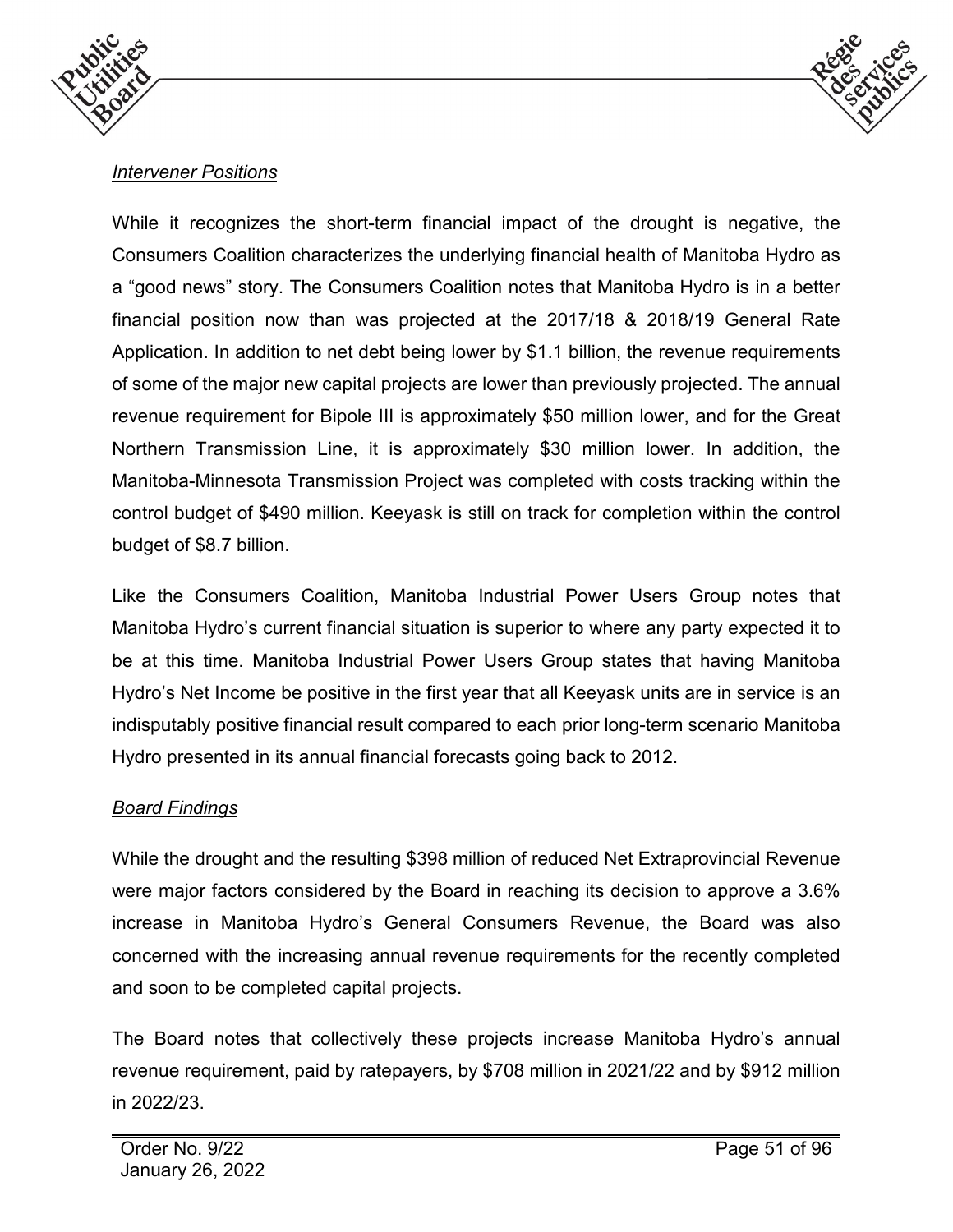*Intervener Positions*

While it recognizes the short-term financial impact of the drought is negative, the Consumers Coalition characterizes the underlying financial health of Manitoba Hydro as a "good news" story. The Consumers Coalition notes that Manitoba Hydro is in a better financial position now than was projected at the 2017/18 & 2018/19 General Rate Application. In addition to net debt being lower by $1.1 billion, the revenue requirements of some of the major new capital projects are lower than previously projected. The annual revenue requirement for Bipole III is approximately $50 million lower, and for the Great Northern Transmission Line, it is approximately $30 million lower. In addition, the Manitoba-Minnesota Transmission Project was completed with costs tracking within the control budget of $490 million. Keeyask is still on track for completion within the control budget of $8.7 billion.

Like the Consumers Coalition, Manitoba Industrial Power Users Group notes that Manitoba Hydro's current financial situation is superior to where any party expected it to be at this time. Manitoba Industrial Power Users Group states that having Manitoba Hydro's Net Income be positive in the first year that all Keeyask units are in service is an indisputably positive financial result compared to each prior long-term scenario Manitoba Hydro presented in its annual financial forecasts going back to 2012.

*Board Findings*

While the drought and the resulting $398 million of reduced Net Extraprovincial Revenue were major factors considered by the Board in reaching its decision to approve a 3.6% increase in Manitoba Hydro's General Consumers Revenue, the Board was also concerned with the increasing annual revenue requirements for the recently completed and soon to be completed capital projects.

The Board notes that collectively these projects increase Manitoba Hydro's annual revenue requirement, paid by ratepayers, by $708 million in 2021/22 and by $912 million in 2022/23.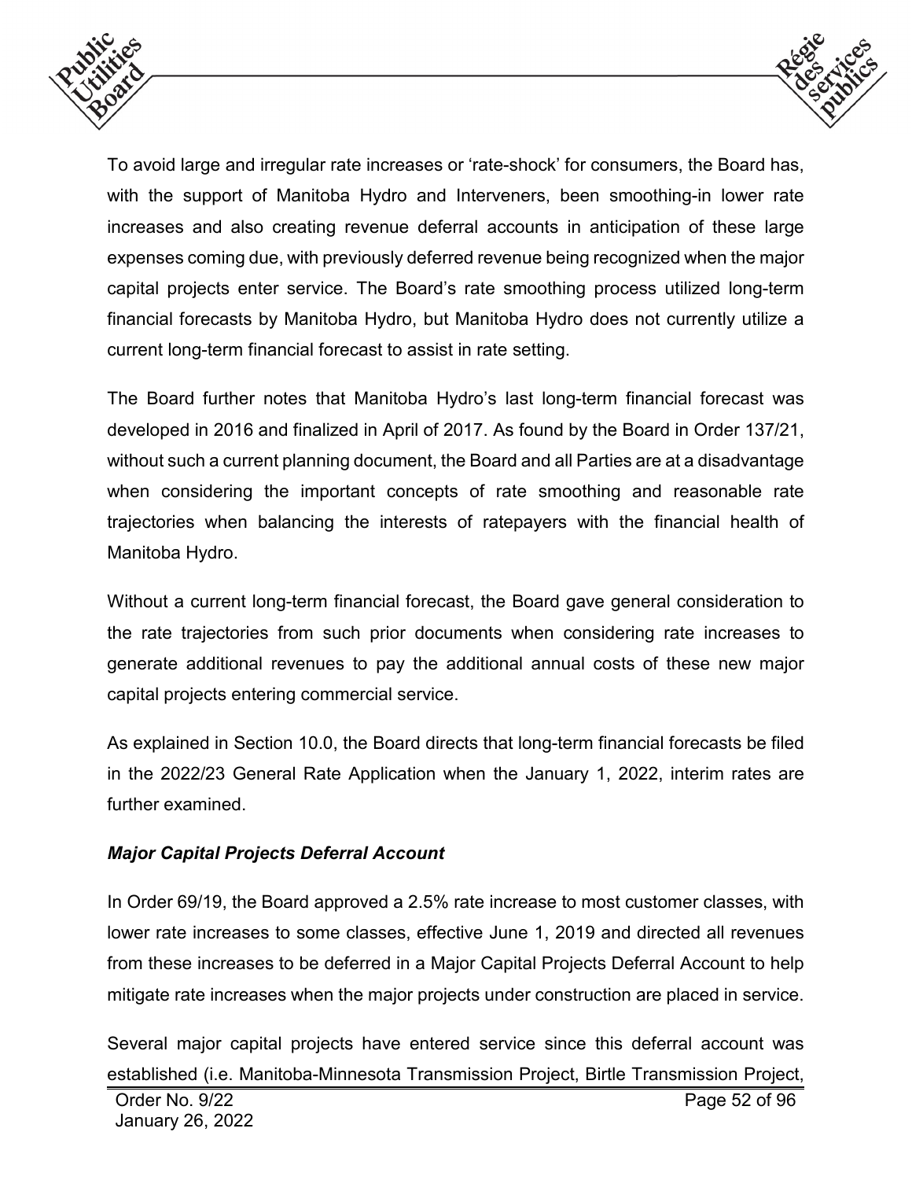To avoid large and irregular rate increases or 'rate-shock' for consumers, the Board has, with the support of Manitoba Hydro and Interveners, been smoothing-in lower rate increases and also creating revenue deferral accounts in anticipation of these large expenses coming due, with previously deferred revenue being recognized when the major capital projects enter service. The Board's rate smoothing process utilized long-term financial forecasts by Manitoba Hydro, but Manitoba Hydro does not currently utilize a current long-term financial forecast to assist in rate setting.

The Board further notes that Manitoba Hydro's last long-term financial forecast was developed in 2016 and finalized in April of 2017. As found by the Board in Order 137/21, without such a current planning document, the Board and all Parties are at a disadvantage when considering the important concepts of rate smoothing and reasonable rate trajectories when balancing the interests of ratepayers with the financial health of Manitoba Hydro.

Without a current long-term financial forecast, the Board gave general consideration to the rate trajectories from such prior documents when considering rate increases to generate additional revenues to pay the additional annual costs of these new major capital projects entering commercial service.

As explained in Section 10.0, the Board directs that long-term financial forecasts be filed in the 2022/23 General Rate Application when the January 1, 2022, interim rates are further examined.

***Major Capital Projects Deferral Account***

In Order 69/19, the Board approved a 2.5% rate increase to most customer classes, with lower rate increases to some classes, effective June 1, 2019 and directed all revenues from these increases to be deferred in a Major Capital Projects Deferral Account to help mitigate rate increases when the major projects under construction are placed in service.

Several major capital projects have entered service since this deferral account was established (i.e. Manitoba-Minnesota Transmission Project, Birtle Transmission Project,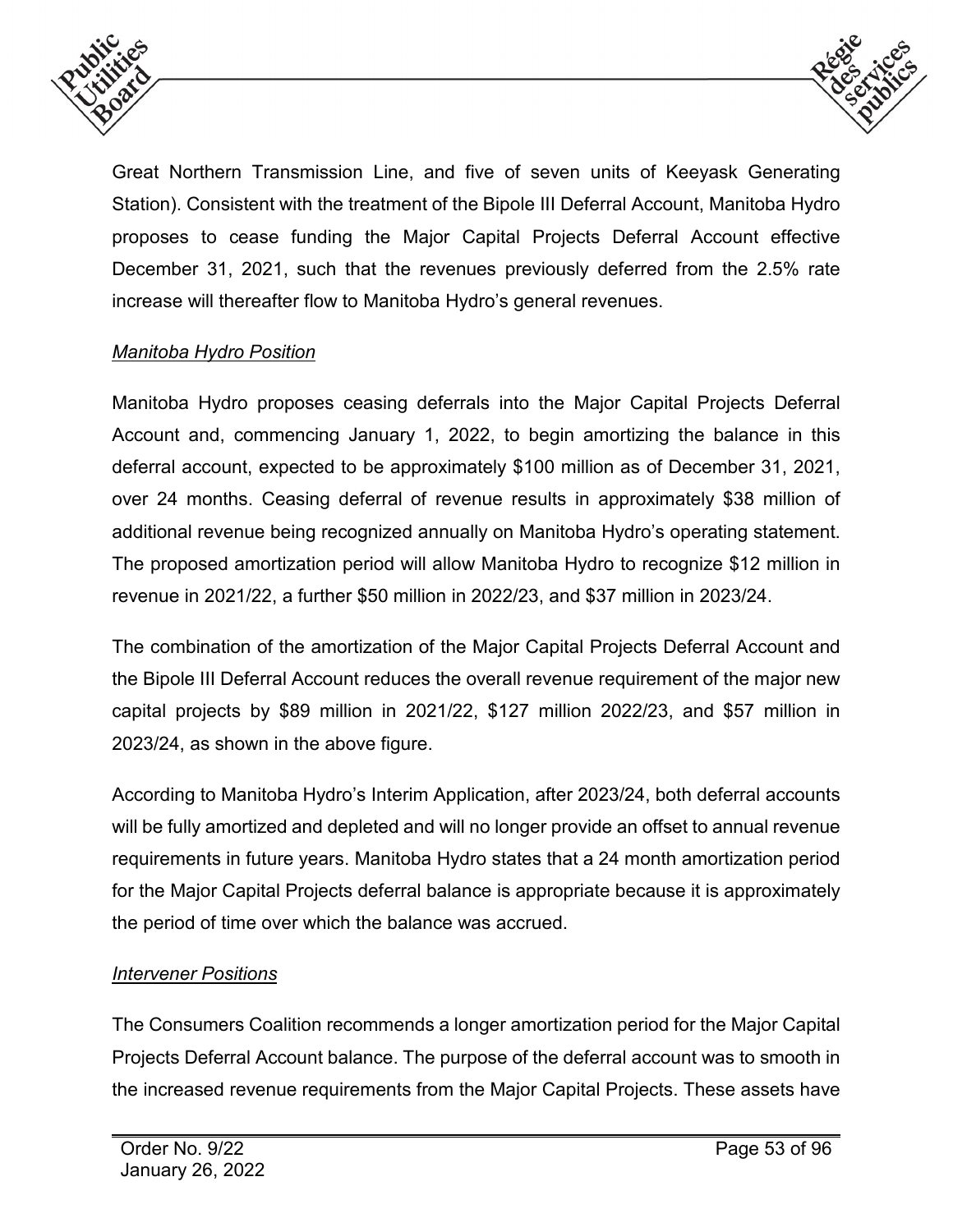Great Northern Transmission Line, and five of seven units of Keeyask Generating Station). Consistent with the treatment of the Bipole III Deferral Account, Manitoba Hydro proposes to cease funding the Major Capital Projects Deferral Account effective December 31, 2021, such that the revenues previously deferred from the 2.5% rate increase will thereafter flow to Manitoba Hydro's general revenues.

*Manitoba Hydro Position*

Manitoba Hydro proposes ceasing deferrals into the Major Capital Projects Deferral Account and, commencing January 1, 2022, to begin amortizing the balance in this deferral account, expected to be approximately $100 million as of December 31, 2021, over 24 months. Ceasing deferral of revenue results in approximately $38 million of additional revenue being recognized annually on Manitoba Hydro's operating statement. The proposed amortization period will allow Manitoba Hydro to recognize $12 million in revenue in 2021/22, a further $50 million in 2022/23, and $37 million in 2023/24.

The combination of the amortization of the Major Capital Projects Deferral Account and the Bipole III Deferral Account reduces the overall revenue requirement of the major new capital projects by $89 million in 2021/22, $127 million 2022/23, and $57 million in 2023/24, as shown in the above figure.

According to Manitoba Hydro's Interim Application, after 2023/24, both deferral accounts will be fully amortized and depleted and will no longer provide an offset to annual revenue requirements in future years. Manitoba Hydro states that a 24 month amortization period for the Major Capital Projects deferral balance is appropriate because it is approximately the period of time over which the balance was accrued.

*Intervener Positions*

The Consumers Coalition recommends a longer amortization period for the Major Capital Projects Deferral Account balance. The purpose of the deferral account was to smooth in the increased revenue requirements from the Major Capital Projects. These assets have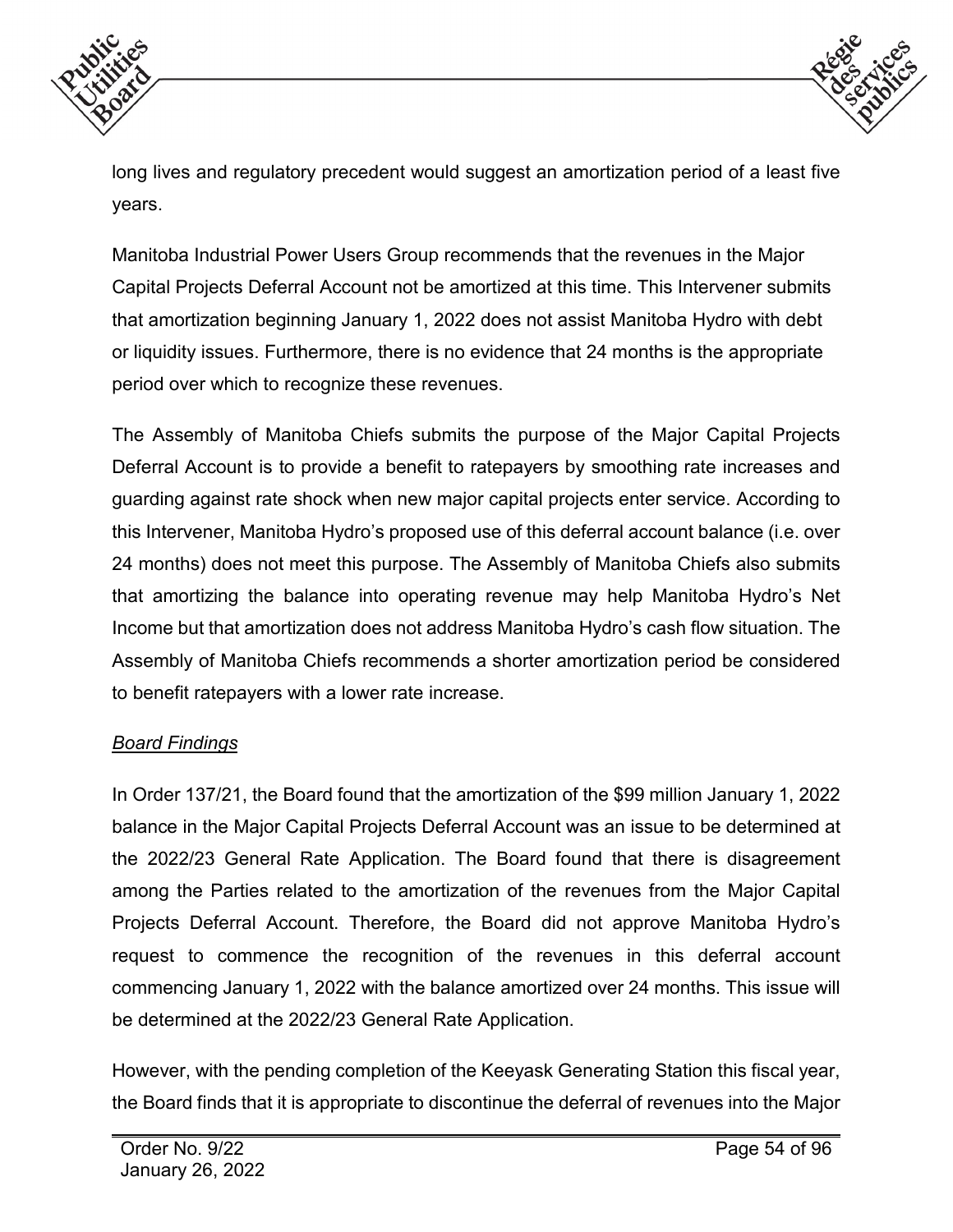long lives and regulatory precedent would suggest an amortization period of a least five years.

Manitoba Industrial Power Users Group recommends that the revenues in the Major Capital Projects Deferral Account not be amortized at this time. This Intervener submits that amortization beginning January 1, 2022 does not assist Manitoba Hydro with debt or liquidity issues. Furthermore, there is no evidence that 24 months is the appropriate period over which to recognize these revenues.

The Assembly of Manitoba Chiefs submits the purpose of the Major Capital Projects Deferral Account is to provide a benefit to ratepayers by smoothing rate increases and guarding against rate shock when new major capital projects enter service. According to this Intervener, Manitoba Hydro's proposed use of this deferral account balance (i.e. over 24 months) does not meet this purpose. The Assembly of Manitoba Chiefs also submits that amortizing the balance into operating revenue may help Manitoba Hydro's Net Income but that amortization does not address Manitoba Hydro's cash flow situation. The Assembly of Manitoba Chiefs recommends a shorter amortization period be considered to benefit ratepayers with a lower rate increase.

*Board Findings*

In Order 137/21, the Board found that the amortization of the $99 million January 1, 2022 balance in the Major Capital Projects Deferral Account was an issue to be determined at the 2022/23 General Rate Application. The Board found that there is disagreement among the Parties related to the amortization of the revenues from the Major Capital Projects Deferral Account. Therefore, the Board did not approve Manitoba Hydro's request to commence the recognition of the revenues in this deferral account commencing January 1, 2022 with the balance amortized over 24 months. This issue will be determined at the 2022/23 General Rate Application.

However, with the pending completion of the Keeyask Generating Station this fiscal year, the Board finds that it is appropriate to discontinue the deferral of revenues into the Major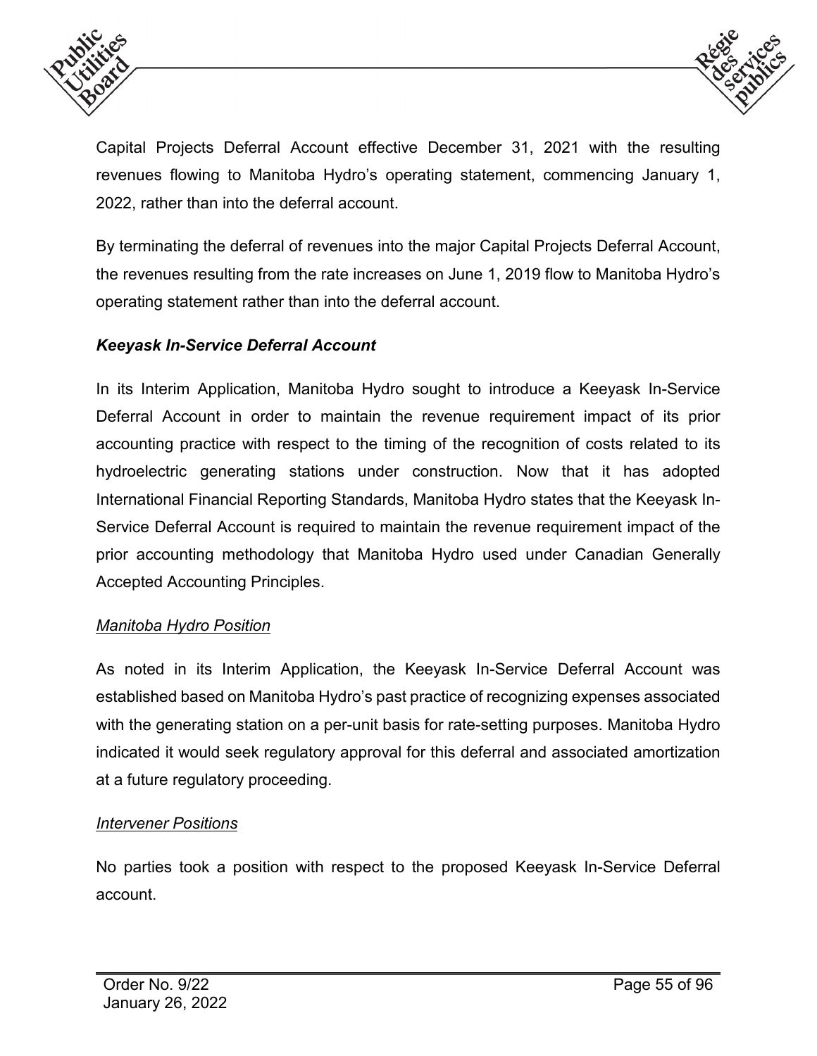Capital Projects Deferral Account effective December 31, 2021 with the resulting revenues flowing to Manitoba Hydro's operating statement, commencing January 1, 2022, rather than into the deferral account.

By terminating the deferral of revenues into the major Capital Projects Deferral Account, the revenues resulting from the rate increases on June 1, 2019 flow to Manitoba Hydro's operating statement rather than into the deferral account.

***Keeyask In-Service Deferral Account***

In its Interim Application, Manitoba Hydro sought to introduce a Keeyask In-Service Deferral Account in order to maintain the revenue requirement impact of its prior accounting practice with respect to the timing of the recognition of costs related to its hydroelectric generating stations under construction. Now that it has adopted International Financial Reporting Standards, Manitoba Hydro states that the Keeyask In-Service Deferral Account is required to maintain the revenue requirement impact of the prior accounting methodology that Manitoba Hydro used under Canadian Generally Accepted Accounting Principles.

*Manitoba Hydro Position*

As noted in its Interim Application, the Keeyask In-Service Deferral Account was established based on Manitoba Hydro's past practice of recognizing expenses associated with the generating station on a per-unit basis for rate-setting purposes. Manitoba Hydro indicated it would seek regulatory approval for this deferral and associated amortization at a future regulatory proceeding.

*Intervener Positions*

No parties took a position with respect to the proposed Keeyask In-Service Deferral account.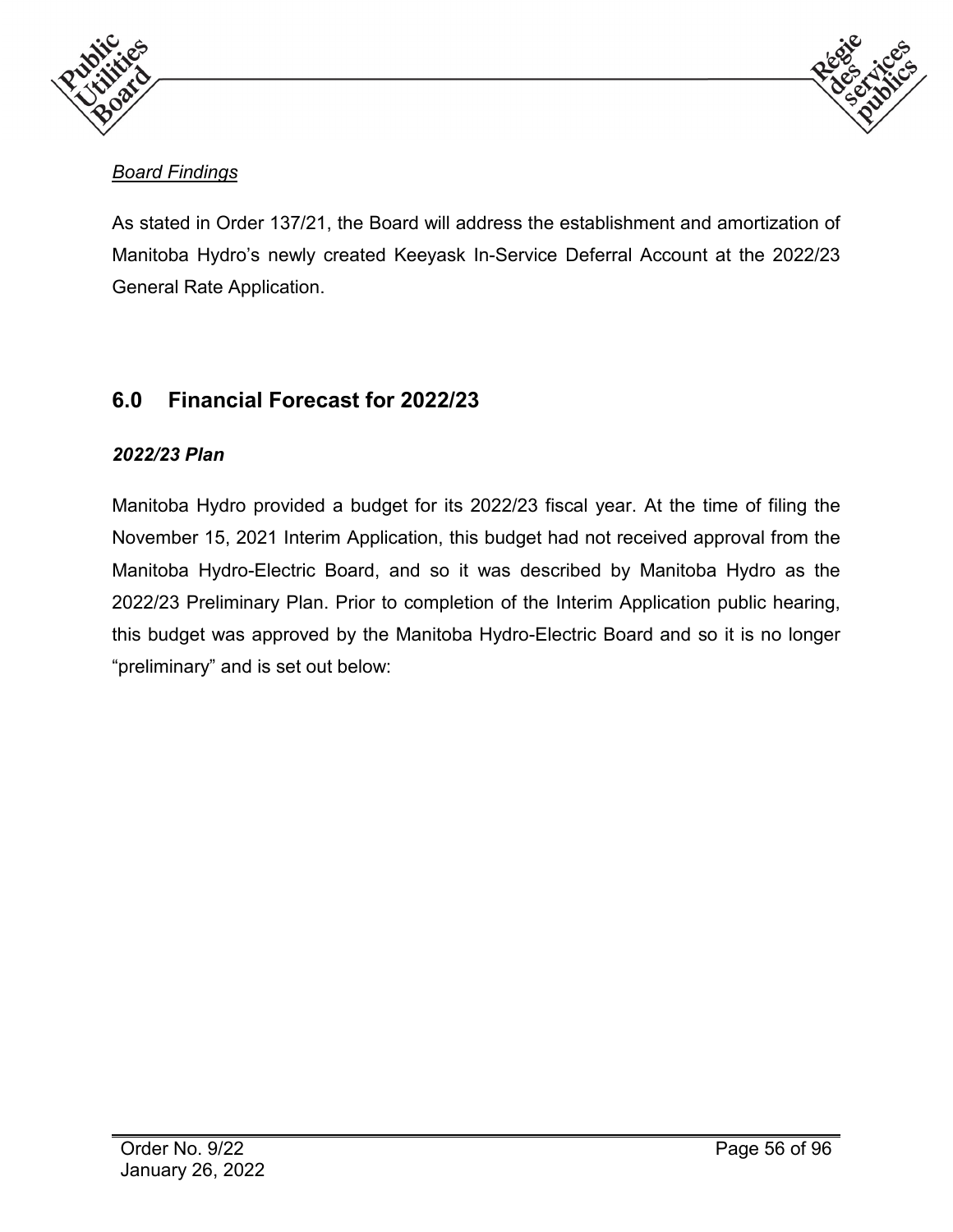*Board Findings*

As stated in Order 137/21, the Board will address the establishment and amortization of Manitoba Hydro's newly created Keeyask In-Service Deferral Account at the 2022/23 General Rate Application.

## 6.0 Financial Forecast for 2022/23

### *2022/23 Plan*

Manitoba Hydro provided a budget for its 2022/23 fiscal year. At the time of filing the November 15, 2021 Interim Application, this budget had not received approval from the Manitoba Hydro-Electric Board, and so it was described by Manitoba Hydro as the 2022/23 Preliminary Plan. Prior to completion of the Interim Application public hearing, this budget was approved by the Manitoba Hydro-Electric Board and so it is no longer "preliminary" and is set out below: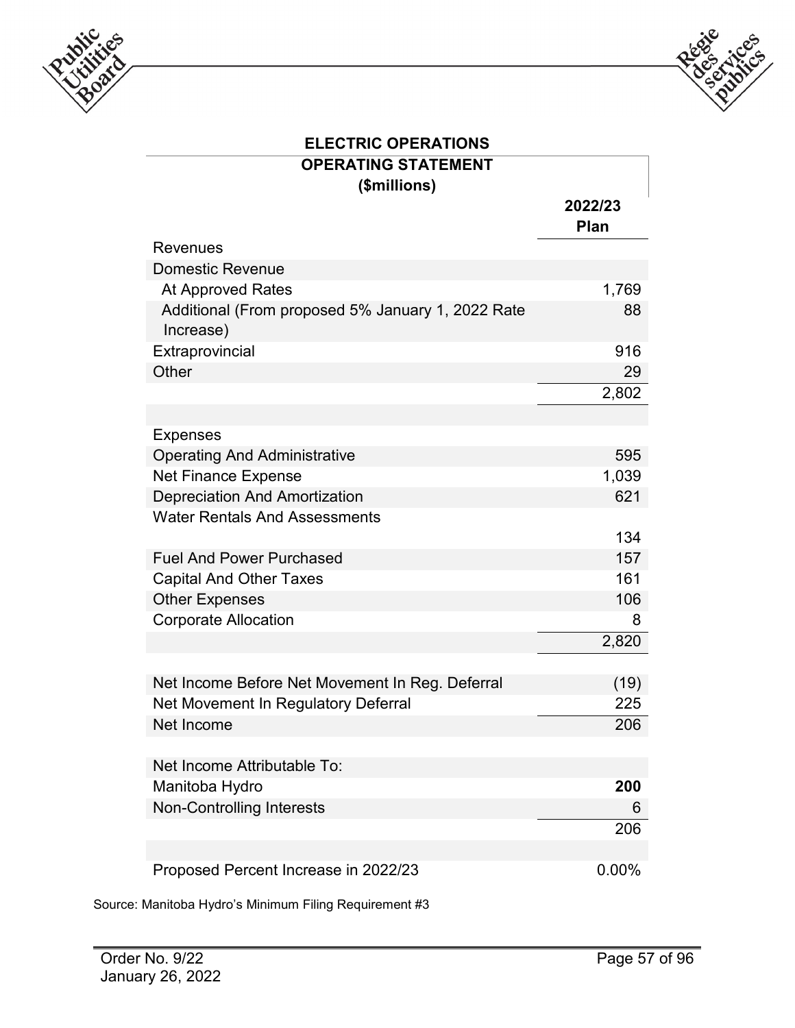**ELECTRIC OPERATIONS**

**OPERATING STATEMENT**

**(\$millions)**

| | **2022/23 Plan** |
|---|---|
| Revenues | |
| Domestic Revenue | |
| At Approved Rates | 1,769 |
| Additional (From proposed 5% January 1, 2022 Rate Increase) | 88 |
| Extraprovincial | 916 |
| Other | 29 |
| | 2,802 |
| | |
| Expenses | |
| Operating And Administrative | 595 |
| Net Finance Expense | 1,039 |
| Depreciation And Amortization | 621 |
| Water Rentals And Assessments | 134 |
| Fuel And Power Purchased | 157 |
| Capital And Other Taxes | 161 |
| Other Expenses | 106 |
| Corporate Allocation | 8 |
| | 2,820 |
| | |
| Net Income Before Net Movement In Reg. Deferral | (19) |
| Net Movement In Regulatory Deferral | 225 |
| Net Income | 206 |
| | |
| Net Income Attributable To: | |
| Manitoba Hydro | **200** |
| Non-Controlling Interests | 6 |
| | 206 |
| | |
| Proposed Percent Increase in 2022/23 | 0.00% |

Source: Manitoba Hydro's Minimum Filing Requirement #3

Order No. 9/22
January 26, 2022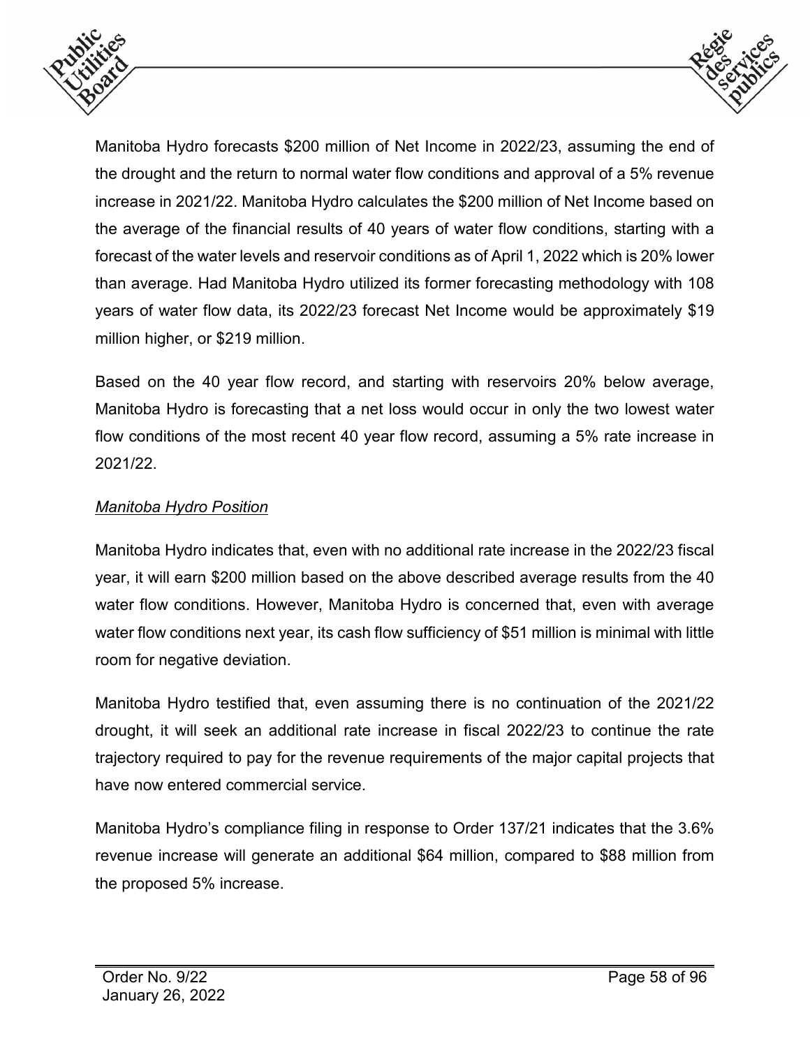Manitoba Hydro forecasts $200 million of Net Income in 2022/23, assuming the end of the drought and the return to normal water flow conditions and approval of a 5% revenue increase in 2021/22. Manitoba Hydro calculates the $200 million of Net Income based on the average of the financial results of 40 years of water flow conditions, starting with a forecast of the water levels and reservoir conditions as of April 1, 2022 which is 20% lower than average. Had Manitoba Hydro utilized its former forecasting methodology with 108 years of water flow data, its 2022/23 forecast Net Income would be approximately $19 million higher, or $219 million.

Based on the 40 year flow record, and starting with reservoirs 20% below average, Manitoba Hydro is forecasting that a net loss would occur in only the two lowest water flow conditions of the most recent 40 year flow record, assuming a 5% rate increase in 2021/22.

*Manitoba Hydro Position*

Manitoba Hydro indicates that, even with no additional rate increase in the 2022/23 fiscal year, it will earn $200 million based on the above described average results from the 40 water flow conditions. However, Manitoba Hydro is concerned that, even with average water flow conditions next year, its cash flow sufficiency of $51 million is minimal with little room for negative deviation.

Manitoba Hydro testified that, even assuming there is no continuation of the 2021/22 drought, it will seek an additional rate increase in fiscal 2022/23 to continue the rate trajectory required to pay for the revenue requirements of the major capital projects that have now entered commercial service.

Manitoba Hydro's compliance filing in response to Order 137/21 indicates that the 3.6% revenue increase will generate an additional $64 million, compared to $88 million from the proposed 5% increase.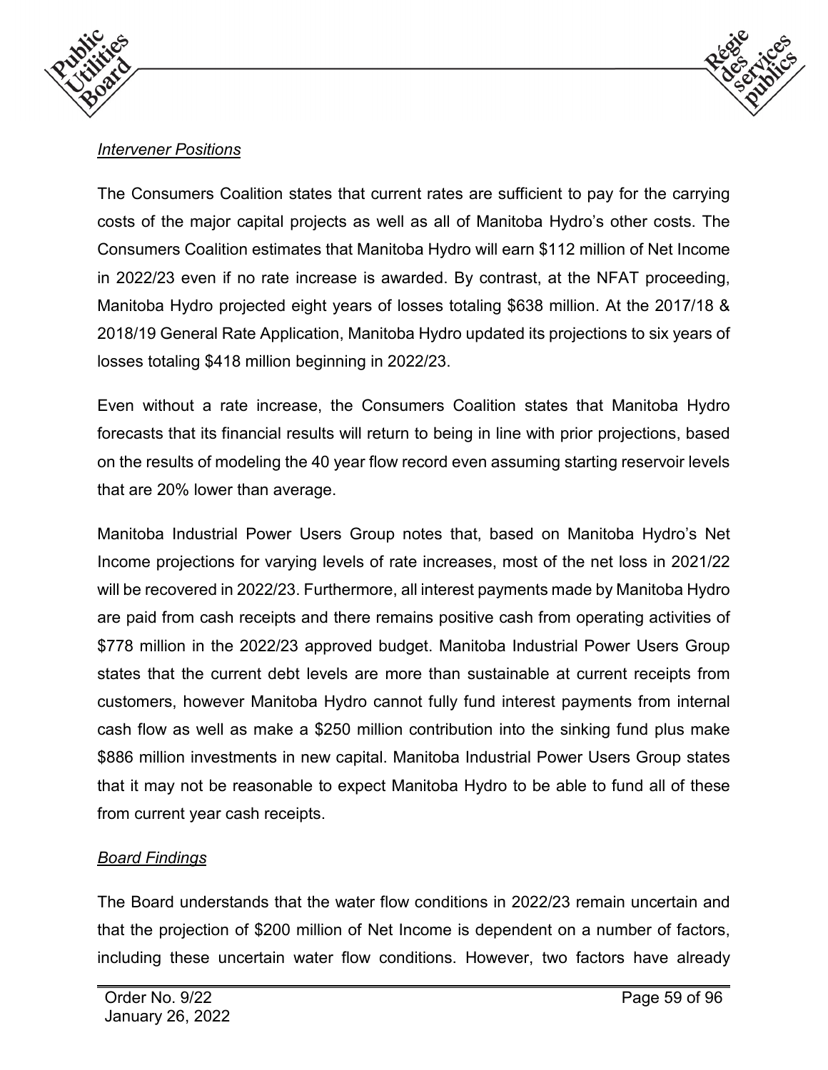*Intervener Positions*

The Consumers Coalition states that current rates are sufficient to pay for the carrying costs of the major capital projects as well as all of Manitoba Hydro's other costs. The Consumers Coalition estimates that Manitoba Hydro will earn $112 million of Net Income in 2022/23 even if no rate increase is awarded. By contrast, at the NFAT proceeding, Manitoba Hydro projected eight years of losses totaling $638 million. At the 2017/18 & 2018/19 General Rate Application, Manitoba Hydro updated its projections to six years of losses totaling $418 million beginning in 2022/23.

Even without a rate increase, the Consumers Coalition states that Manitoba Hydro forecasts that its financial results will return to being in line with prior projections, based on the results of modeling the 40 year flow record even assuming starting reservoir levels that are 20% lower than average.

Manitoba Industrial Power Users Group notes that, based on Manitoba Hydro's Net Income projections for varying levels of rate increases, most of the net loss in 2021/22 will be recovered in 2022/23. Furthermore, all interest payments made by Manitoba Hydro are paid from cash receipts and there remains positive cash from operating activities of $778 million in the 2022/23 approved budget. Manitoba Industrial Power Users Group states that the current debt levels are more than sustainable at current receipts from customers, however Manitoba Hydro cannot fully fund interest payments from internal cash flow as well as make a $250 million contribution into the sinking fund plus make $886 million investments in new capital. Manitoba Industrial Power Users Group states that it may not be reasonable to expect Manitoba Hydro to be able to fund all of these from current year cash receipts.

*Board Findings*

The Board understands that the water flow conditions in 2022/23 remain uncertain and that the projection of $200 million of Net Income is dependent on a number of factors, including these uncertain water flow conditions. However, two factors have already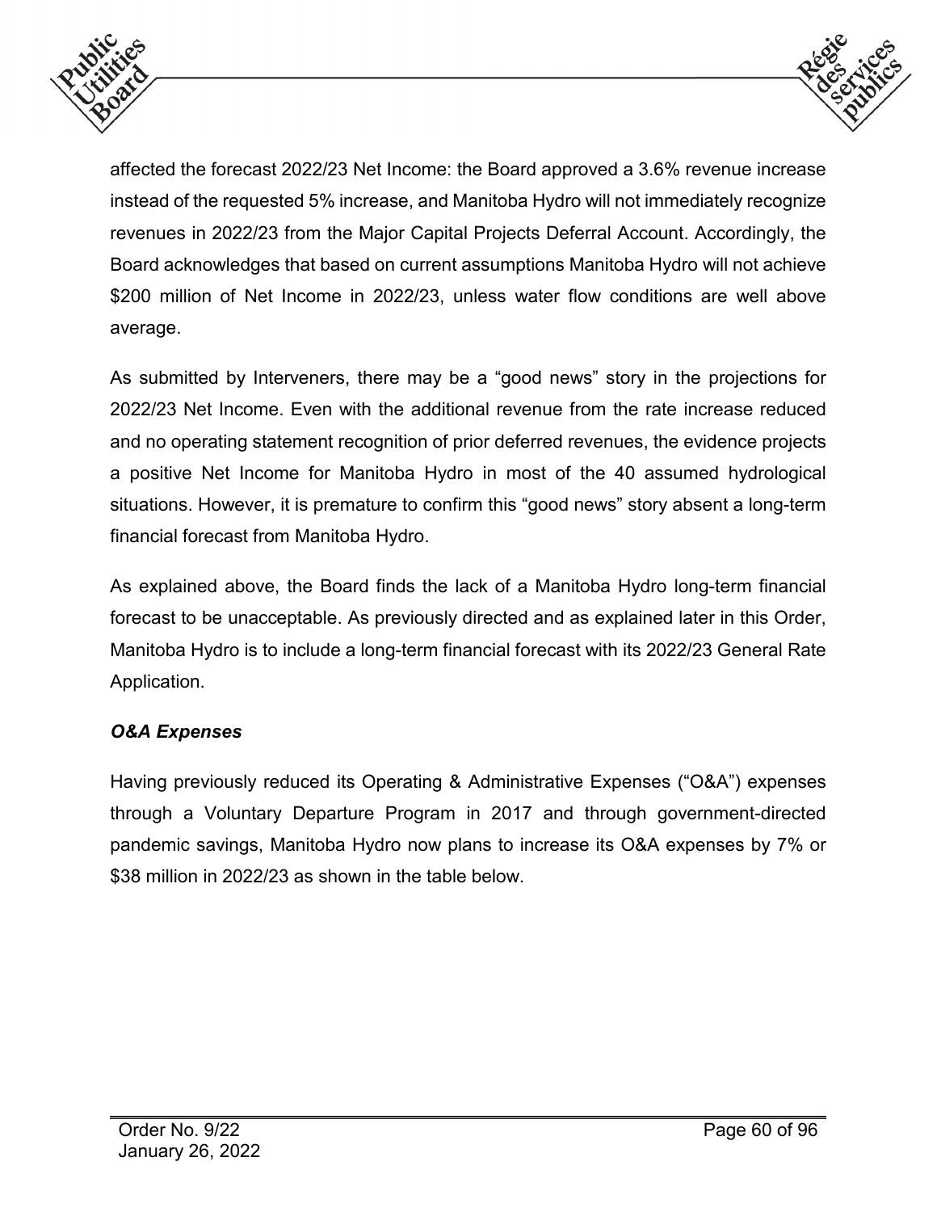affected the forecast 2022/23 Net Income: the Board approved a 3.6% revenue increase instead of the requested 5% increase, and Manitoba Hydro will not immediately recognize revenues in 2022/23 from the Major Capital Projects Deferral Account. Accordingly, the Board acknowledges that based on current assumptions Manitoba Hydro will not achieve $200 million of Net Income in 2022/23, unless water flow conditions are well above average.

As submitted by Interveners, there may be a "good news" story in the projections for 2022/23 Net Income. Even with the additional revenue from the rate increase reduced and no operating statement recognition of prior deferred revenues, the evidence projects a positive Net Income for Manitoba Hydro in most of the 40 assumed hydrological situations. However, it is premature to confirm this "good news" story absent a long-term financial forecast from Manitoba Hydro.

As explained above, the Board finds the lack of a Manitoba Hydro long-term financial forecast to be unacceptable. As previously directed and as explained later in this Order, Manitoba Hydro is to include a long-term financial forecast with its 2022/23 General Rate Application.

### *O&A Expenses*

Having previously reduced its Operating & Administrative Expenses ("O&A") expenses through a Voluntary Departure Program in 2017 and through government-directed pandemic savings, Manitoba Hydro now plans to increase its O&A expenses by 7% or $38 million in 2022/23 as shown in the table below.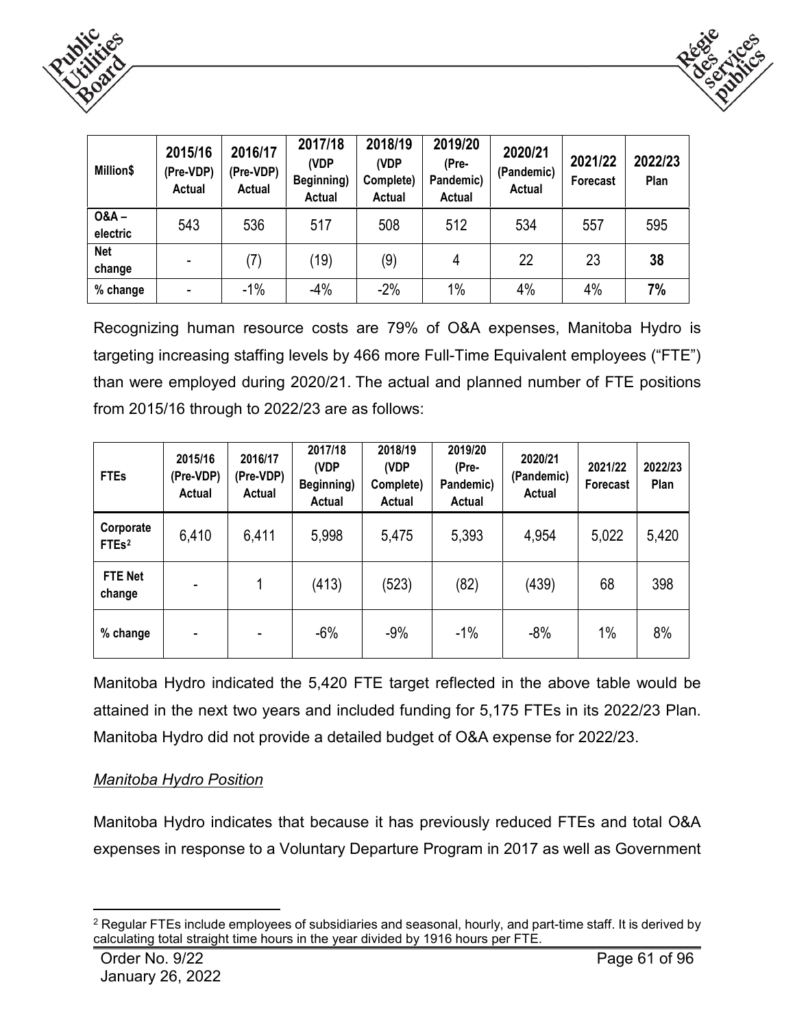| Million$ | 2015/16 (Pre-VDP) Actual | 2016/17 (Pre-VDP) Actual | 2017/18 (VDP Beginning) Actual | 2018/19 (VDP Complete) Actual | 2019/20 (Pre-Pandemic) Actual | 2020/21 (Pandemic) Actual | 2021/22 Forecast | 2022/23 Plan |
|---|---|---|---|---|---|---|---|---|
| O&A – electric | 543 | 536 | 517 | 508 | 512 | 534 | 557 | 595 |
| Net change | - | (7) | (19) | (9) | 4 | 22 | 23 | **38** |
| % change | - | -1% | -4% | -2% | 1% | 4% | 4% | **7%** |

Recognizing human resource costs are 79% of O&A expenses, Manitoba Hydro is targeting increasing staffing levels by 466 more Full-Time Equivalent employees ("FTE") than were employed during 2020/21. The actual and planned number of FTE positions from 2015/16 through to 2022/23 are as follows:

| FTEs | 2015/16 (Pre-VDP) Actual | 2016/17 (Pre-VDP) Actual | 2017/18 (VDP Beginning) Actual | 2018/19 (VDP Complete) Actual | 2019/20 (Pre-Pandemic) Actual | 2020/21 (Pandemic) Actual | 2021/22 Forecast | 2022/23 Plan |
|---|---|---|---|---|---|---|---|---|
| Corporate FTEs[2] | 6,410 | 6,411 | 5,998 | 5,475 | 5,393 | 4,954 | 5,022 | 5,420 |
| FTE Net change | - | 1 | (413) | (523) | (82) | (439) | 68 | 398 |
| % change | - | - | -6% | -9% | -1% | -8% | 1% | 8% |

Manitoba Hydro indicated the 5,420 FTE target reflected in the above table would be attained in the next two years and included funding for 5,175 FTEs in its 2022/23 Plan. Manitoba Hydro did not provide a detailed budget of O&A expense for 2022/23.

*Manitoba Hydro Position*

Manitoba Hydro indicates that because it has previously reduced FTEs and total O&A expenses in response to a Voluntary Departure Program in 2017 as well as Government

[2] Regular FTEs include employees of subsidiaries and seasonal, hourly, and part-time staff. It is derived by calculating total straight time hours in the year divided by 1916 hours per FTE.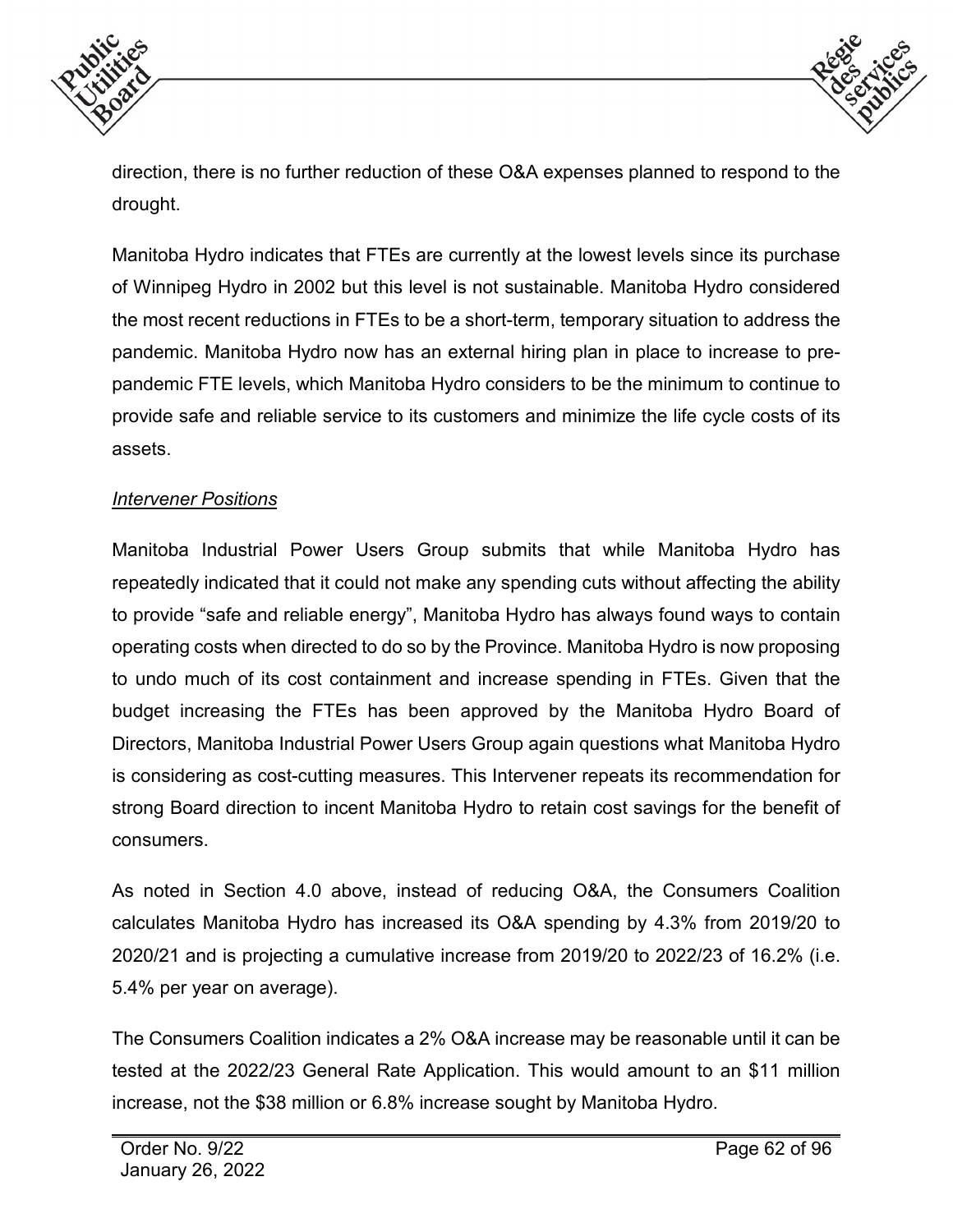direction, there is no further reduction of these O&A expenses planned to respond to the drought.

Manitoba Hydro indicates that FTEs are currently at the lowest levels since its purchase of Winnipeg Hydro in 2002 but this level is not sustainable. Manitoba Hydro considered the most recent reductions in FTEs to be a short-term, temporary situation to address the pandemic. Manitoba Hydro now has an external hiring plan in place to increase to pre-pandemic FTE levels, which Manitoba Hydro considers to be the minimum to continue to provide safe and reliable service to its customers and minimize the life cycle costs of its assets.

*Intervener Positions*

Manitoba Industrial Power Users Group submits that while Manitoba Hydro has repeatedly indicated that it could not make any spending cuts without affecting the ability to provide "safe and reliable energy", Manitoba Hydro has always found ways to contain operating costs when directed to do so by the Province. Manitoba Hydro is now proposing to undo much of its cost containment and increase spending in FTEs. Given that the budget increasing the FTEs has been approved by the Manitoba Hydro Board of Directors, Manitoba Industrial Power Users Group again questions what Manitoba Hydro is considering as cost-cutting measures. This Intervener repeats its recommendation for strong Board direction to incent Manitoba Hydro to retain cost savings for the benefit of consumers.

As noted in Section 4.0 above, instead of reducing O&A, the Consumers Coalition calculates Manitoba Hydro has increased its O&A spending by 4.3% from 2019/20 to 2020/21 and is projecting a cumulative increase from 2019/20 to 2022/23 of 16.2% (i.e. 5.4% per year on average).

The Consumers Coalition indicates a 2% O&A increase may be reasonable until it can be tested at the 2022/23 General Rate Application. This would amount to an $11 million increase, not the $38 million or 6.8% increase sought by Manitoba Hydro.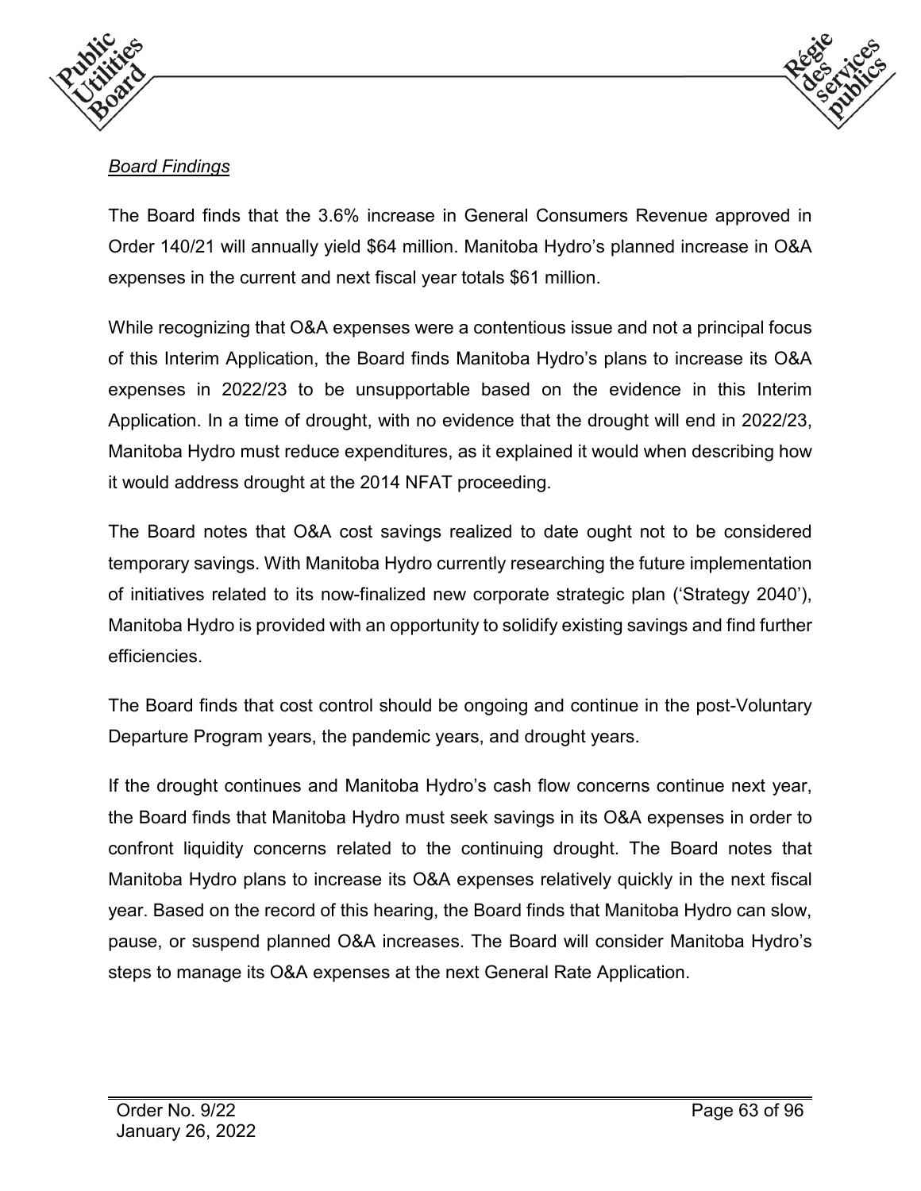*Board Findings*

The Board finds that the 3.6% increase in General Consumers Revenue approved in Order 140/21 will annually yield $64 million. Manitoba Hydro's planned increase in O&A expenses in the current and next fiscal year totals $61 million.

While recognizing that O&A expenses were a contentious issue and not a principal focus of this Interim Application, the Board finds Manitoba Hydro's plans to increase its O&A expenses in 2022/23 to be unsupportable based on the evidence in this Interim Application. In a time of drought, with no evidence that the drought will end in 2022/23, Manitoba Hydro must reduce expenditures, as it explained it would when describing how it would address drought at the 2014 NFAT proceeding.

The Board notes that O&A cost savings realized to date ought not to be considered temporary savings. With Manitoba Hydro currently researching the future implementation of initiatives related to its now-finalized new corporate strategic plan ('Strategy 2040'), Manitoba Hydro is provided with an opportunity to solidify existing savings and find further efficiencies.

The Board finds that cost control should be ongoing and continue in the post-Voluntary Departure Program years, the pandemic years, and drought years.

If the drought continues and Manitoba Hydro's cash flow concerns continue next year, the Board finds that Manitoba Hydro must seek savings in its O&A expenses in order to confront liquidity concerns related to the continuing drought. The Board notes that Manitoba Hydro plans to increase its O&A expenses relatively quickly in the next fiscal year. Based on the record of this hearing, the Board finds that Manitoba Hydro can slow, pause, or suspend planned O&A increases. The Board will consider Manitoba Hydro's steps to manage its O&A expenses at the next General Rate Application.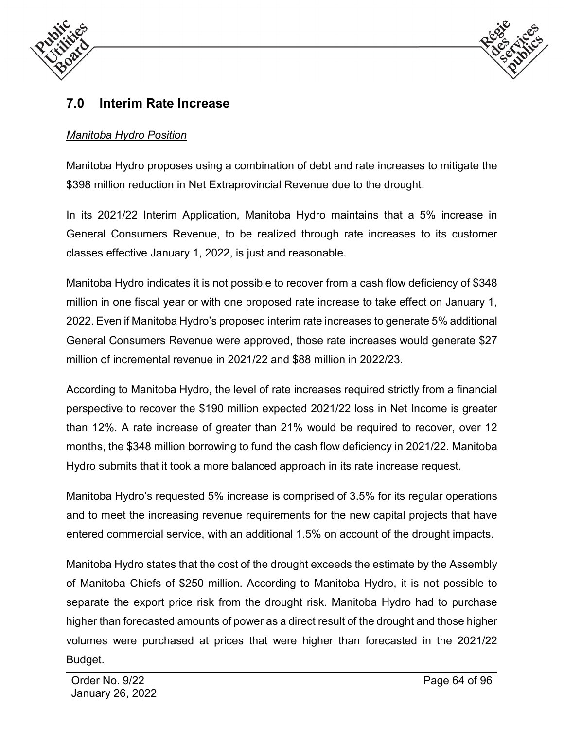## 7.0 Interim Rate Increase

*Manitoba Hydro Position*

Manitoba Hydro proposes using a combination of debt and rate increases to mitigate the $398 million reduction in Net Extraprovincial Revenue due to the drought.

In its 2021/22 Interim Application, Manitoba Hydro maintains that a 5% increase in General Consumers Revenue, to be realized through rate increases to its customer classes effective January 1, 2022, is just and reasonable.

Manitoba Hydro indicates it is not possible to recover from a cash flow deficiency of $348 million in one fiscal year or with one proposed rate increase to take effect on January 1, 2022. Even if Manitoba Hydro's proposed interim rate increases to generate 5% additional General Consumers Revenue were approved, those rate increases would generate $27 million of incremental revenue in 2021/22 and $88 million in 2022/23.

According to Manitoba Hydro, the level of rate increases required strictly from a financial perspective to recover the $190 million expected 2021/22 loss in Net Income is greater than 12%. A rate increase of greater than 21% would be required to recover, over 12 months, the $348 million borrowing to fund the cash flow deficiency in 2021/22. Manitoba Hydro submits that it took a more balanced approach in its rate increase request.

Manitoba Hydro's requested 5% increase is comprised of 3.5% for its regular operations and to meet the increasing revenue requirements for the new capital projects that have entered commercial service, with an additional 1.5% on account of the drought impacts.

Manitoba Hydro states that the cost of the drought exceeds the estimate by the Assembly of Manitoba Chiefs of $250 million. According to Manitoba Hydro, it is not possible to separate the export price risk from the drought risk. Manitoba Hydro had to purchase higher than forecasted amounts of power as a direct result of the drought and those higher volumes were purchased at prices that were higher than forecasted in the 2021/22 Budget.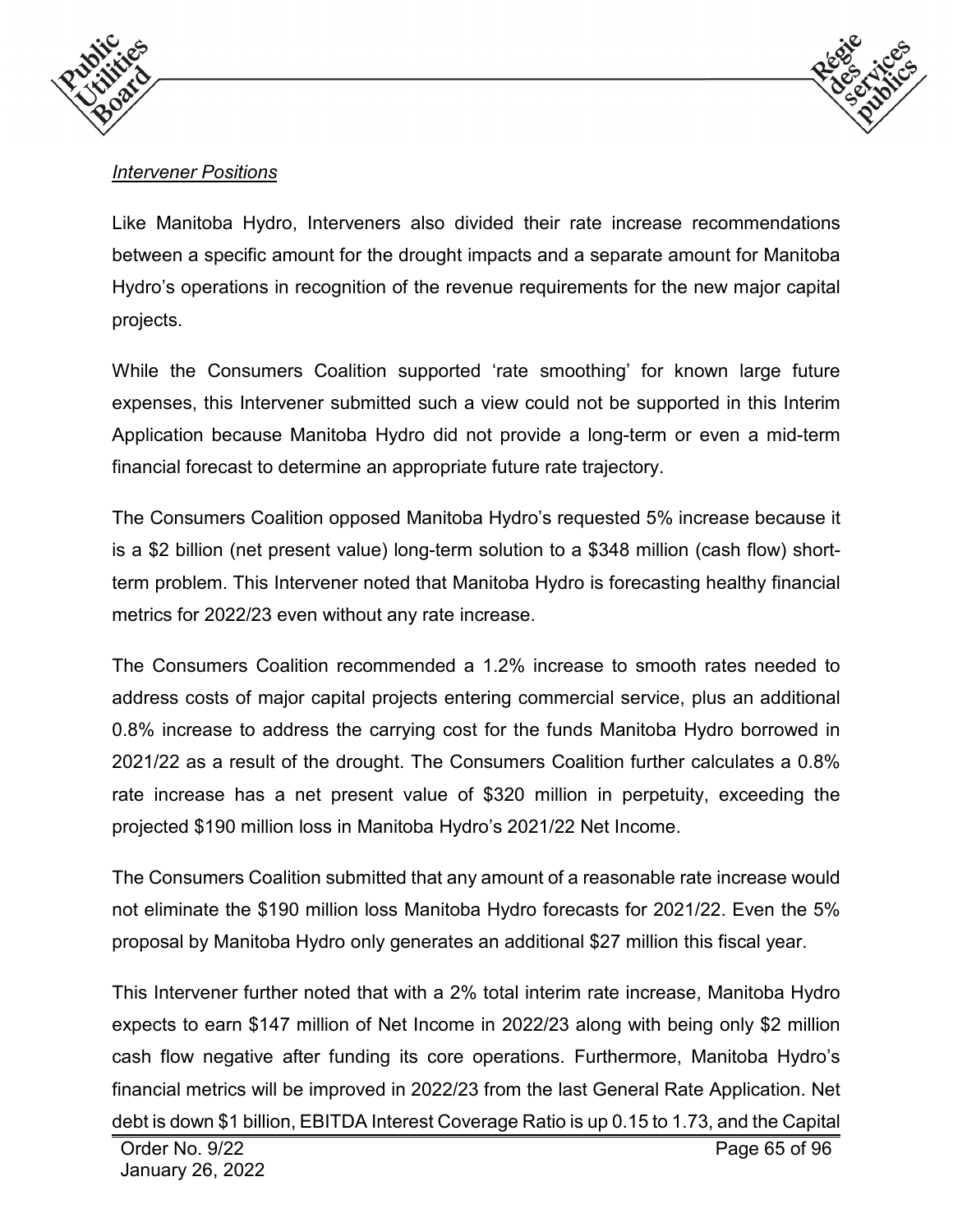*Intervener Positions*

Like Manitoba Hydro, Interveners also divided their rate increase recommendations between a specific amount for the drought impacts and a separate amount for Manitoba Hydro's operations in recognition of the revenue requirements for the new major capital projects.

While the Consumers Coalition supported 'rate smoothing' for known large future expenses, this Intervener submitted such a view could not be supported in this Interim Application because Manitoba Hydro did not provide a long-term or even a mid-term financial forecast to determine an appropriate future rate trajectory.

The Consumers Coalition opposed Manitoba Hydro's requested 5% increase because it is a $2 billion (net present value) long-term solution to a $348 million (cash flow) short-term problem. This Intervener noted that Manitoba Hydro is forecasting healthy financial metrics for 2022/23 even without any rate increase.

The Consumers Coalition recommended a 1.2% increase to smooth rates needed to address costs of major capital projects entering commercial service, plus an additional 0.8% increase to address the carrying cost for the funds Manitoba Hydro borrowed in 2021/22 as a result of the drought. The Consumers Coalition further calculates a 0.8% rate increase has a net present value of $320 million in perpetuity, exceeding the projected $190 million loss in Manitoba Hydro's 2021/22 Net Income.

The Consumers Coalition submitted that any amount of a reasonable rate increase would not eliminate the $190 million loss Manitoba Hydro forecasts for 2021/22. Even the 5% proposal by Manitoba Hydro only generates an additional $27 million this fiscal year.

This Intervener further noted that with a 2% total interim rate increase, Manitoba Hydro expects to earn $147 million of Net Income in 2022/23 along with being only $2 million cash flow negative after funding its core operations. Furthermore, Manitoba Hydro's financial metrics will be improved in 2022/23 from the last General Rate Application. Net debt is down $1 billion, EBITDA Interest Coverage Ratio is up 0.15 to 1.73, and the Capital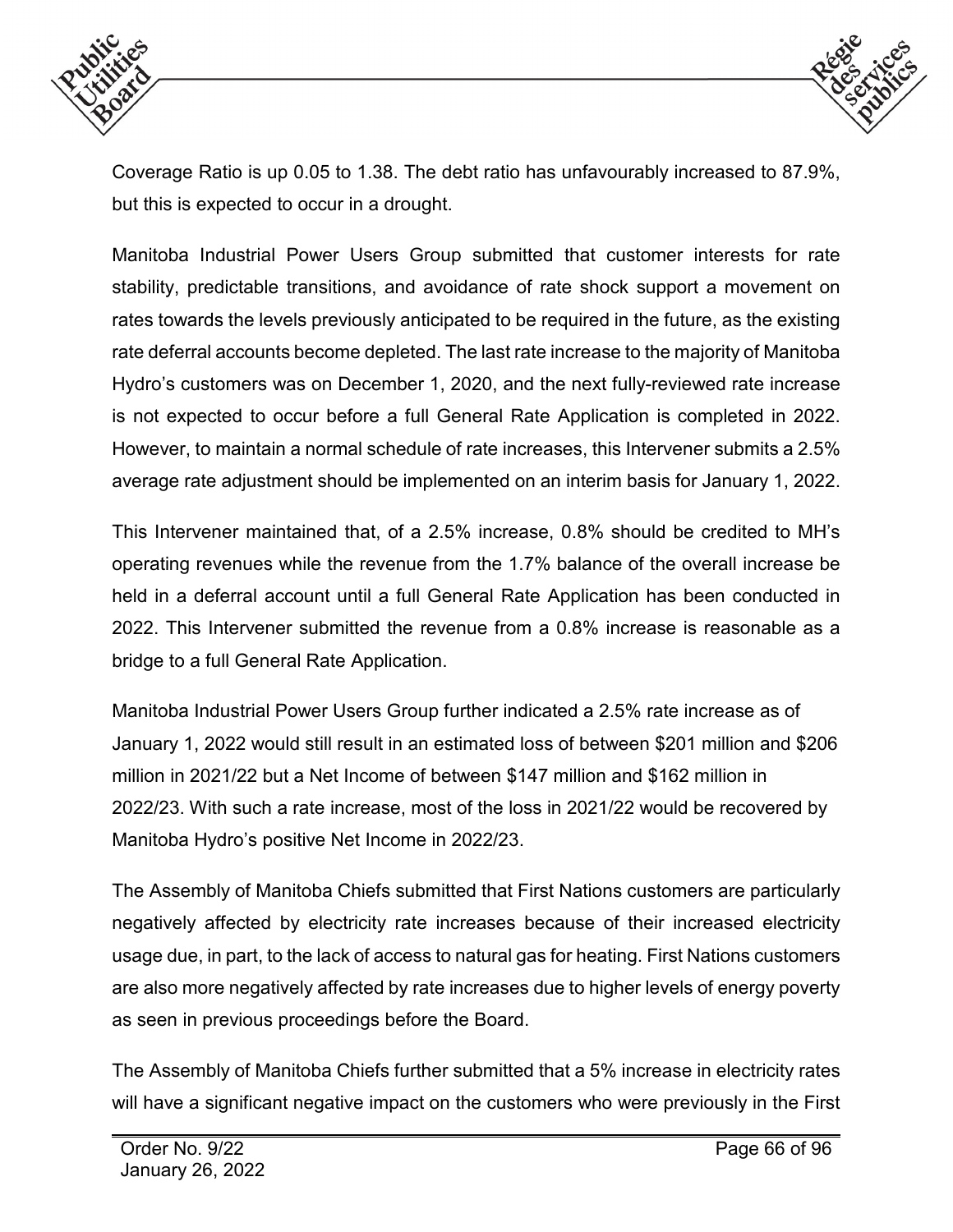Coverage Ratio is up 0.05 to 1.38. The debt ratio has unfavourably increased to 87.9%, but this is expected to occur in a drought.

Manitoba Industrial Power Users Group submitted that customer interests for rate stability, predictable transitions, and avoidance of rate shock support a movement on rates towards the levels previously anticipated to be required in the future, as the existing rate deferral accounts become depleted. The last rate increase to the majority of Manitoba Hydro's customers was on December 1, 2020, and the next fully-reviewed rate increase is not expected to occur before a full General Rate Application is completed in 2022. However, to maintain a normal schedule of rate increases, this Intervener submits a 2.5% average rate adjustment should be implemented on an interim basis for January 1, 2022.

This Intervener maintained that, of a 2.5% increase, 0.8% should be credited to MH's operating revenues while the revenue from the 1.7% balance of the overall increase be held in a deferral account until a full General Rate Application has been conducted in 2022. This Intervener submitted the revenue from a 0.8% increase is reasonable as a bridge to a full General Rate Application.

Manitoba Industrial Power Users Group further indicated a 2.5% rate increase as of January 1, 2022 would still result in an estimated loss of between $201 million and $206 million in 2021/22 but a Net Income of between $147 million and $162 million in 2022/23. With such a rate increase, most of the loss in 2021/22 would be recovered by Manitoba Hydro's positive Net Income in 2022/23.

The Assembly of Manitoba Chiefs submitted that First Nations customers are particularly negatively affected by electricity rate increases because of their increased electricity usage due, in part, to the lack of access to natural gas for heating. First Nations customers are also more negatively affected by rate increases due to higher levels of energy poverty as seen in previous proceedings before the Board.

The Assembly of Manitoba Chiefs further submitted that a 5% increase in electricity rates will have a significant negative impact on the customers who were previously in the First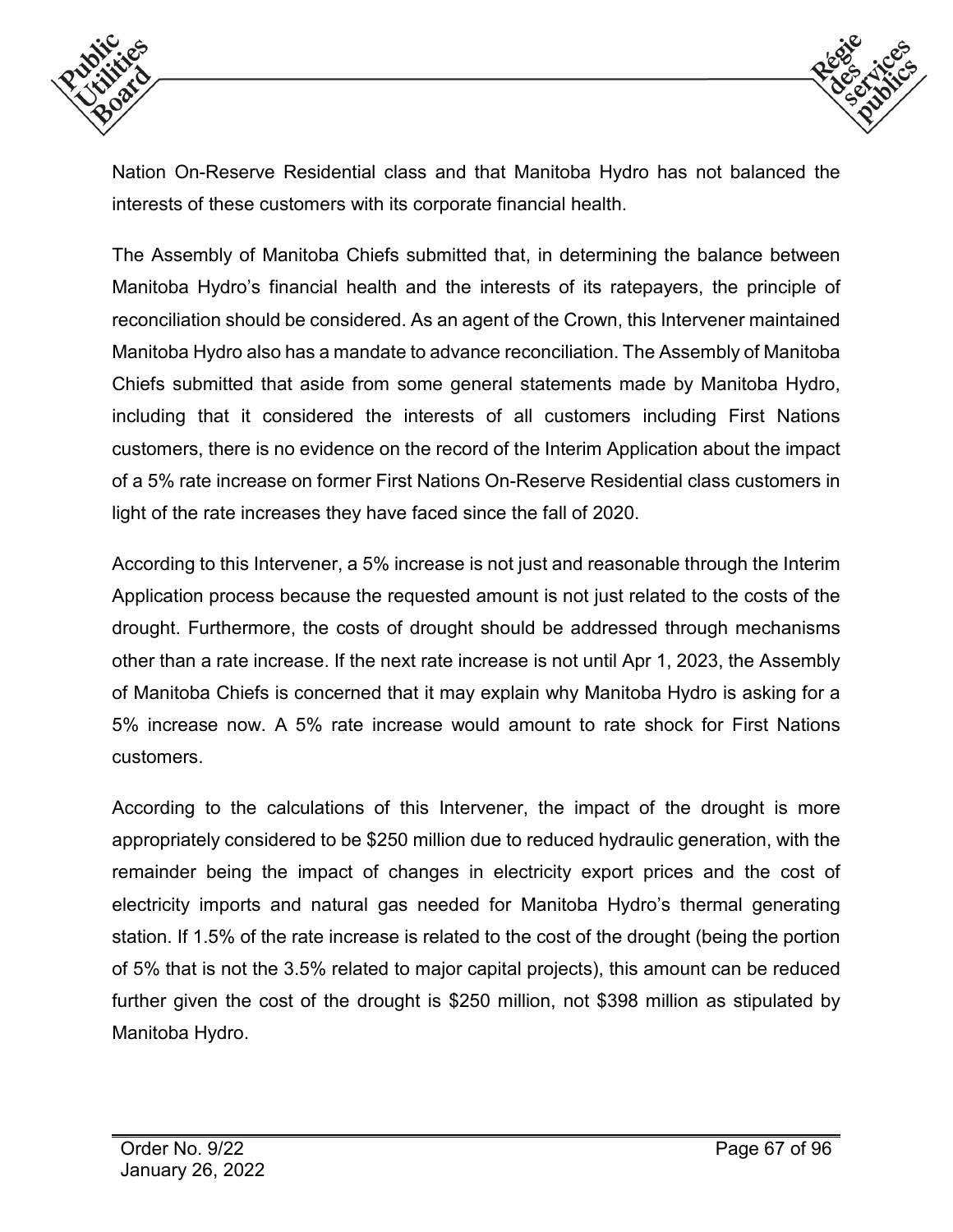Nation On-Reserve Residential class and that Manitoba Hydro has not balanced the interests of these customers with its corporate financial health.

The Assembly of Manitoba Chiefs submitted that, in determining the balance between Manitoba Hydro's financial health and the interests of its ratepayers, the principle of reconciliation should be considered. As an agent of the Crown, this Intervener maintained Manitoba Hydro also has a mandate to advance reconciliation. The Assembly of Manitoba Chiefs submitted that aside from some general statements made by Manitoba Hydro, including that it considered the interests of all customers including First Nations customers, there is no evidence on the record of the Interim Application about the impact of a 5% rate increase on former First Nations On-Reserve Residential class customers in light of the rate increases they have faced since the fall of 2020.

According to this Intervener, a 5% increase is not just and reasonable through the Interim Application process because the requested amount is not just related to the costs of the drought. Furthermore, the costs of drought should be addressed through mechanisms other than a rate increase. If the next rate increase is not until Apr 1, 2023, the Assembly of Manitoba Chiefs is concerned that it may explain why Manitoba Hydro is asking for a 5% increase now. A 5% rate increase would amount to rate shock for First Nations customers.

According to the calculations of this Intervener, the impact of the drought is more appropriately considered to be $250 million due to reduced hydraulic generation, with the remainder being the impact of changes in electricity export prices and the cost of electricity imports and natural gas needed for Manitoba Hydro's thermal generating station. If 1.5% of the rate increase is related to the cost of the drought (being the portion of 5% that is not the 3.5% related to major capital projects), this amount can be reduced further given the cost of the drought is $250 million, not $398 million as stipulated by Manitoba Hydro.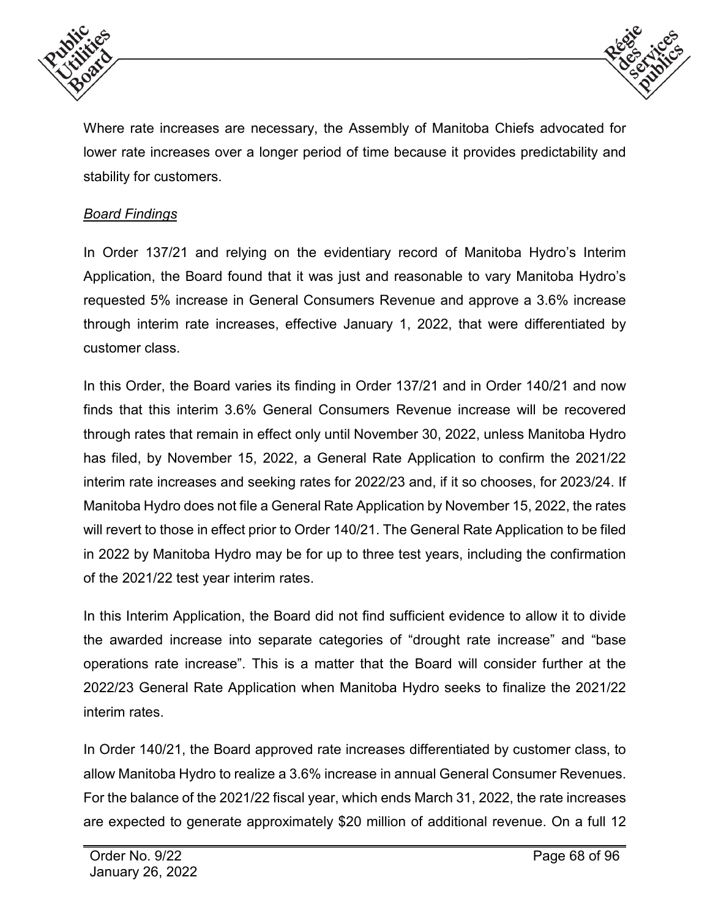Where rate increases are necessary, the Assembly of Manitoba Chiefs advocated for lower rate increases over a longer period of time because it provides predictability and stability for customers.

*Board Findings*

In Order 137/21 and relying on the evidentiary record of Manitoba Hydro's Interim Application, the Board found that it was just and reasonable to vary Manitoba Hydro's requested 5% increase in General Consumers Revenue and approve a 3.6% increase through interim rate increases, effective January 1, 2022, that were differentiated by customer class.

In this Order, the Board varies its finding in Order 137/21 and in Order 140/21 and now finds that this interim 3.6% General Consumers Revenue increase will be recovered through rates that remain in effect only until November 30, 2022, unless Manitoba Hydro has filed, by November 15, 2022, a General Rate Application to confirm the 2021/22 interim rate increases and seeking rates for 2022/23 and, if it so chooses, for 2023/24. If Manitoba Hydro does not file a General Rate Application by November 15, 2022, the rates will revert to those in effect prior to Order 140/21. The General Rate Application to be filed in 2022 by Manitoba Hydro may be for up to three test years, including the confirmation of the 2021/22 test year interim rates.

In this Interim Application, the Board did not find sufficient evidence to allow it to divide the awarded increase into separate categories of "drought rate increase" and "base operations rate increase". This is a matter that the Board will consider further at the 2022/23 General Rate Application when Manitoba Hydro seeks to finalize the 2021/22 interim rates.

In Order 140/21, the Board approved rate increases differentiated by customer class, to allow Manitoba Hydro to realize a 3.6% increase in annual General Consumer Revenues. For the balance of the 2021/22 fiscal year, which ends March 31, 2022, the rate increases are expected to generate approximately $20 million of additional revenue. On a full 12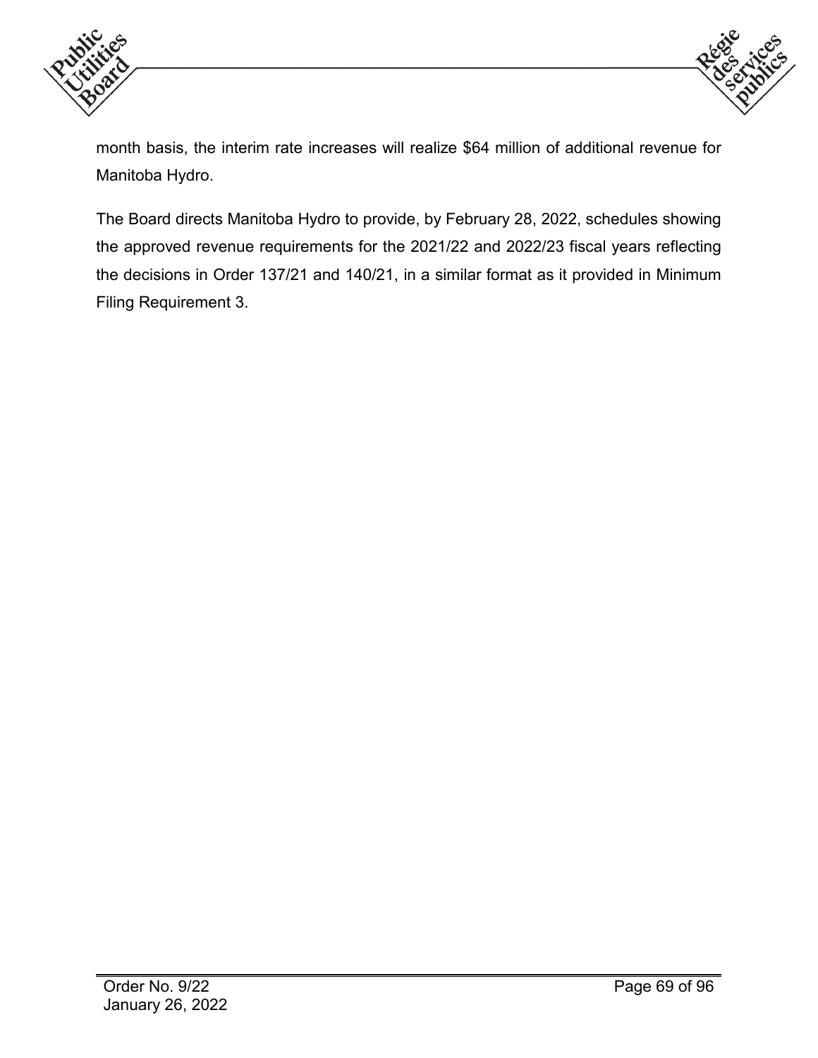month basis, the interim rate increases will realize $64 million of additional revenue for Manitoba Hydro.

The Board directs Manitoba Hydro to provide, by February 28, 2022, schedules showing the approved revenue requirements for the 2021/22 and 2022/23 fiscal years reflecting the decisions in Order 137/21 and 140/21, in a similar format as it provided in Minimum Filing Requirement 3.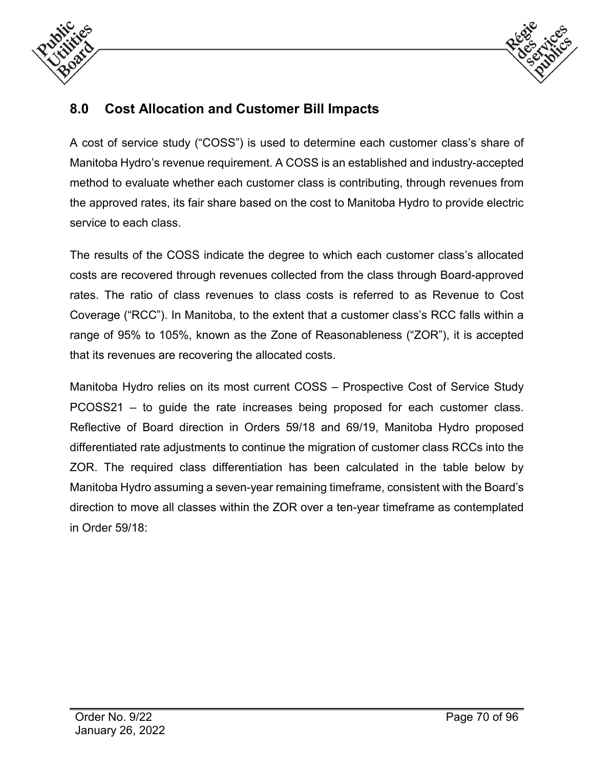## 8.0 Cost Allocation and Customer Bill Impacts

A cost of service study ("COSS") is used to determine each customer class's share of Manitoba Hydro's revenue requirement. A COSS is an established and industry-accepted method to evaluate whether each customer class is contributing, through revenues from the approved rates, its fair share based on the cost to Manitoba Hydro to provide electric service to each class.

The results of the COSS indicate the degree to which each customer class's allocated costs are recovered through revenues collected from the class through Board-approved rates. The ratio of class revenues to class costs is referred to as Revenue to Cost Coverage ("RCC"). In Manitoba, to the extent that a customer class's RCC falls within a range of 95% to 105%, known as the Zone of Reasonableness ("ZOR"), it is accepted that its revenues are recovering the allocated costs.

Manitoba Hydro relies on its most current COSS – Prospective Cost of Service Study PCOSS21 – to guide the rate increases being proposed for each customer class. Reflective of Board direction in Orders 59/18 and 69/19, Manitoba Hydro proposed differentiated rate adjustments to continue the migration of customer class RCCs into the ZOR. The required class differentiation has been calculated in the table below by Manitoba Hydro assuming a seven-year remaining timeframe, consistent with the Board's direction to move all classes within the ZOR over a ten-year timeframe as contemplated in Order 59/18: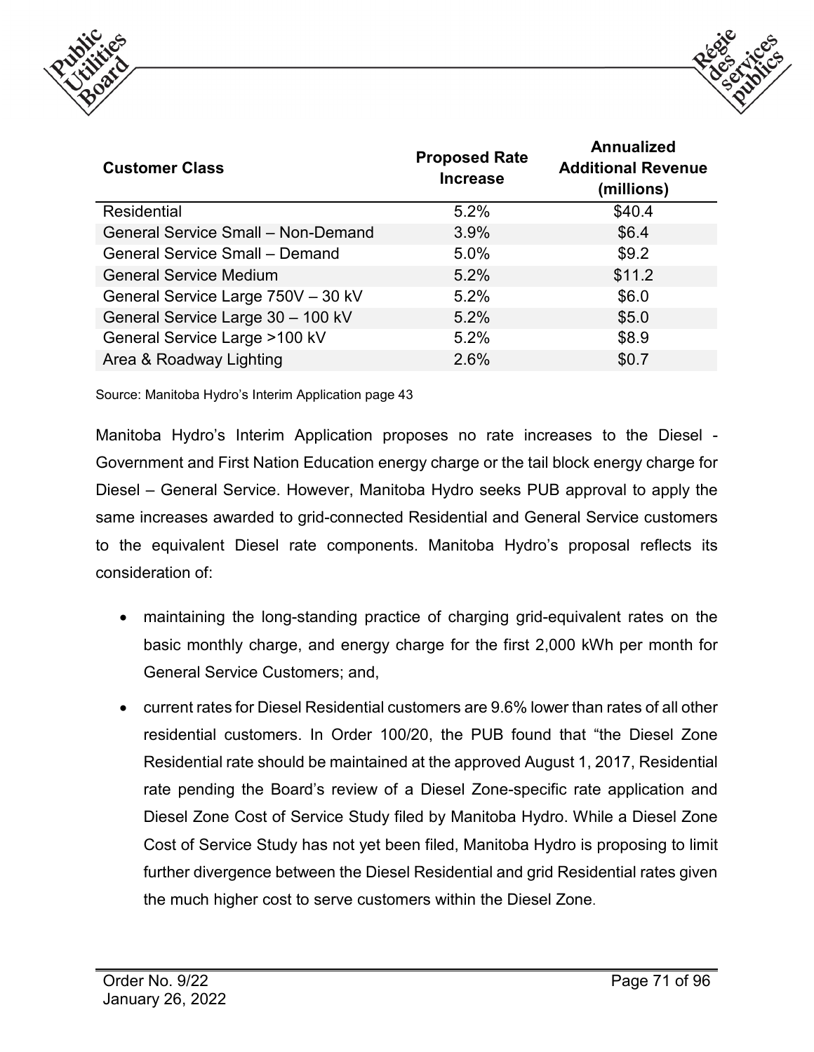| Customer Class | Proposed Rate Increase | Annualized Additional Revenue (millions) |
|---|---|---|
| Residential | 5.2% | $40.4 |
| General Service Small – Non-Demand | 3.9% | $6.4 |
| General Service Small – Demand | 5.0% | $9.2 |
| General Service Medium | 5.2% | $11.2 |
| General Service Large 750V – 30 kV | 5.2% | $6.0 |
| General Service Large 30 – 100 kV | 5.2% | $5.0 |
| General Service Large >100 kV | 5.2% | $8.9 |
| Area & Roadway Lighting | 2.6% | $0.7 |

Source: Manitoba Hydro's Interim Application page 43

Manitoba Hydro's Interim Application proposes no rate increases to the Diesel - Government and First Nation Education energy charge or the tail block energy charge for Diesel – General Service. However, Manitoba Hydro seeks PUB approval to apply the same increases awarded to grid-connected Residential and General Service customers to the equivalent Diesel rate components. Manitoba Hydro's proposal reflects its consideration of:

- maintaining the long-standing practice of charging grid-equivalent rates on the basic monthly charge, and energy charge for the first 2,000 kWh per month for General Service Customers; and,
- current rates for Diesel Residential customers are 9.6% lower than rates of all other residential customers. In Order 100/20, the PUB found that "the Diesel Zone Residential rate should be maintained at the approved August 1, 2017, Residential rate pending the Board's review of a Diesel Zone-specific rate application and Diesel Zone Cost of Service Study filed by Manitoba Hydro. While a Diesel Zone Cost of Service Study has not yet been filed, Manitoba Hydro is proposing to limit further divergence between the Diesel Residential and grid Residential rates given the much higher cost to serve customers within the Diesel Zone.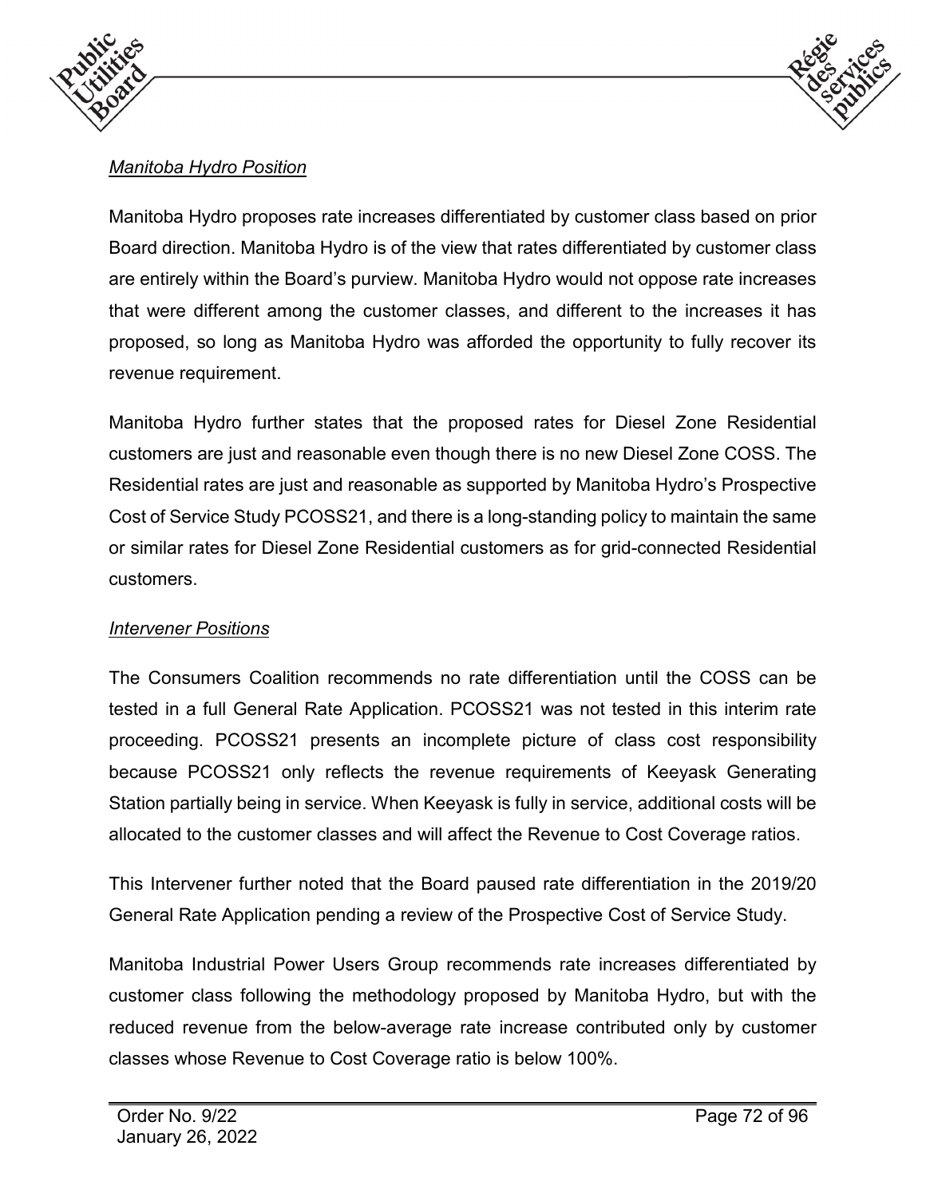*Manitoba Hydro Position*

Manitoba Hydro proposes rate increases differentiated by customer class based on prior Board direction. Manitoba Hydro is of the view that rates differentiated by customer class are entirely within the Board's purview. Manitoba Hydro would not oppose rate increases that were different among the customer classes, and different to the increases it has proposed, so long as Manitoba Hydro was afforded the opportunity to fully recover its revenue requirement.

Manitoba Hydro further states that the proposed rates for Diesel Zone Residential customers are just and reasonable even though there is no new Diesel Zone COSS. The Residential rates are just and reasonable as supported by Manitoba Hydro's Prospective Cost of Service Study PCOSS21, and there is a long-standing policy to maintain the same or similar rates for Diesel Zone Residential customers as for grid-connected Residential customers.

*Intervener Positions*

The Consumers Coalition recommends no rate differentiation until the COSS can be tested in a full General Rate Application. PCOSS21 was not tested in this interim rate proceeding. PCOSS21 presents an incomplete picture of class cost responsibility because PCOSS21 only reflects the revenue requirements of Keeyask Generating Station partially being in service. When Keeyask is fully in service, additional costs will be allocated to the customer classes and will affect the Revenue to Cost Coverage ratios.

This Intervener further noted that the Board paused rate differentiation in the 2019/20 General Rate Application pending a review of the Prospective Cost of Service Study.

Manitoba Industrial Power Users Group recommends rate increases differentiated by customer class following the methodology proposed by Manitoba Hydro, but with the reduced revenue from the below-average rate increase contributed only by customer classes whose Revenue to Cost Coverage ratio is below 100%.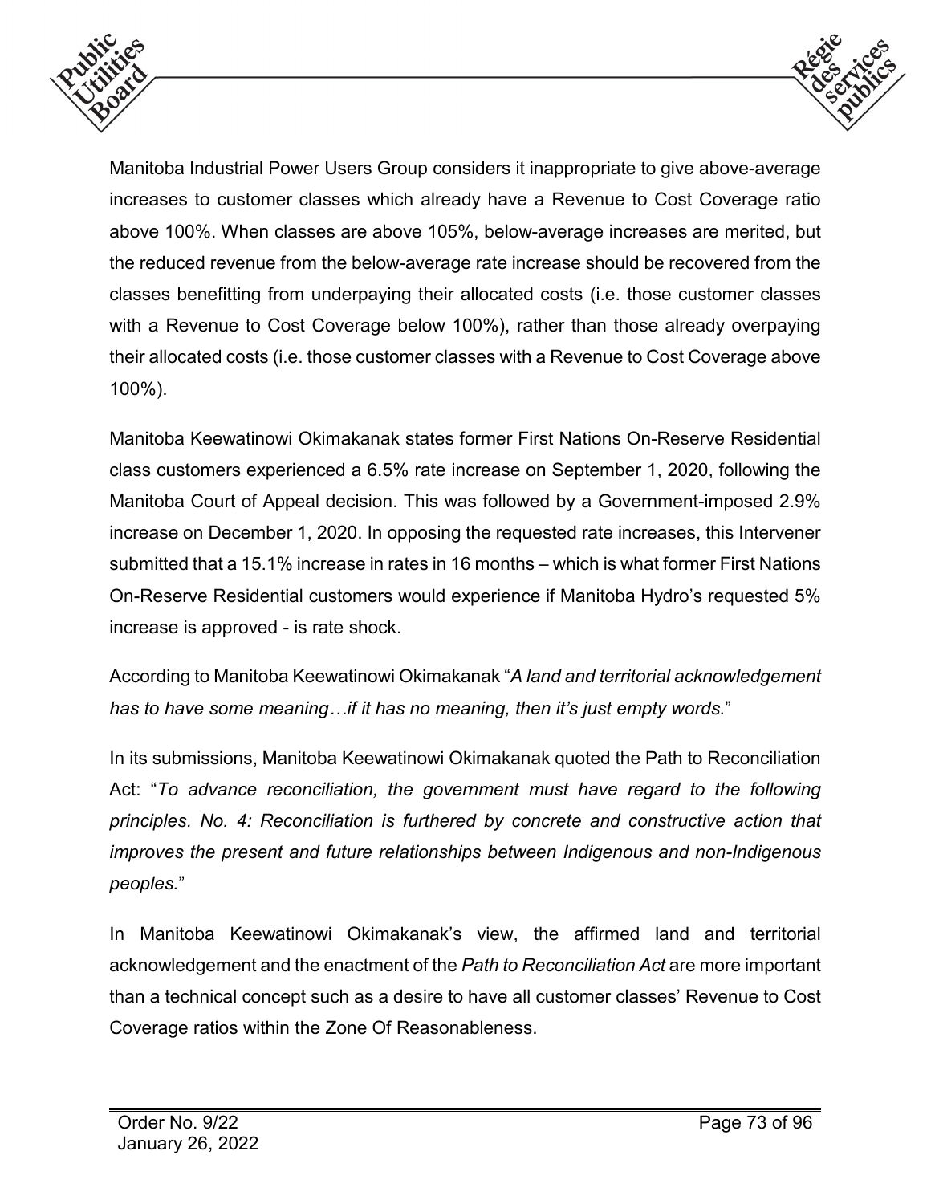Manitoba Industrial Power Users Group considers it inappropriate to give above-average increases to customer classes which already have a Revenue to Cost Coverage ratio above 100%. When classes are above 105%, below-average increases are merited, but the reduced revenue from the below-average rate increase should be recovered from the classes benefitting from underpaying their allocated costs (i.e. those customer classes with a Revenue to Cost Coverage below 100%), rather than those already overpaying their allocated costs (i.e. those customer classes with a Revenue to Cost Coverage above 100%).

Manitoba Keewatinowi Okimakanak states former First Nations On-Reserve Residential class customers experienced a 6.5% rate increase on September 1, 2020, following the Manitoba Court of Appeal decision. This was followed by a Government-imposed 2.9% increase on December 1, 2020. In opposing the requested rate increases, this Intervener submitted that a 15.1% increase in rates in 16 months – which is what former First Nations On-Reserve Residential customers would experience if Manitoba Hydro's requested 5% increase is approved - is rate shock.

According to Manitoba Keewatinowi Okimakanak "*A land and territorial acknowledgement has to have some meaning…if it has no meaning, then it's just empty words.*"

In its submissions, Manitoba Keewatinowi Okimakanak quoted the Path to Reconciliation Act: "*To advance reconciliation, the government must have regard to the following principles. No. 4: Reconciliation is furthered by concrete and constructive action that improves the present and future relationships between Indigenous and non-Indigenous peoples.*"

In Manitoba Keewatinowi Okimakanak's view, the affirmed land and territorial acknowledgement and the enactment of the *Path to Reconciliation Act* are more important than a technical concept such as a desire to have all customer classes' Revenue to Cost Coverage ratios within the Zone Of Reasonableness.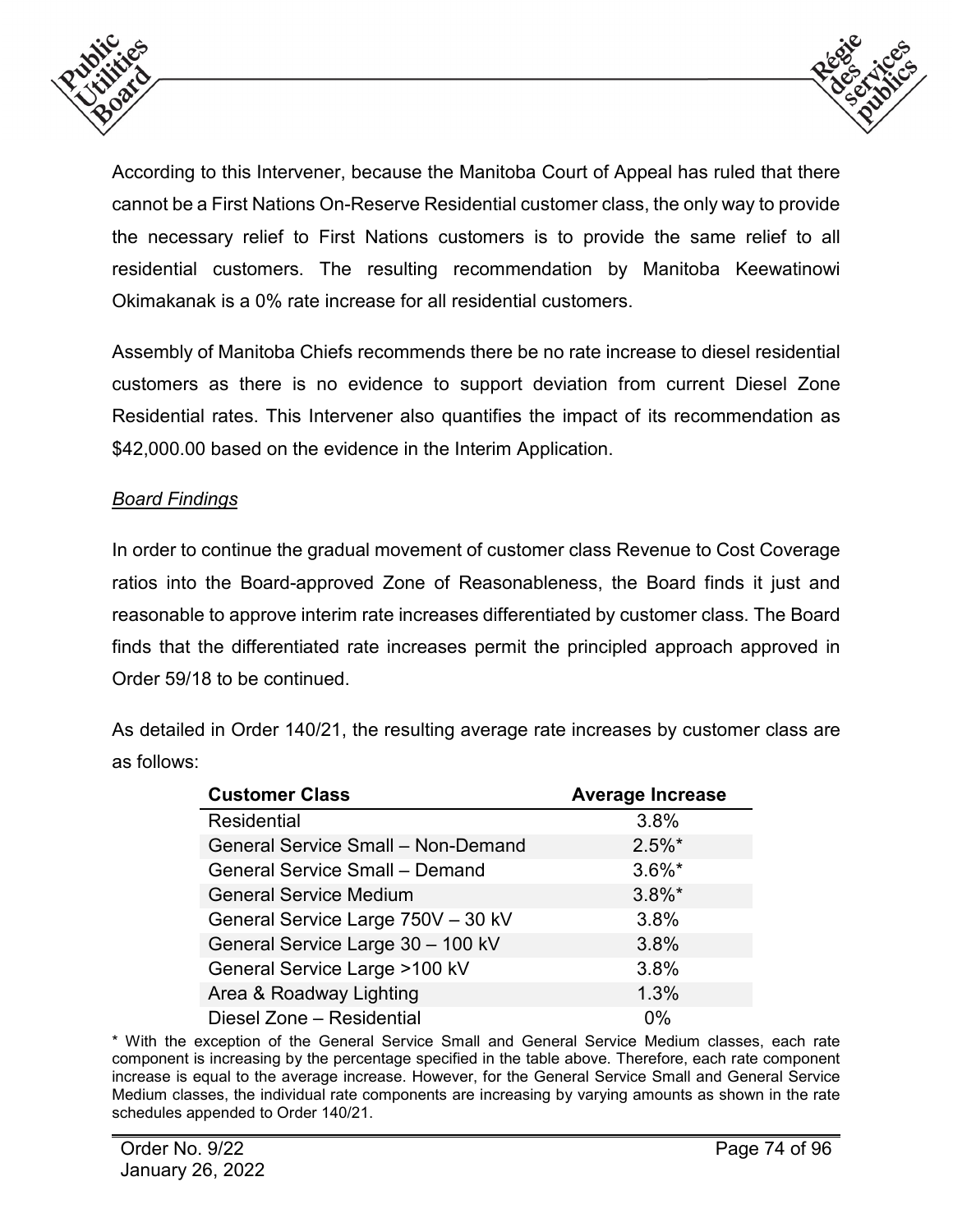According to this Intervener, because the Manitoba Court of Appeal has ruled that there cannot be a First Nations On-Reserve Residential customer class, the only way to provide the necessary relief to First Nations customers is to provide the same relief to all residential customers. The resulting recommendation by Manitoba Keewatinowi Okimakanak is a 0% rate increase for all residential customers.

Assembly of Manitoba Chiefs recommends there be no rate increase to diesel residential customers as there is no evidence to support deviation from current Diesel Zone Residential rates. This Intervener also quantifies the impact of its recommendation as $42,000.00 based on the evidence in the Interim Application.

*Board Findings*

In order to continue the gradual movement of customer class Revenue to Cost Coverage ratios into the Board-approved Zone of Reasonableness, the Board finds it just and reasonable to approve interim rate increases differentiated by customer class. The Board finds that the differentiated rate increases permit the principled approach approved in Order 59/18 to be continued.

As detailed in Order 140/21, the resulting average rate increases by customer class are as follows:

| Customer Class | Average Increase |
|---|---|
| Residential | 3.8% |
| General Service Small – Non-Demand | 2.5%* |
| General Service Small – Demand | 3.6%* |
| General Service Medium | 3.8%* |
| General Service Large 750V – 30 kV | 3.8% |
| General Service Large 30 – 100 kV | 3.8% |
| General Service Large >100 kV | 3.8% |
| Area & Roadway Lighting | 1.3% |
| Diesel Zone – Residential | 0% |

* With the exception of the General Service Small and General Service Medium classes, each rate component is increasing by the percentage specified in the table above. Therefore, each rate component increase is equal to the average increase. However, for the General Service Small and General Service Medium classes, the individual rate components are increasing by varying amounts as shown in the rate schedules appended to Order 140/21.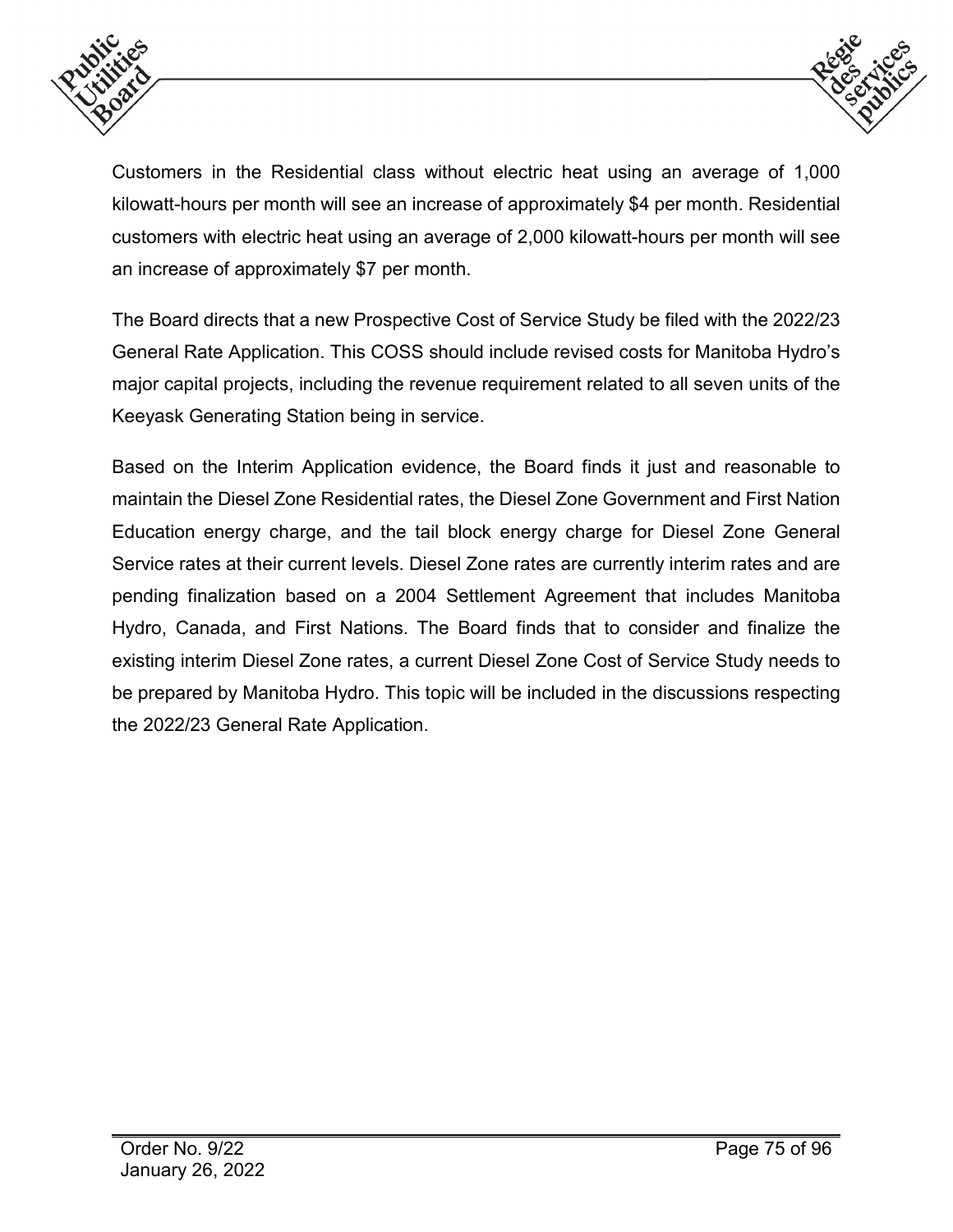Customers in the Residential class without electric heat using an average of 1,000 kilowatt-hours per month will see an increase of approximately $4 per month. Residential customers with electric heat using an average of 2,000 kilowatt-hours per month will see an increase of approximately $7 per month.

The Board directs that a new Prospective Cost of Service Study be filed with the 2022/23 General Rate Application. This COSS should include revised costs for Manitoba Hydro's major capital projects, including the revenue requirement related to all seven units of the Keeyask Generating Station being in service.

Based on the Interim Application evidence, the Board finds it just and reasonable to maintain the Diesel Zone Residential rates, the Diesel Zone Government and First Nation Education energy charge, and the tail block energy charge for Diesel Zone General Service rates at their current levels. Diesel Zone rates are currently interim rates and are pending finalization based on a 2004 Settlement Agreement that includes Manitoba Hydro, Canada, and First Nations. The Board finds that to consider and finalize the existing interim Diesel Zone rates, a current Diesel Zone Cost of Service Study needs to be prepared by Manitoba Hydro. This topic will be included in the discussions respecting the 2022/23 General Rate Application.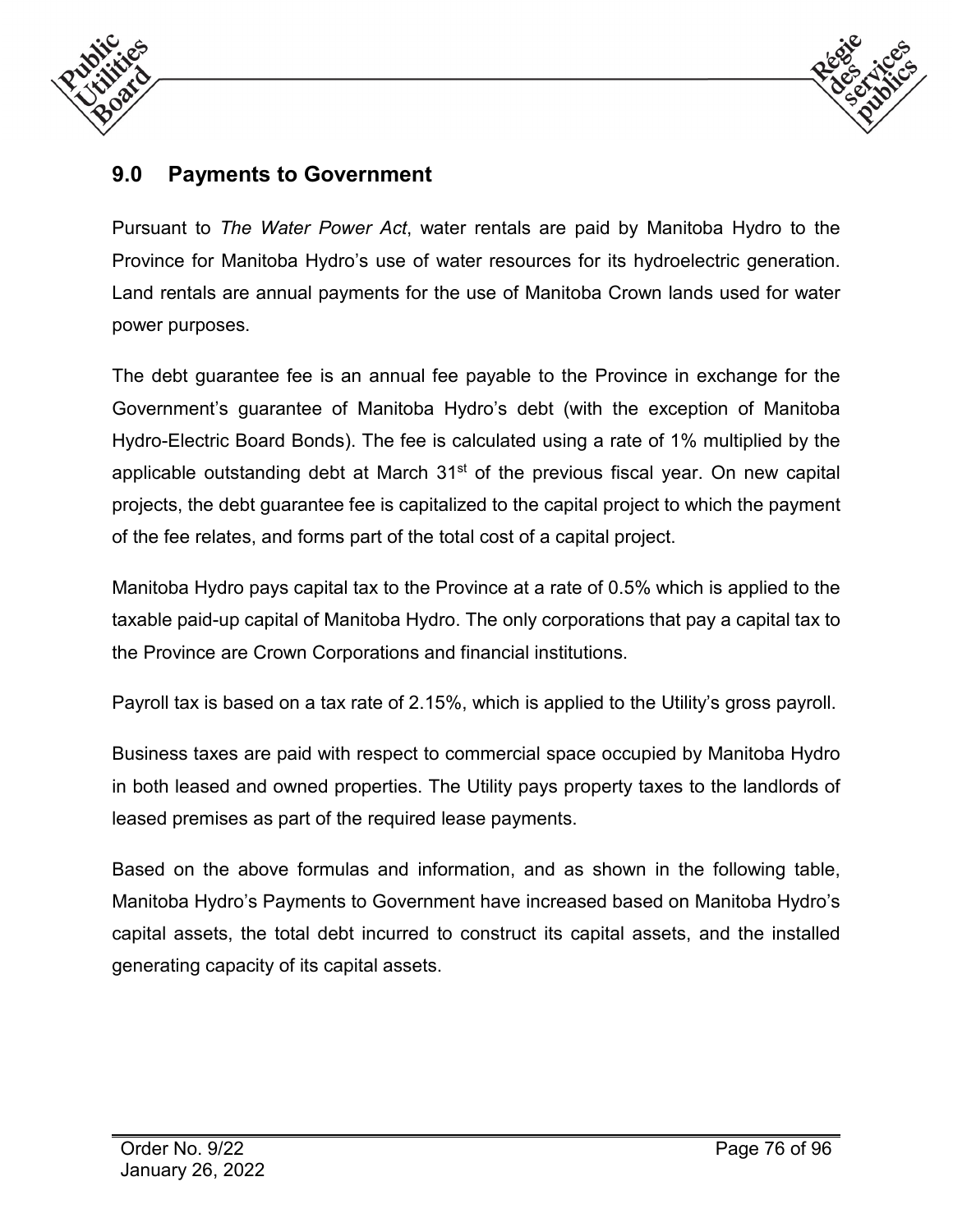## 9.0 Payments to Government

Pursuant to *The Water Power Act*, water rentals are paid by Manitoba Hydro to the Province for Manitoba Hydro's use of water resources for its hydroelectric generation. Land rentals are annual payments for the use of Manitoba Crown lands used for water power purposes.

The debt guarantee fee is an annual fee payable to the Province in exchange for the Government's guarantee of Manitoba Hydro's debt (with the exception of Manitoba Hydro-Electric Board Bonds). The fee is calculated using a rate of 1% multiplied by the applicable outstanding debt at March 31st of the previous fiscal year. On new capital projects, the debt guarantee fee is capitalized to the capital project to which the payment of the fee relates, and forms part of the total cost of a capital project.

Manitoba Hydro pays capital tax to the Province at a rate of 0.5% which is applied to the taxable paid-up capital of Manitoba Hydro. The only corporations that pay a capital tax to the Province are Crown Corporations and financial institutions.

Payroll tax is based on a tax rate of 2.15%, which is applied to the Utility's gross payroll.

Business taxes are paid with respect to commercial space occupied by Manitoba Hydro in both leased and owned properties. The Utility pays property taxes to the landlords of leased premises as part of the required lease payments.

Based on the above formulas and information, and as shown in the following table, Manitoba Hydro's Payments to Government have increased based on Manitoba Hydro's capital assets, the total debt incurred to construct its capital assets, and the installed generating capacity of its capital assets.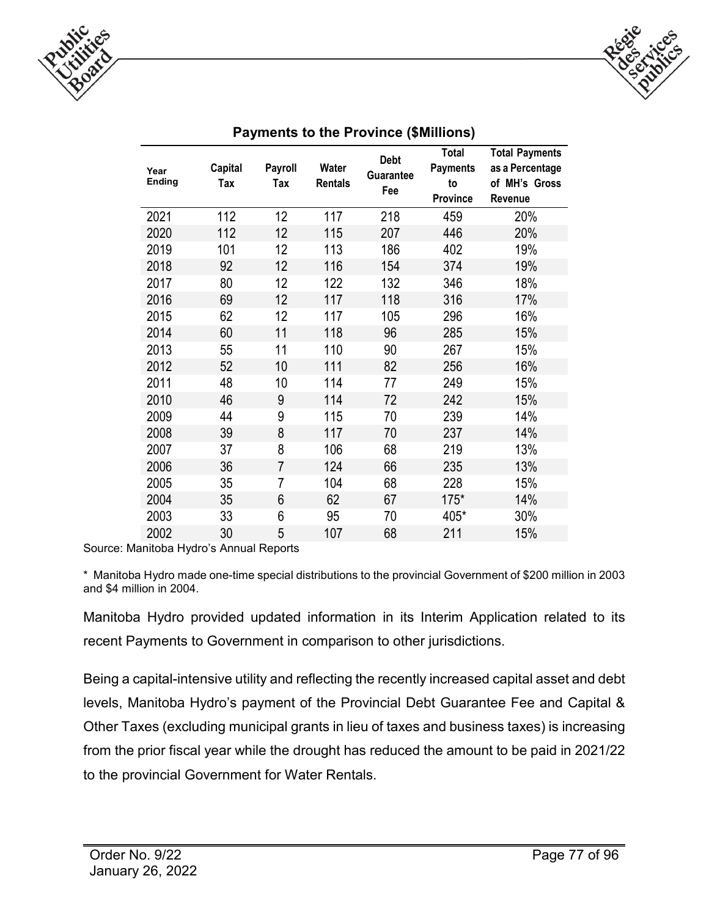**Payments to the Province ($Millions)**

| Year Ending | Capital Tax | Payroll Tax | Water Rentals | Debt Guarantee Fee | Total Payments to Province | Total Payments as a Percentage of MH's Gross Revenue |
|---|---|---|---|---|---|---|
| 2021 | 112 | 12 | 117 | 218 | 459 | 20% |
| 2020 | 112 | 12 | 115 | 207 | 446 | 20% |
| 2019 | 101 | 12 | 113 | 186 | 402 | 19% |
| 2018 | 92 | 12 | 116 | 154 | 374 | 19% |
| 2017 | 80 | 12 | 122 | 132 | 346 | 18% |
| 2016 | 69 | 12 | 117 | 118 | 316 | 17% |
| 2015 | 62 | 12 | 117 | 105 | 296 | 16% |
| 2014 | 60 | 11 | 118 | 96 | 285 | 15% |
| 2013 | 55 | 11 | 110 | 90 | 267 | 15% |
| 2012 | 52 | 10 | 111 | 82 | 256 | 16% |
| 2011 | 48 | 10 | 114 | 77 | 249 | 15% |
| 2010 | 46 | 9 | 114 | 72 | 242 | 15% |
| 2009 | 44 | 9 | 115 | 70 | 239 | 14% |
| 2008 | 39 | 8 | 117 | 70 | 237 | 14% |
| 2007 | 37 | 8 | 106 | 68 | 219 | 13% |
| 2006 | 36 | 7 | 124 | 66 | 235 | 13% |
| 2005 | 35 | 7 | 104 | 68 | 228 | 15% |
| 2004 | 35 | 6 | 62 | 67 | 175* | 14% |
| 2003 | 33 | 6 | 95 | 70 | 405* | 30% |
| 2002 | 30 | 5 | 107 | 68 | 211 | 15% |

Source: Manitoba Hydro's Annual Reports

* Manitoba Hydro made one-time special distributions to the provincial Government of $200 million in 2003 and $4 million in 2004.

Manitoba Hydro provided updated information in its Interim Application related to its recent Payments to Government in comparison to other jurisdictions.

Being a capital-intensive utility and reflecting the recently increased capital asset and debt levels, Manitoba Hydro's payment of the Provincial Debt Guarantee Fee and Capital & Other Taxes (excluding municipal grants in lieu of taxes and business taxes) is increasing from the prior fiscal year while the drought has reduced the amount to be paid in 2021/22 to the provincial Government for Water Rentals.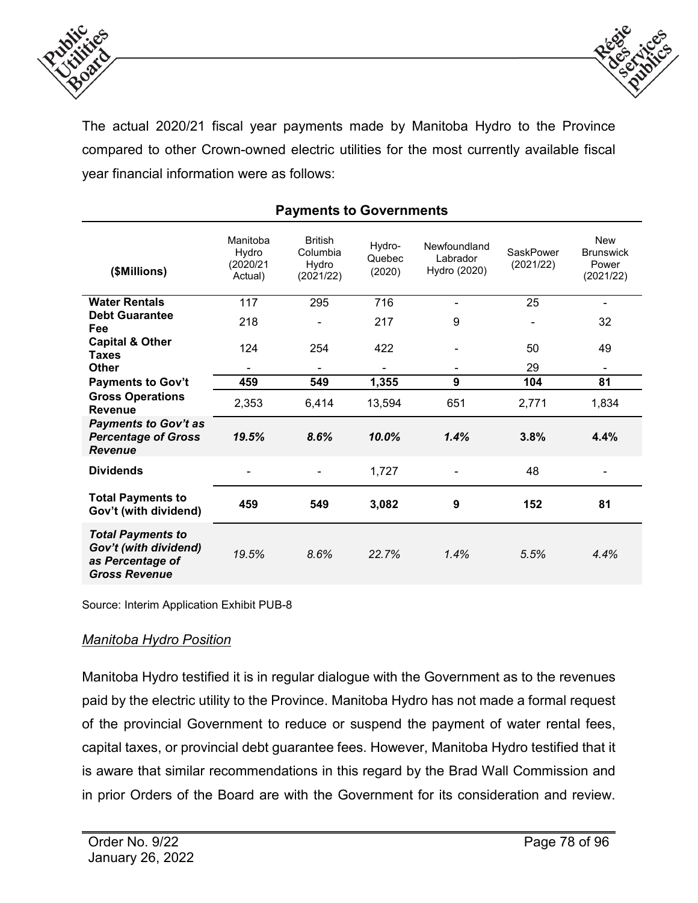The actual 2020/21 fiscal year payments made by Manitoba Hydro to the Province compared to other Crown-owned electric utilities for the most currently available fiscal year financial information were as follows:

**Payments to Governments**

| ($Millions) | Manitoba Hydro (2020/21 Actual) | British Columbia Hydro (2021/22) | Hydro-Quebec (2020) | Newfoundland Labrador Hydro (2020) | SaskPower (2021/22) | New Brunswick Power (2021/22) |
|---|---|---|---|---|---|---|
| **Water Rentals** | 117 | 295 | 716 | - | 25 | - |
| **Debt Guarantee Fee** | 218 | - | 217 | 9 | - | 32 |
| **Capital & Other Taxes** | 124 | 254 | 422 | - | 50 | 49 |
| **Other** | - | - | - | - | 29 | - |
| **Payments to Gov't** | **459** | **549** | **1,355** | **9** | **104** | **81** |
| **Gross Operations Revenue** | 2,353 | 6,414 | 13,594 | 651 | 2,771 | 1,834 |
| ***Payments to Gov't as Percentage of Gross Revenue*** | ***19.5%*** | ***8.6%*** | ***10.0%*** | ***1.4%*** | **3.8%** | **4.4%** |
| **Dividends** | - | - | 1,727 | - | 48 | - |
| **Total Payments to Gov't (with dividend)** | **459** | **549** | **3,082** | **9** | **152** | **81** |
| ***Total Payments to Gov't (with dividend) as Percentage of Gross Revenue*** | *19.5%* | *8.6%* | *22.7%* | *1.4%* | *5.5%* | *4.4%* |

Source: Interim Application Exhibit PUB-8

*Manitoba Hydro Position*

Manitoba Hydro testified it is in regular dialogue with the Government as to the revenues paid by the electric utility to the Province. Manitoba Hydro has not made a formal request of the provincial Government to reduce or suspend the payment of water rental fees, capital taxes, or provincial debt guarantee fees. However, Manitoba Hydro testified that it is aware that similar recommendations in this regard by the Brad Wall Commission and in prior Orders of the Board are with the Government for its consideration and review.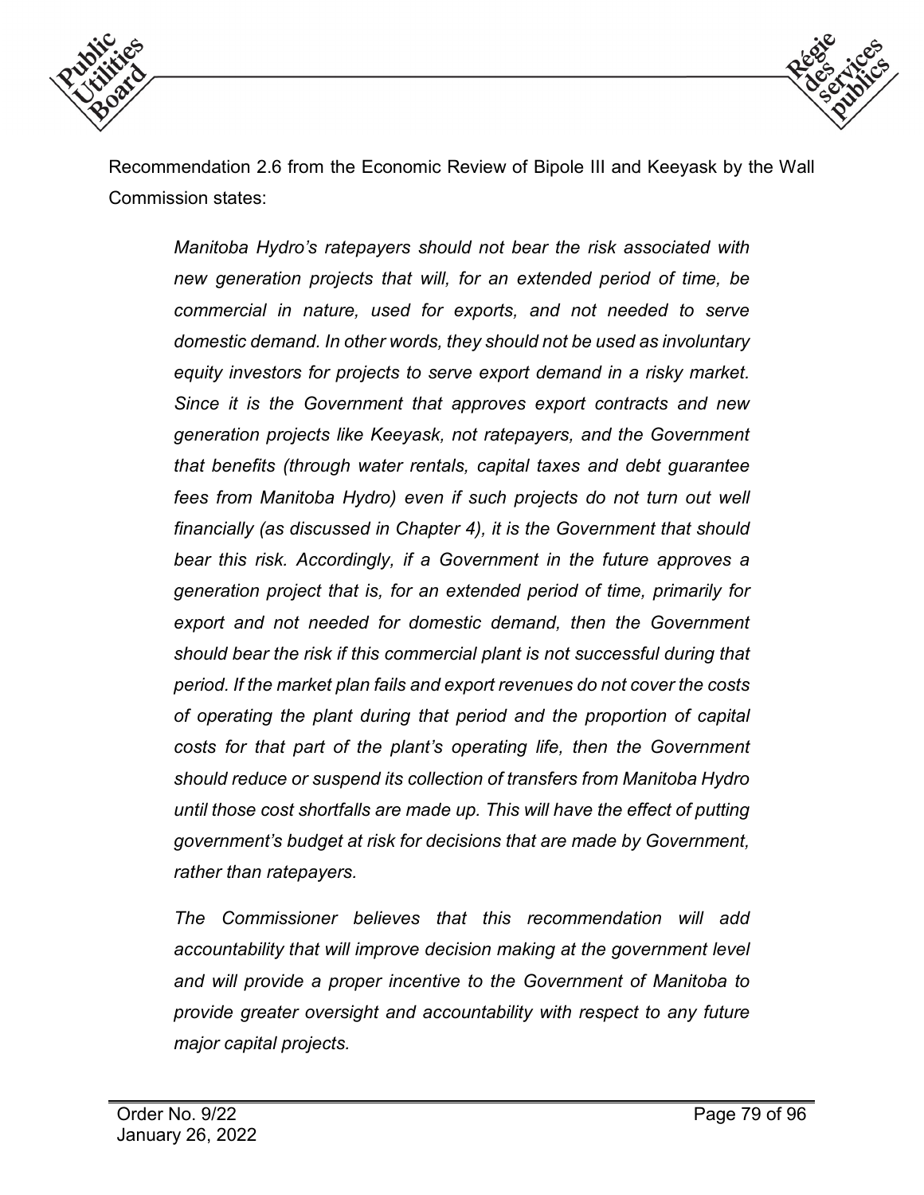Recommendation 2.6 from the Economic Review of Bipole III and Keeyask by the Wall Commission states:

> *Manitoba Hydro's ratepayers should not bear the risk associated with new generation projects that will, for an extended period of time, be commercial in nature, used for exports, and not needed to serve domestic demand. In other words, they should not be used as involuntary equity investors for projects to serve export demand in a risky market. Since it is the Government that approves export contracts and new generation projects like Keeyask, not ratepayers, and the Government that benefits (through water rentals, capital taxes and debt guarantee fees from Manitoba Hydro) even if such projects do not turn out well financially (as discussed in Chapter 4), it is the Government that should bear this risk. Accordingly, if a Government in the future approves a generation project that is, for an extended period of time, primarily for export and not needed for domestic demand, then the Government should bear the risk if this commercial plant is not successful during that period. If the market plan fails and export revenues do not cover the costs of operating the plant during that period and the proportion of capital costs for that part of the plant's operating life, then the Government should reduce or suspend its collection of transfers from Manitoba Hydro until those cost shortfalls are made up. This will have the effect of putting government's budget at risk for decisions that are made by Government, rather than ratepayers.*
>
> *The Commissioner believes that this recommendation will add accountability that will improve decision making at the government level and will provide a proper incentive to the Government of Manitoba to provide greater oversight and accountability with respect to any future major capital projects.*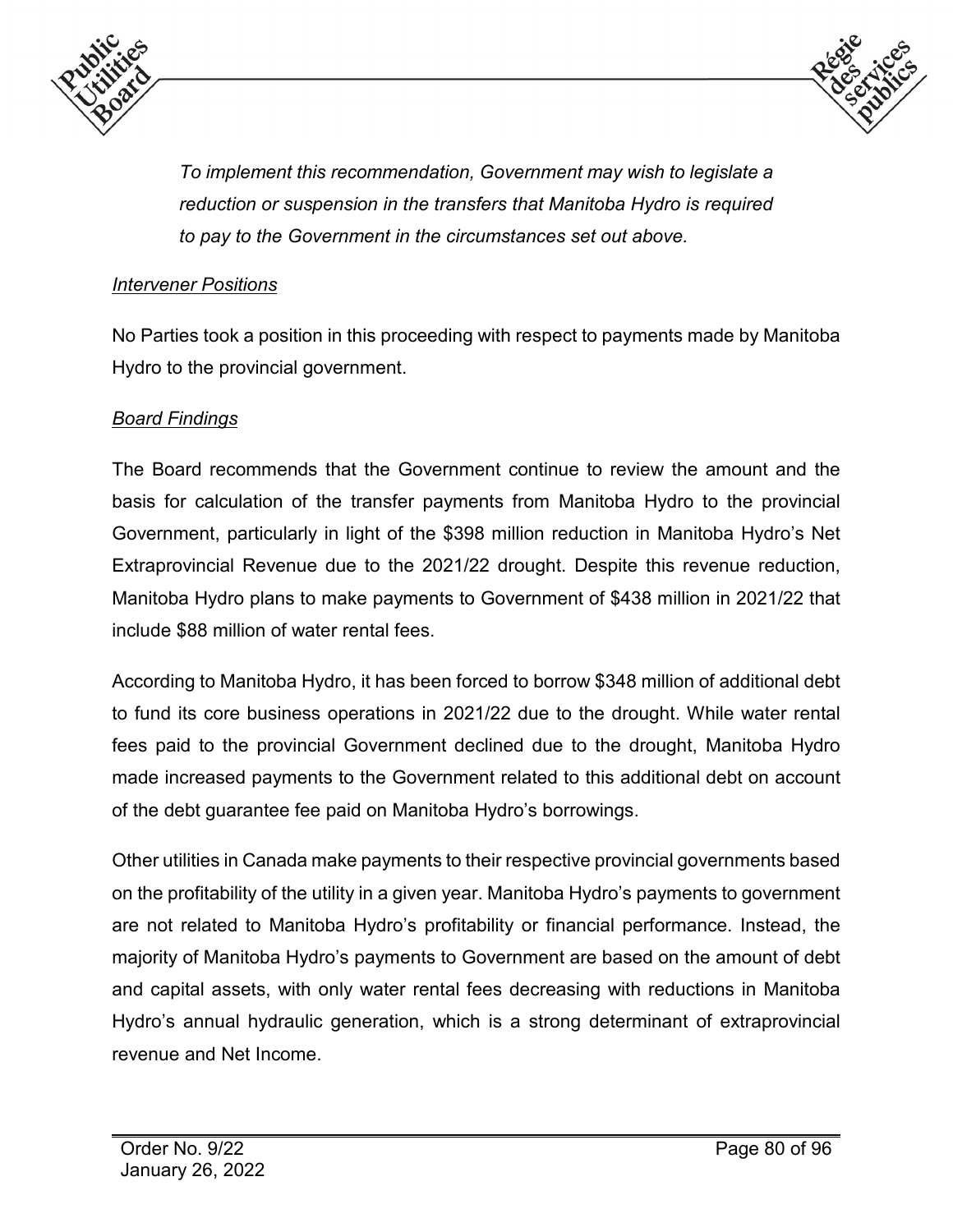*To implement this recommendation, Government may wish to legislate a reduction or suspension in the transfers that Manitoba Hydro is required to pay to the Government in the circumstances set out above.*

*Intervener Positions*

No Parties took a position in this proceeding with respect to payments made by Manitoba Hydro to the provincial government.

*Board Findings*

The Board recommends that the Government continue to review the amount and the basis for calculation of the transfer payments from Manitoba Hydro to the provincial Government, particularly in light of the $398 million reduction in Manitoba Hydro's Net Extraprovincial Revenue due to the 2021/22 drought. Despite this revenue reduction, Manitoba Hydro plans to make payments to Government of $438 million in 2021/22 that include $88 million of water rental fees.

According to Manitoba Hydro, it has been forced to borrow $348 million of additional debt to fund its core business operations in 2021/22 due to the drought. While water rental fees paid to the provincial Government declined due to the drought, Manitoba Hydro made increased payments to the Government related to this additional debt on account of the debt guarantee fee paid on Manitoba Hydro's borrowings.

Other utilities in Canada make payments to their respective provincial governments based on the profitability of the utility in a given year. Manitoba Hydro's payments to government are not related to Manitoba Hydro's profitability or financial performance. Instead, the majority of Manitoba Hydro's payments to Government are based on the amount of debt and capital assets, with only water rental fees decreasing with reductions in Manitoba Hydro's annual hydraulic generation, which is a strong determinant of extraprovincial revenue and Net Income.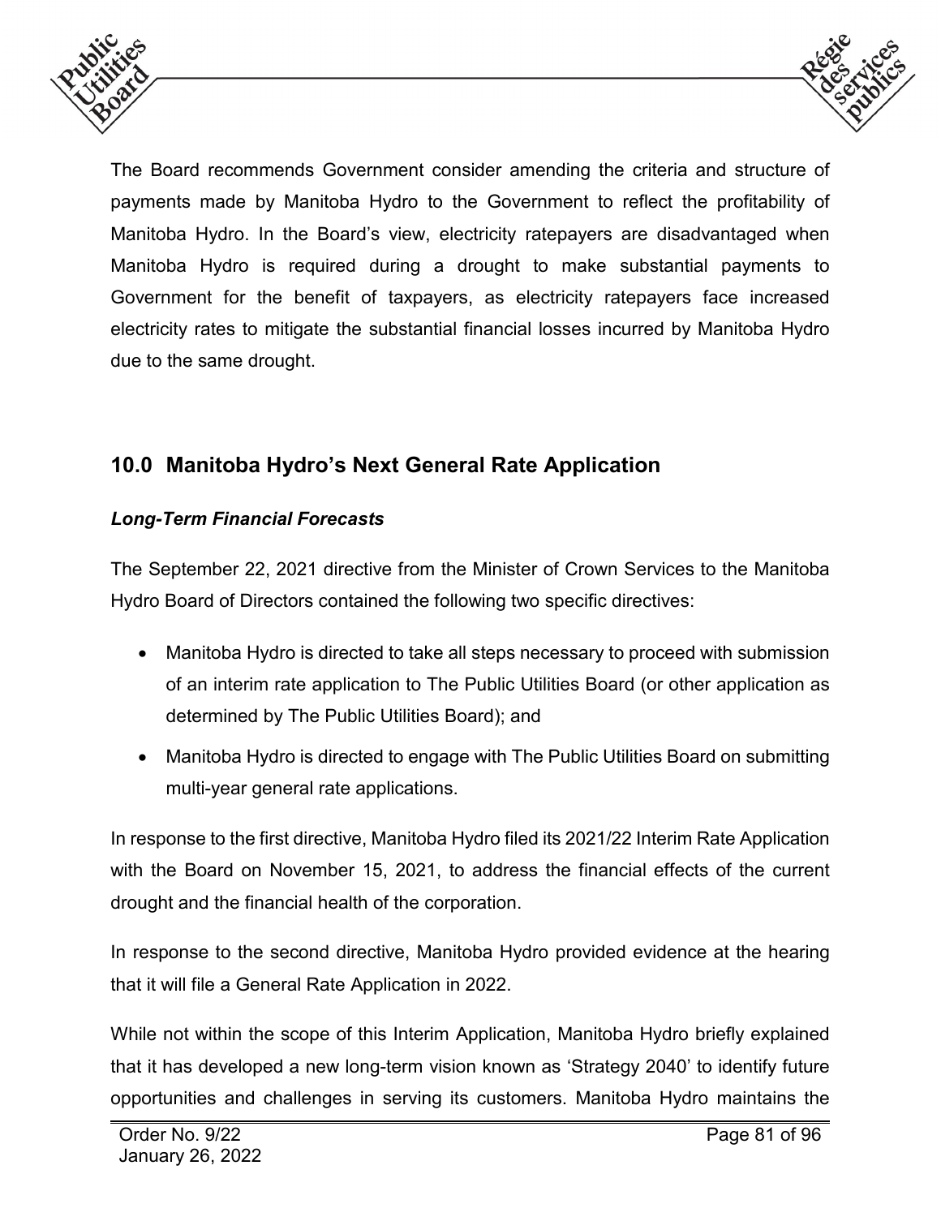The Board recommends Government consider amending the criteria and structure of payments made by Manitoba Hydro to the Government to reflect the profitability of Manitoba Hydro. In the Board's view, electricity ratepayers are disadvantaged when Manitoba Hydro is required during a drought to make substantial payments to Government for the benefit of taxpayers, as electricity ratepayers face increased electricity rates to mitigate the substantial financial losses incurred by Manitoba Hydro due to the same drought.

## 10.0 Manitoba Hydro's Next General Rate Application

### *Long-Term Financial Forecasts*

The September 22, 2021 directive from the Minister of Crown Services to the Manitoba Hydro Board of Directors contained the following two specific directives:

- Manitoba Hydro is directed to take all steps necessary to proceed with submission of an interim rate application to The Public Utilities Board (or other application as determined by The Public Utilities Board); and
- Manitoba Hydro is directed to engage with The Public Utilities Board on submitting multi-year general rate applications.

In response to the first directive, Manitoba Hydro filed its 2021/22 Interim Rate Application with the Board on November 15, 2021, to address the financial effects of the current drought and the financial health of the corporation.

In response to the second directive, Manitoba Hydro provided evidence at the hearing that it will file a General Rate Application in 2022.

While not within the scope of this Interim Application, Manitoba Hydro briefly explained that it has developed a new long-term vision known as 'Strategy 2040' to identify future opportunities and challenges in serving its customers. Manitoba Hydro maintains the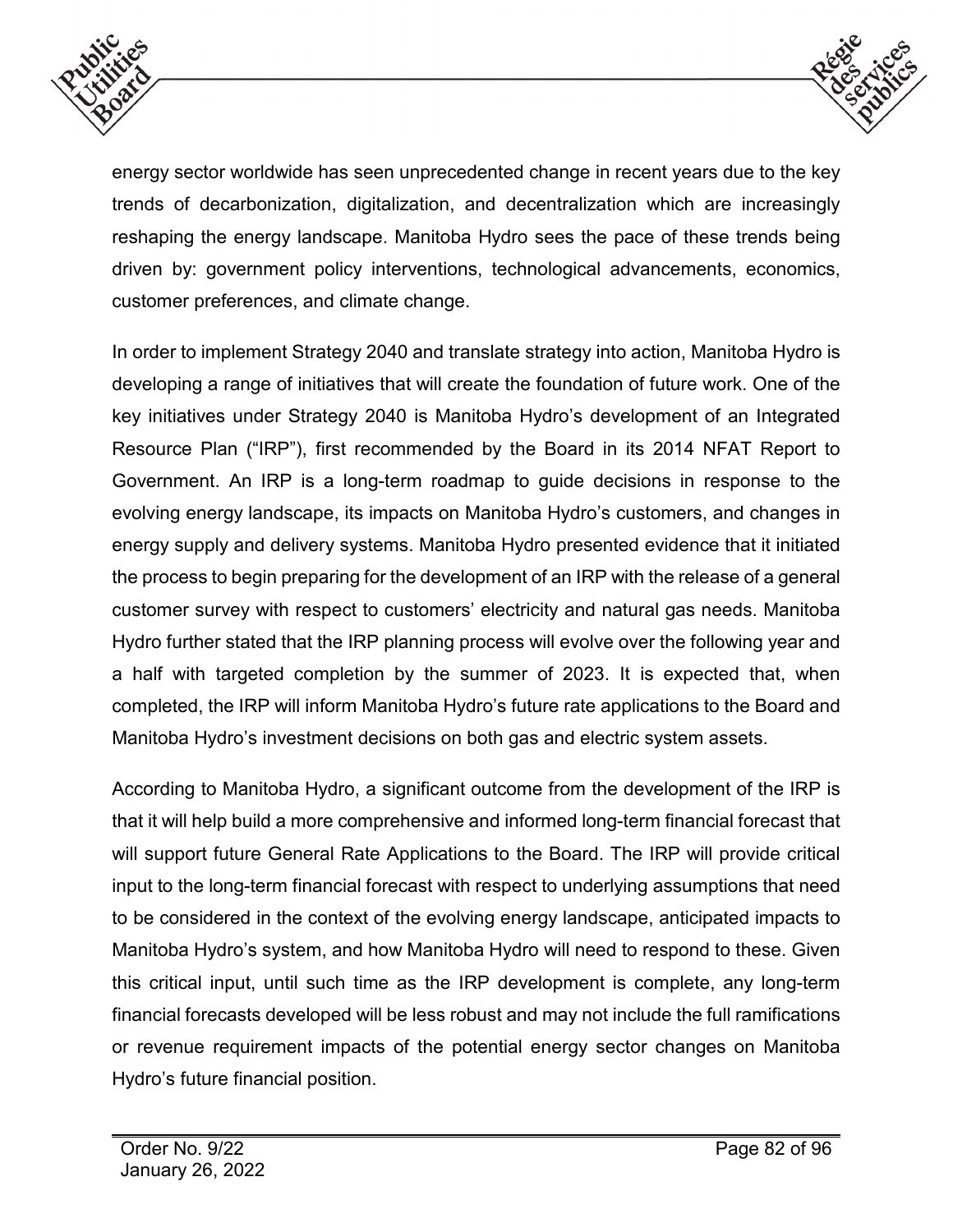energy sector worldwide has seen unprecedented change in recent years due to the key trends of decarbonization, digitalization, and decentralization which are increasingly reshaping the energy landscape. Manitoba Hydro sees the pace of these trends being driven by: government policy interventions, technological advancements, economics, customer preferences, and climate change.

In order to implement Strategy 2040 and translate strategy into action, Manitoba Hydro is developing a range of initiatives that will create the foundation of future work. One of the key initiatives under Strategy 2040 is Manitoba Hydro's development of an Integrated Resource Plan ("IRP"), first recommended by the Board in its 2014 NFAT Report to Government. An IRP is a long-term roadmap to guide decisions in response to the evolving energy landscape, its impacts on Manitoba Hydro's customers, and changes in energy supply and delivery systems. Manitoba Hydro presented evidence that it initiated the process to begin preparing for the development of an IRP with the release of a general customer survey with respect to customers' electricity and natural gas needs. Manitoba Hydro further stated that the IRP planning process will evolve over the following year and a half with targeted completion by the summer of 2023. It is expected that, when completed, the IRP will inform Manitoba Hydro's future rate applications to the Board and Manitoba Hydro's investment decisions on both gas and electric system assets.

According to Manitoba Hydro, a significant outcome from the development of the IRP is that it will help build a more comprehensive and informed long-term financial forecast that will support future General Rate Applications to the Board. The IRP will provide critical input to the long-term financial forecast with respect to underlying assumptions that need to be considered in the context of the evolving energy landscape, anticipated impacts to Manitoba Hydro's system, and how Manitoba Hydro will need to respond to these. Given this critical input, until such time as the IRP development is complete, any long-term financial forecasts developed will be less robust and may not include the full ramifications or revenue requirement impacts of the potential energy sector changes on Manitoba Hydro's future financial position.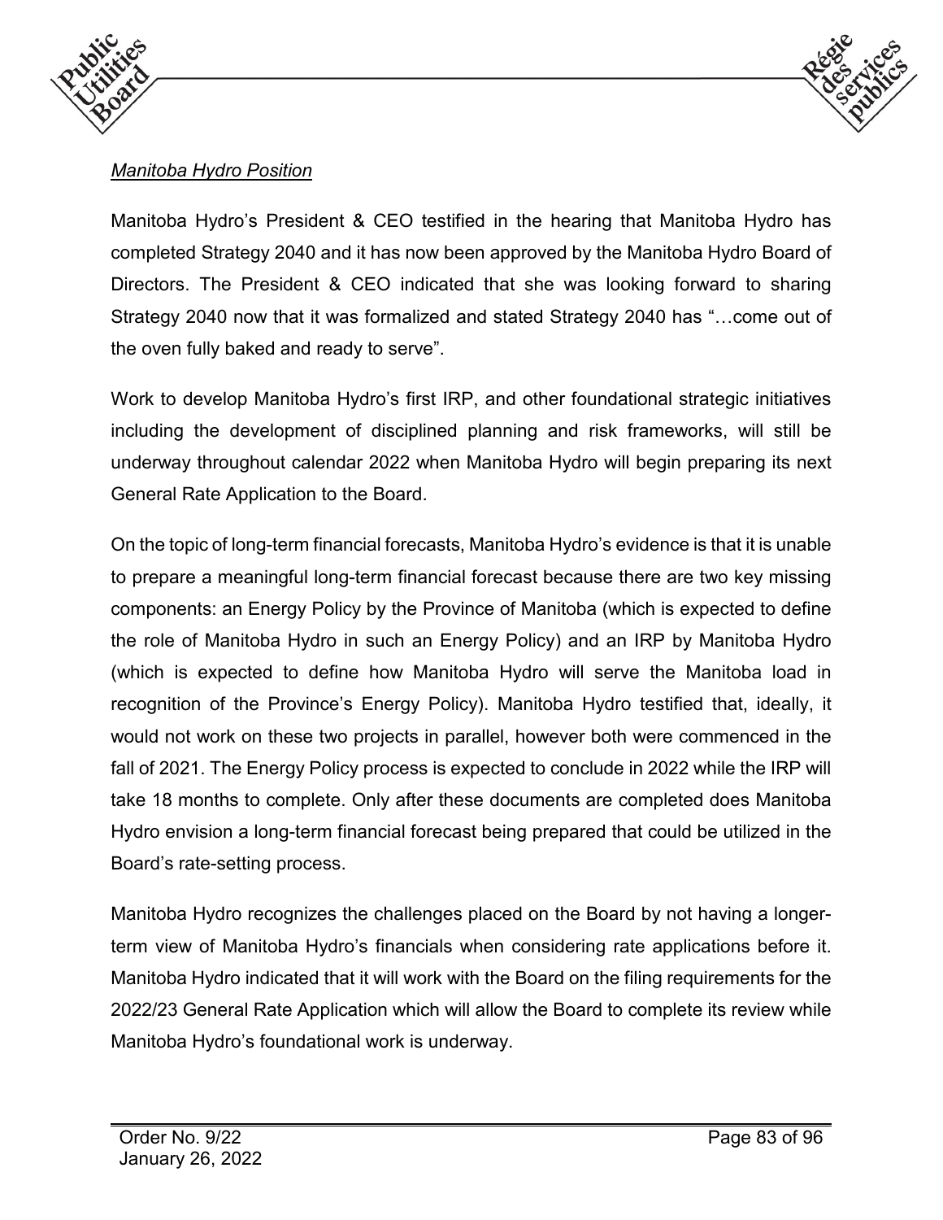*Manitoba Hydro Position*

Manitoba Hydro's President & CEO testified in the hearing that Manitoba Hydro has completed Strategy 2040 and it has now been approved by the Manitoba Hydro Board of Directors. The President & CEO indicated that she was looking forward to sharing Strategy 2040 now that it was formalized and stated Strategy 2040 has "…come out of the oven fully baked and ready to serve".

Work to develop Manitoba Hydro's first IRP, and other foundational strategic initiatives including the development of disciplined planning and risk frameworks, will still be underway throughout calendar 2022 when Manitoba Hydro will begin preparing its next General Rate Application to the Board.

On the topic of long-term financial forecasts, Manitoba Hydro's evidence is that it is unable to prepare a meaningful long-term financial forecast because there are two key missing components: an Energy Policy by the Province of Manitoba (which is expected to define the role of Manitoba Hydro in such an Energy Policy) and an IRP by Manitoba Hydro (which is expected to define how Manitoba Hydro will serve the Manitoba load in recognition of the Province's Energy Policy). Manitoba Hydro testified that, ideally, it would not work on these two projects in parallel, however both were commenced in the fall of 2021. The Energy Policy process is expected to conclude in 2022 while the IRP will take 18 months to complete. Only after these documents are completed does Manitoba Hydro envision a long-term financial forecast being prepared that could be utilized in the Board's rate-setting process.

Manitoba Hydro recognizes the challenges placed on the Board by not having a longer-term view of Manitoba Hydro's financials when considering rate applications before it. Manitoba Hydro indicated that it will work with the Board on the filing requirements for the 2022/23 General Rate Application which will allow the Board to complete its review while Manitoba Hydro's foundational work is underway.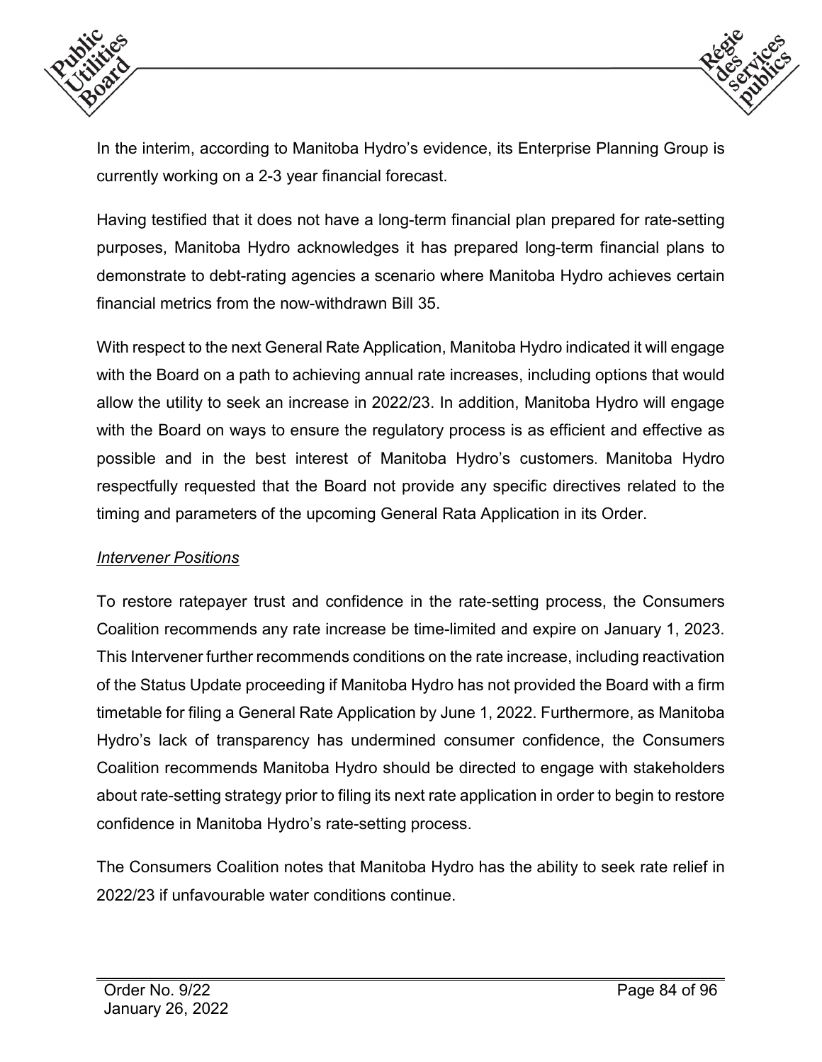In the interim, according to Manitoba Hydro's evidence, its Enterprise Planning Group is currently working on a 2-3 year financial forecast.

Having testified that it does not have a long-term financial plan prepared for rate-setting purposes, Manitoba Hydro acknowledges it has prepared long-term financial plans to demonstrate to debt-rating agencies a scenario where Manitoba Hydro achieves certain financial metrics from the now-withdrawn Bill 35.

With respect to the next General Rate Application, Manitoba Hydro indicated it will engage with the Board on a path to achieving annual rate increases, including options that would allow the utility to seek an increase in 2022/23. In addition, Manitoba Hydro will engage with the Board on ways to ensure the regulatory process is as efficient and effective as possible and in the best interest of Manitoba Hydro's customers. Manitoba Hydro respectfully requested that the Board not provide any specific directives related to the timing and parameters of the upcoming General Rata Application in its Order.

*Intervener Positions*

To restore ratepayer trust and confidence in the rate-setting process, the Consumers Coalition recommends any rate increase be time-limited and expire on January 1, 2023. This Intervener further recommends conditions on the rate increase, including reactivation of the Status Update proceeding if Manitoba Hydro has not provided the Board with a firm timetable for filing a General Rate Application by June 1, 2022. Furthermore, as Manitoba Hydro's lack of transparency has undermined consumer confidence, the Consumers Coalition recommends Manitoba Hydro should be directed to engage with stakeholders about rate-setting strategy prior to filing its next rate application in order to begin to restore confidence in Manitoba Hydro's rate-setting process.

The Consumers Coalition notes that Manitoba Hydro has the ability to seek rate relief in 2022/23 if unfavourable water conditions continue.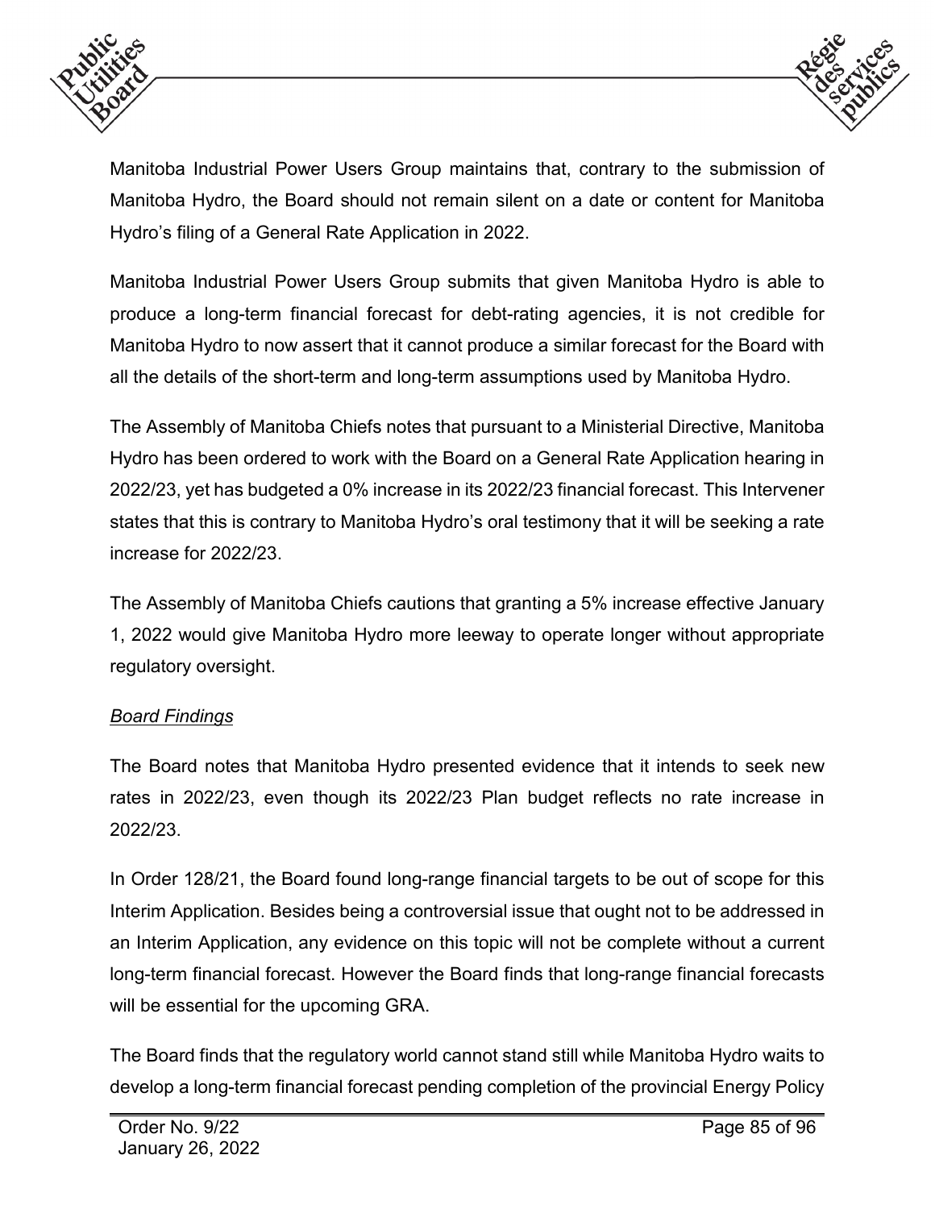Manitoba Industrial Power Users Group maintains that, contrary to the submission of Manitoba Hydro, the Board should not remain silent on a date or content for Manitoba Hydro's filing of a General Rate Application in 2022.

Manitoba Industrial Power Users Group submits that given Manitoba Hydro is able to produce a long-term financial forecast for debt-rating agencies, it is not credible for Manitoba Hydro to now assert that it cannot produce a similar forecast for the Board with all the details of the short-term and long-term assumptions used by Manitoba Hydro.

The Assembly of Manitoba Chiefs notes that pursuant to a Ministerial Directive, Manitoba Hydro has been ordered to work with the Board on a General Rate Application hearing in 2022/23, yet has budgeted a 0% increase in its 2022/23 financial forecast. This Intervener states that this is contrary to Manitoba Hydro's oral testimony that it will be seeking a rate increase for 2022/23.

The Assembly of Manitoba Chiefs cautions that granting a 5% increase effective January 1, 2022 would give Manitoba Hydro more leeway to operate longer without appropriate regulatory oversight.

*Board Findings*

The Board notes that Manitoba Hydro presented evidence that it intends to seek new rates in 2022/23, even though its 2022/23 Plan budget reflects no rate increase in 2022/23.

In Order 128/21, the Board found long-range financial targets to be out of scope for this Interim Application. Besides being a controversial issue that ought not to be addressed in an Interim Application, any evidence on this topic will not be complete without a current long-term financial forecast. However the Board finds that long-range financial forecasts will be essential for the upcoming GRA.

The Board finds that the regulatory world cannot stand still while Manitoba Hydro waits to develop a long-term financial forecast pending completion of the provincial Energy Policy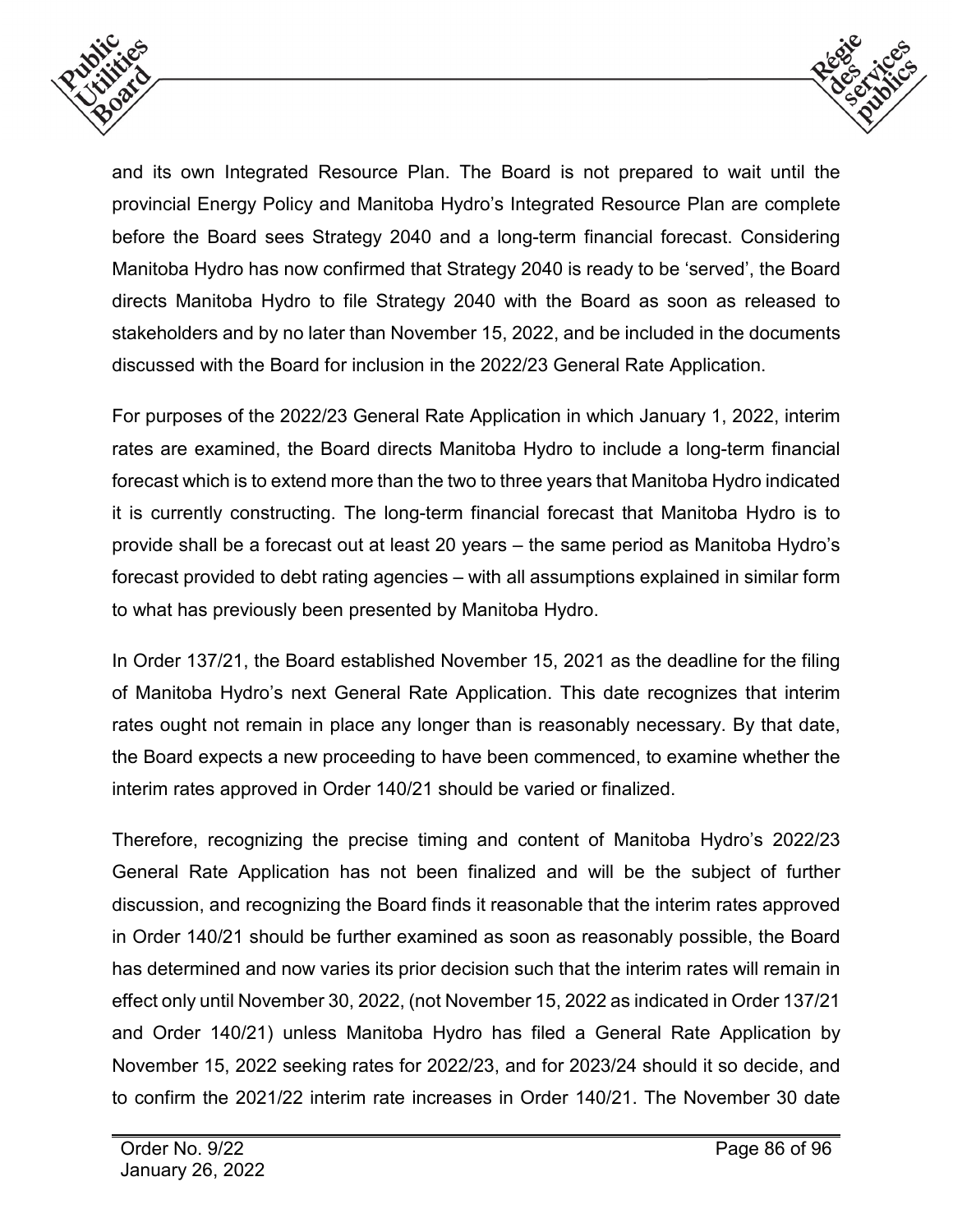and its own Integrated Resource Plan. The Board is not prepared to wait until the provincial Energy Policy and Manitoba Hydro's Integrated Resource Plan are complete before the Board sees Strategy 2040 and a long-term financial forecast. Considering Manitoba Hydro has now confirmed that Strategy 2040 is ready to be 'served', the Board directs Manitoba Hydro to file Strategy 2040 with the Board as soon as released to stakeholders and by no later than November 15, 2022, and be included in the documents discussed with the Board for inclusion in the 2022/23 General Rate Application.

For purposes of the 2022/23 General Rate Application in which January 1, 2022, interim rates are examined, the Board directs Manitoba Hydro to include a long-term financial forecast which is to extend more than the two to three years that Manitoba Hydro indicated it is currently constructing. The long-term financial forecast that Manitoba Hydro is to provide shall be a forecast out at least 20 years – the same period as Manitoba Hydro's forecast provided to debt rating agencies – with all assumptions explained in similar form to what has previously been presented by Manitoba Hydro.

In Order 137/21, the Board established November 15, 2021 as the deadline for the filing of Manitoba Hydro's next General Rate Application. This date recognizes that interim rates ought not remain in place any longer than is reasonably necessary. By that date, the Board expects a new proceeding to have been commenced, to examine whether the interim rates approved in Order 140/21 should be varied or finalized.

Therefore, recognizing the precise timing and content of Manitoba Hydro's 2022/23 General Rate Application has not been finalized and will be the subject of further discussion, and recognizing the Board finds it reasonable that the interim rates approved in Order 140/21 should be further examined as soon as reasonably possible, the Board has determined and now varies its prior decision such that the interim rates will remain in effect only until November 30, 2022, (not November 15, 2022 as indicated in Order 137/21 and Order 140/21) unless Manitoba Hydro has filed a General Rate Application by November 15, 2022 seeking rates for 2022/23, and for 2023/24 should it so decide, and to confirm the 2021/22 interim rate increases in Order 140/21. The November 30 date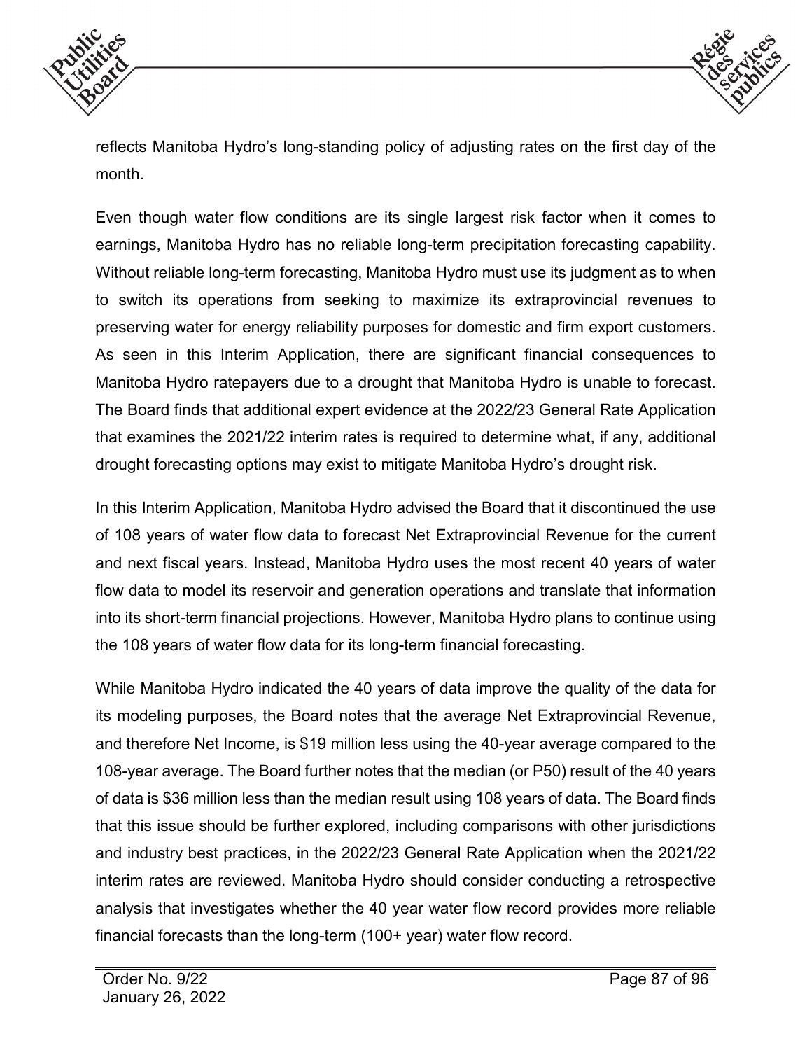reflects Manitoba Hydro's long-standing policy of adjusting rates on the first day of the month.

Even though water flow conditions are its single largest risk factor when it comes to earnings, Manitoba Hydro has no reliable long-term precipitation forecasting capability. Without reliable long-term forecasting, Manitoba Hydro must use its judgment as to when to switch its operations from seeking to maximize its extraprovincial revenues to preserving water for energy reliability purposes for domestic and firm export customers. As seen in this Interim Application, there are significant financial consequences to Manitoba Hydro ratepayers due to a drought that Manitoba Hydro is unable to forecast. The Board finds that additional expert evidence at the 2022/23 General Rate Application that examines the 2021/22 interim rates is required to determine what, if any, additional drought forecasting options may exist to mitigate Manitoba Hydro's drought risk.

In this Interim Application, Manitoba Hydro advised the Board that it discontinued the use of 108 years of water flow data to forecast Net Extraprovincial Revenue for the current and next fiscal years. Instead, Manitoba Hydro uses the most recent 40 years of water flow data to model its reservoir and generation operations and translate that information into its short-term financial projections. However, Manitoba Hydro plans to continue using the 108 years of water flow data for its long-term financial forecasting.

While Manitoba Hydro indicated the 40 years of data improve the quality of the data for its modeling purposes, the Board notes that the average Net Extraprovincial Revenue, and therefore Net Income, is $19 million less using the 40-year average compared to the 108-year average. The Board further notes that the median (or P50) result of the 40 years of data is $36 million less than the median result using 108 years of data. The Board finds that this issue should be further explored, including comparisons with other jurisdictions and industry best practices, in the 2022/23 General Rate Application when the 2021/22 interim rates are reviewed. Manitoba Hydro should consider conducting a retrospective analysis that investigates whether the 40 year water flow record provides more reliable financial forecasts than the long-term (100+ year) water flow record.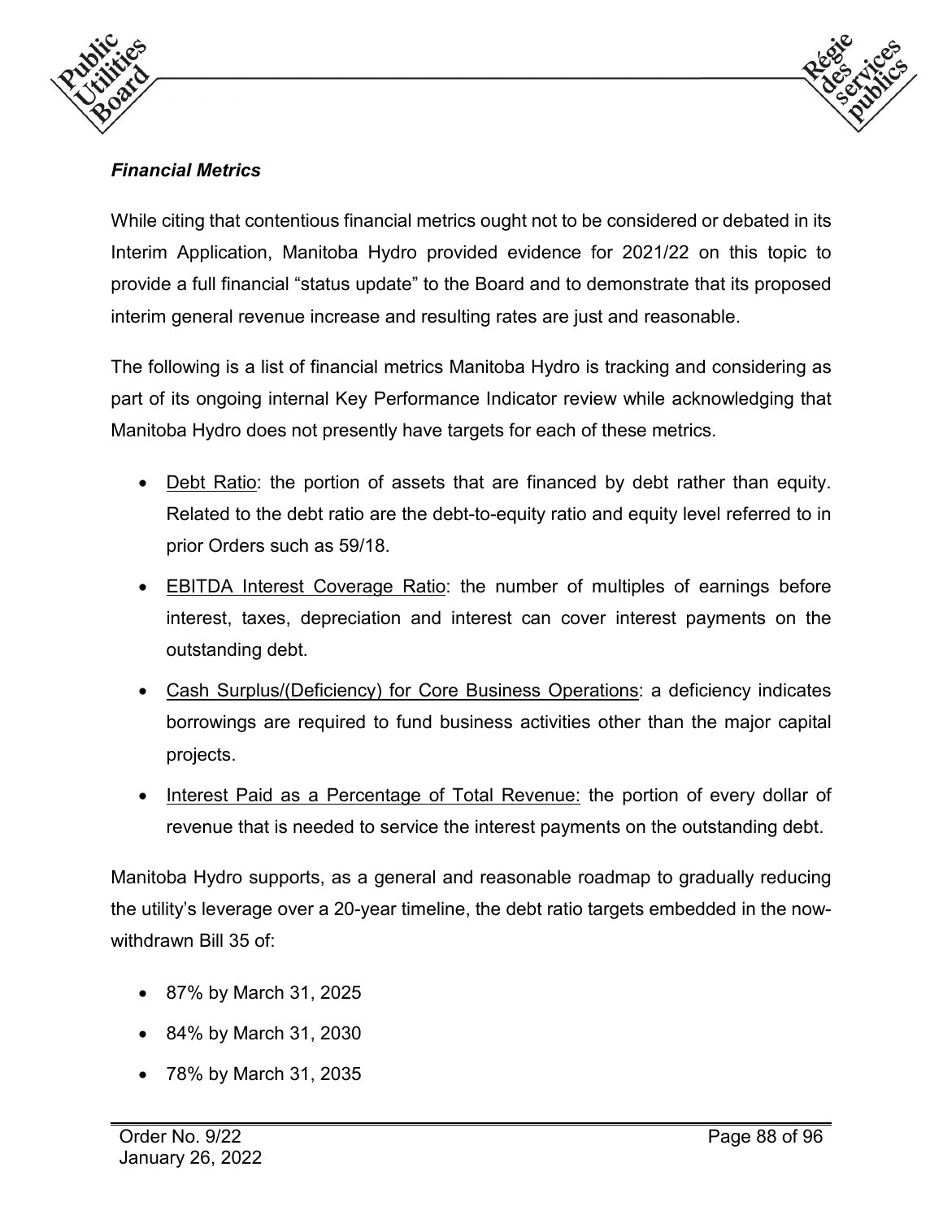***Financial Metrics***

While citing that contentious financial metrics ought not to be considered or debated in its Interim Application, Manitoba Hydro provided evidence for 2021/22 on this topic to provide a full financial "status update" to the Board and to demonstrate that its proposed interim general revenue increase and resulting rates are just and reasonable.

The following is a list of financial metrics Manitoba Hydro is tracking and considering as part of its ongoing internal Key Performance Indicator review while acknowledging that Manitoba Hydro does not presently have targets for each of these metrics.

- <u>Debt Ratio</u>: the portion of assets that are financed by debt rather than equity. Related to the debt ratio are the debt-to-equity ratio and equity level referred to in prior Orders such as 59/18.
- <u>EBITDA Interest Coverage Ratio</u>: the number of multiples of earnings before interest, taxes, depreciation and interest can cover interest payments on the outstanding debt.
- <u>Cash Surplus/(Deficiency) for Core Business Operations</u>: a deficiency indicates borrowings are required to fund business activities other than the major capital projects.
- <u>Interest Paid as a Percentage of Total Revenue:</u> the portion of every dollar of revenue that is needed to service the interest payments on the outstanding debt.

Manitoba Hydro supports, as a general and reasonable roadmap to gradually reducing the utility's leverage over a 20-year timeline, the debt ratio targets embedded in the now-withdrawn Bill 35 of:

- 87% by March 31, 2025
- 84% by March 31, 2030
- 78% by March 31, 2035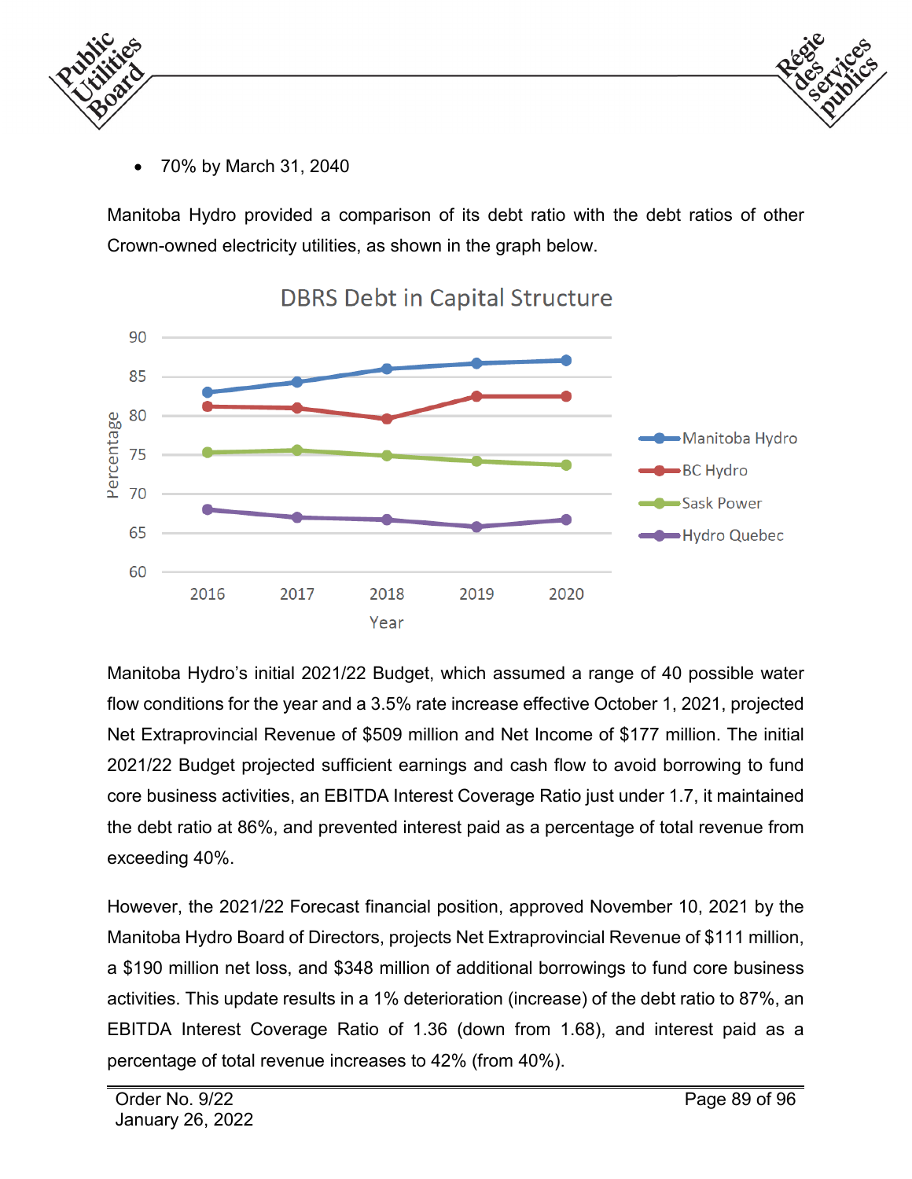- 70% by March 31, 2040

Manitoba Hydro provided a comparison of its debt ratio with the debt ratios of other Crown-owned electricity utilities, as shown in the graph below.

Manitoba Hydro's initial 2021/22 Budget, which assumed a range of 40 possible water flow conditions for the year and a 3.5% rate increase effective October 1, 2021, projected Net Extraprovincial Revenue of $509 million and Net Income of $177 million. The initial 2021/22 Budget projected sufficient earnings and cash flow to avoid borrowing to fund core business activities, an EBITDA Interest Coverage Ratio just under 1.7, it maintained the debt ratio at 86%, and prevented interest paid as a percentage of total revenue from exceeding 40%.

However, the 2021/22 Forecast financial position, approved November 10, 2021 by the Manitoba Hydro Board of Directors, projects Net Extraprovincial Revenue of $111 million, a $190 million net loss, and $348 million of additional borrowings to fund core business activities. This update results in a 1% deterioration (increase) of the debt ratio to 87%, an EBITDA Interest Coverage Ratio of 1.36 (down from 1.68), and interest paid as a percentage of total revenue increases to 42% (from 40%).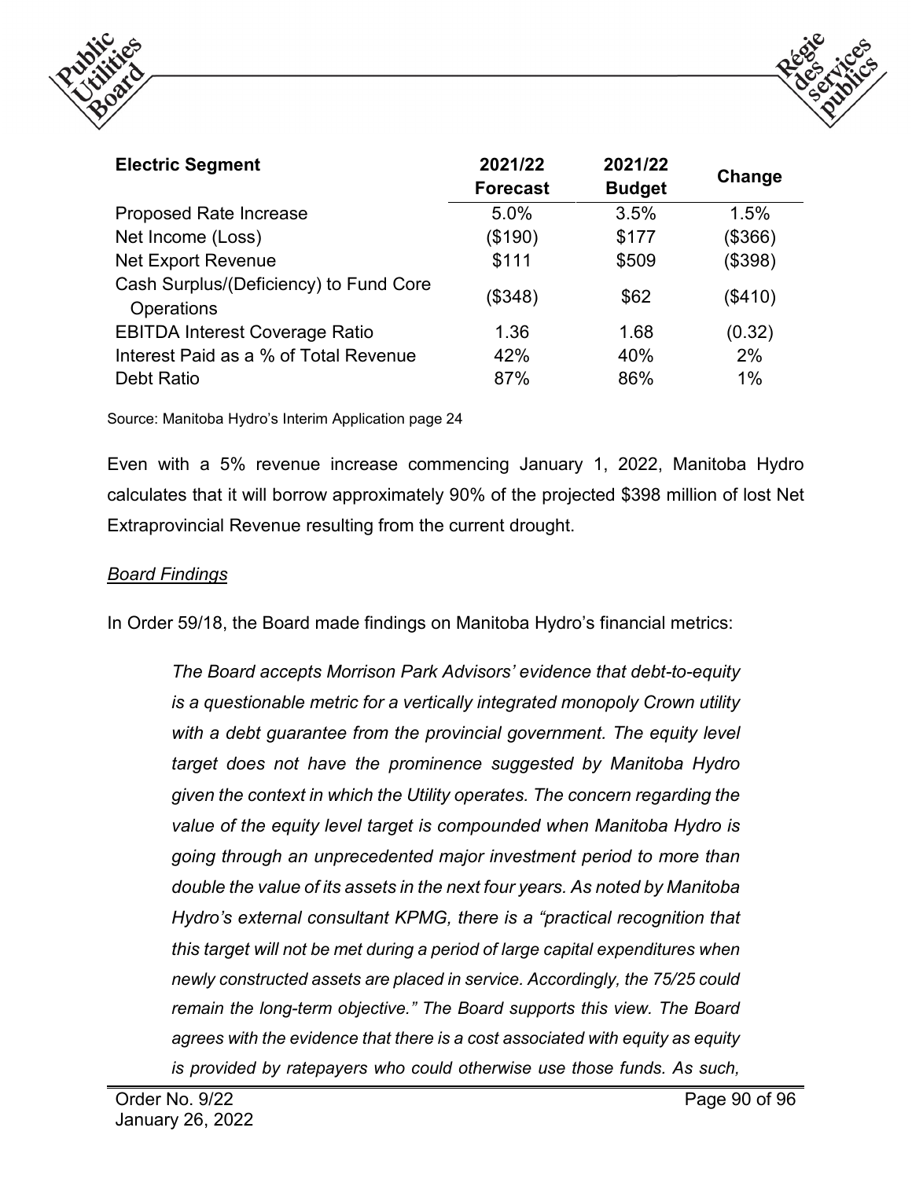| Electric Segment | 2021/22 Forecast | 2021/22 Budget | Change |
|---|---|---|---|
| Proposed Rate Increase | 5.0% | 3.5% | 1.5% |
| Net Income (Loss) | ($190) | $177 | ($366) |
| Net Export Revenue | $111 | $509 | ($398) |
| Cash Surplus/(Deficiency) to Fund Core Operations | ($348) | $62 | ($410) |
| EBITDA Interest Coverage Ratio | 1.36 | 1.68 | (0.32) |
| Interest Paid as a % of Total Revenue | 42% | 40% | 2% |
| Debt Ratio | 87% | 86% | 1% |

Source: Manitoba Hydro's Interim Application page 24

Even with a 5% revenue increase commencing January 1, 2022, Manitoba Hydro calculates that it will borrow approximately 90% of the projected $398 million of lost Net Extraprovincial Revenue resulting from the current drought.

*Board Findings*

In Order 59/18, the Board made findings on Manitoba Hydro's financial metrics:

> *The Board accepts Morrison Park Advisors' evidence that debt-to-equity is a questionable metric for a vertically integrated monopoly Crown utility with a debt guarantee from the provincial government. The equity level target does not have the prominence suggested by Manitoba Hydro given the context in which the Utility operates. The concern regarding the value of the equity level target is compounded when Manitoba Hydro is going through an unprecedented major investment period to more than double the value of its assets in the next four years. As noted by Manitoba Hydro's external consultant KPMG, there is a "practical recognition that this target will not be met during a period of large capital expenditures when newly constructed assets are placed in service. Accordingly, the 75/25 could remain the long-term objective." The Board supports this view. The Board agrees with the evidence that there is a cost associated with equity as equity is provided by ratepayers who could otherwise use those funds. As such,*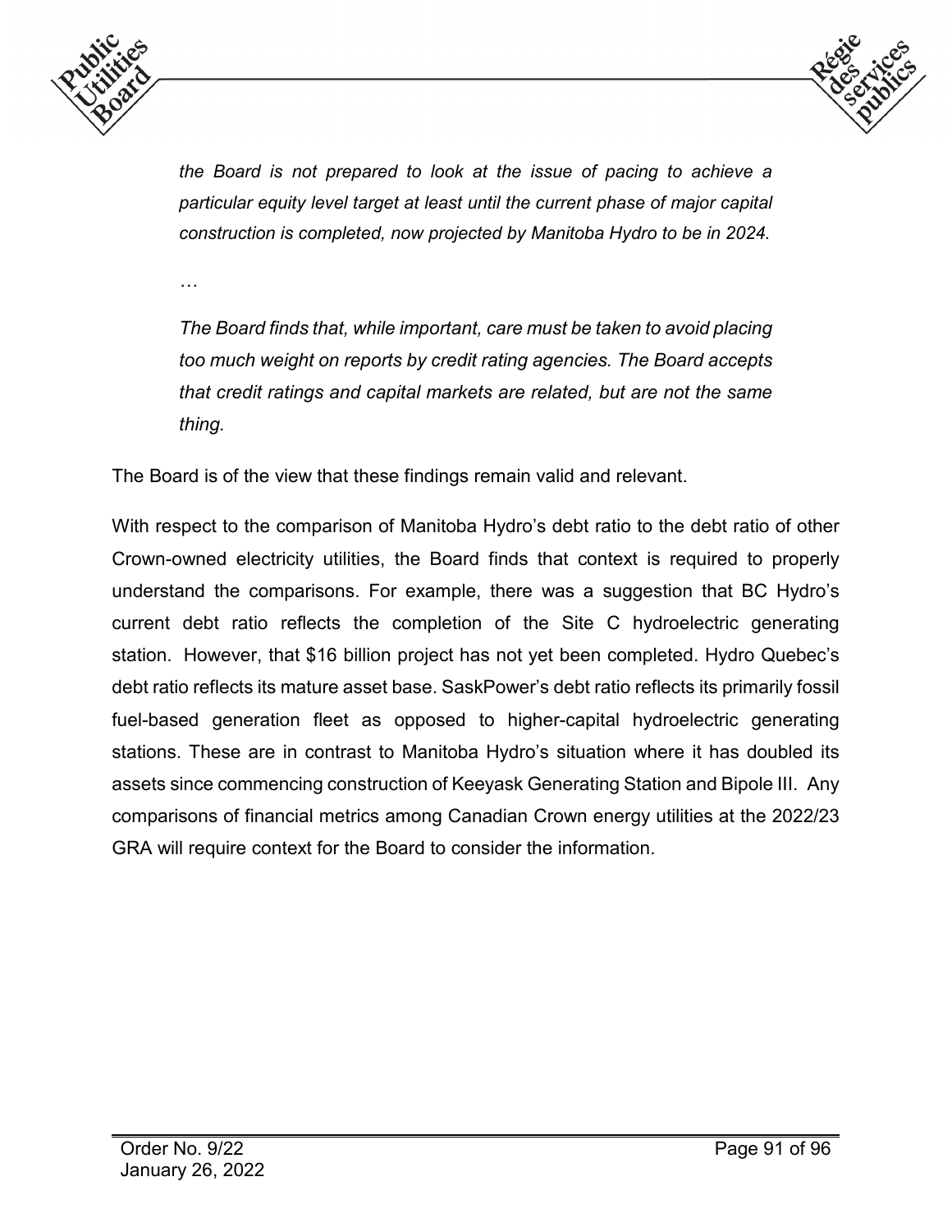> *the Board is not prepared to look at the issue of pacing to achieve a particular equity level target at least until the current phase of major capital construction is completed, now projected by Manitoba Hydro to be in 2024.*
>
> *…*
>
> *The Board finds that, while important, care must be taken to avoid placing too much weight on reports by credit rating agencies. The Board accepts that credit ratings and capital markets are related, but are not the same thing.*

The Board is of the view that these findings remain valid and relevant.

With respect to the comparison of Manitoba Hydro's debt ratio to the debt ratio of other Crown-owned electricity utilities, the Board finds that context is required to properly understand the comparisons. For example, there was a suggestion that BC Hydro's current debt ratio reflects the completion of the Site C hydroelectric generating station. However, that $16 billion project has not yet been completed. Hydro Quebec's debt ratio reflects its mature asset base. SaskPower's debt ratio reflects its primarily fossil fuel-based generation fleet as opposed to higher-capital hydroelectric generating stations. These are in contrast to Manitoba Hydro's situation where it has doubled its assets since commencing construction of Keeyask Generating Station and Bipole III. Any comparisons of financial metrics among Canadian Crown energy utilities at the 2022/23 GRA will require context for the Board to consider the information.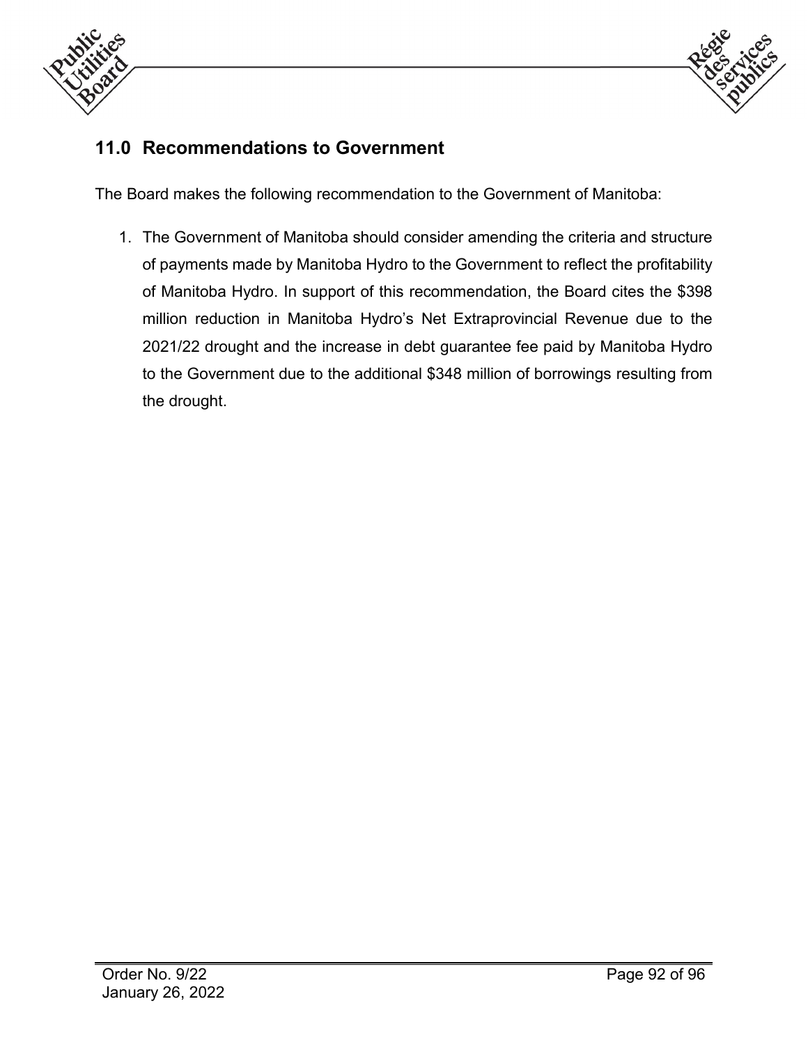## 11.0 Recommendations to Government

The Board makes the following recommendation to the Government of Manitoba:

1. The Government of Manitoba should consider amending the criteria and structure of payments made by Manitoba Hydro to the Government to reflect the profitability of Manitoba Hydro. In support of this recommendation, the Board cites the $398 million reduction in Manitoba Hydro's Net Extraprovincial Revenue due to the 2021/22 drought and the increase in debt guarantee fee paid by Manitoba Hydro to the Government due to the additional $348 million of borrowings resulting from the drought.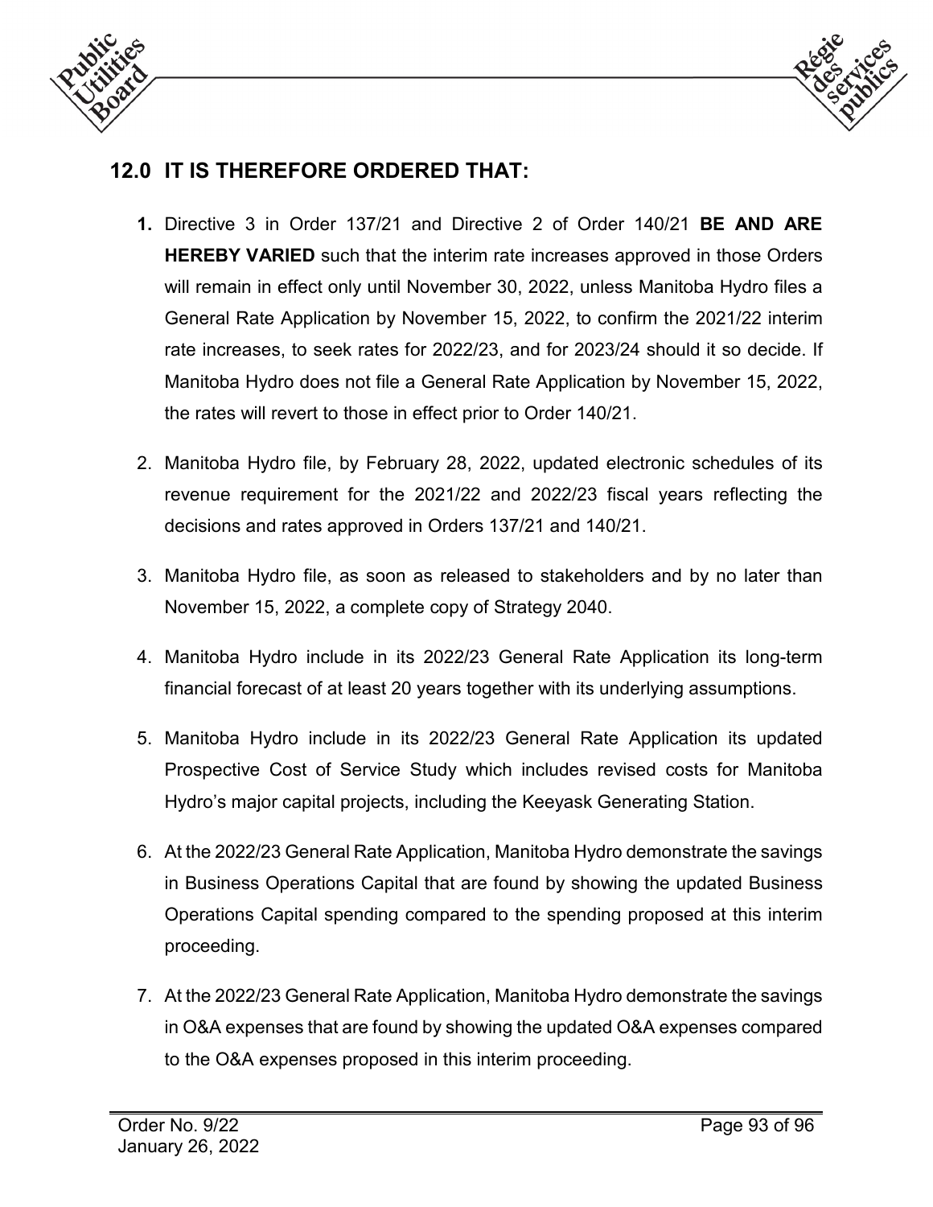## 12.0 IT IS THEREFORE ORDERED THAT:

1. Directive 3 in Order 137/21 and Directive 2 of Order 140/21 **BE AND ARE HEREBY VARIED** such that the interim rate increases approved in those Orders will remain in effect only until November 30, 2022, unless Manitoba Hydro files a General Rate Application by November 15, 2022, to confirm the 2021/22 interim rate increases, to seek rates for 2022/23, and for 2023/24 should it so decide. If Manitoba Hydro does not file a General Rate Application by November 15, 2022, the rates will revert to those in effect prior to Order 140/21.

2. Manitoba Hydro file, by February 28, 2022, updated electronic schedules of its revenue requirement for the 2021/22 and 2022/23 fiscal years reflecting the decisions and rates approved in Orders 137/21 and 140/21.

3. Manitoba Hydro file, as soon as released to stakeholders and by no later than November 15, 2022, a complete copy of Strategy 2040.

4. Manitoba Hydro include in its 2022/23 General Rate Application its long-term financial forecast of at least 20 years together with its underlying assumptions.

5. Manitoba Hydro include in its 2022/23 General Rate Application its updated Prospective Cost of Service Study which includes revised costs for Manitoba Hydro's major capital projects, including the Keeyask Generating Station.

6. At the 2022/23 General Rate Application, Manitoba Hydro demonstrate the savings in Business Operations Capital that are found by showing the updated Business Operations Capital spending compared to the spending proposed at this interim proceeding.

7. At the 2022/23 General Rate Application, Manitoba Hydro demonstrate the savings in O&A expenses that are found by showing the updated O&A expenses compared to the O&A expenses proposed in this interim proceeding.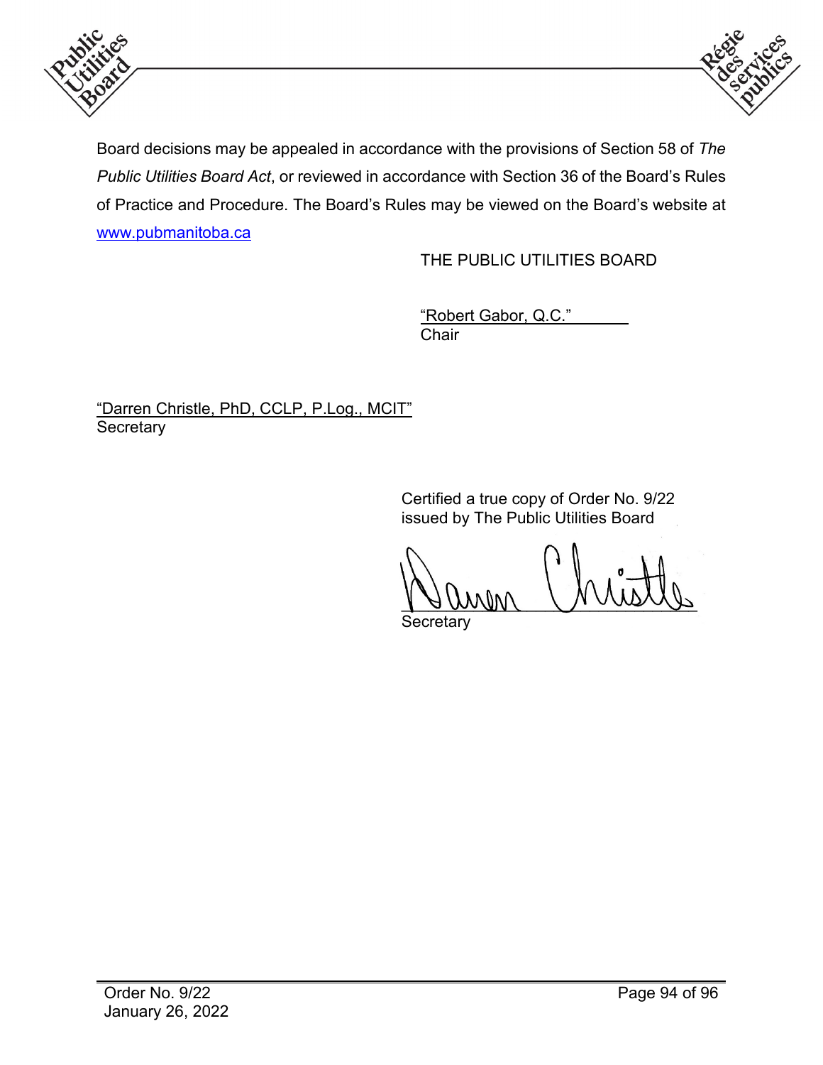Board decisions may be appealed in accordance with the provisions of Section 58 of *The Public Utilities Board Act*, or reviewed in accordance with Section 36 of the Board's Rules of Practice and Procedure. The Board's Rules may be viewed on the Board's website at www.pubmanitoba.ca

THE PUBLIC UTILITIES BOARD

"Robert Gabor, Q.C."
Chair

"Darren Christle, PhD, CCLP, P.Log., MCIT"
Secretary

Certified a true copy of Order No. 9/22 issued by The Public Utilities Board

Darren Christle
Secretary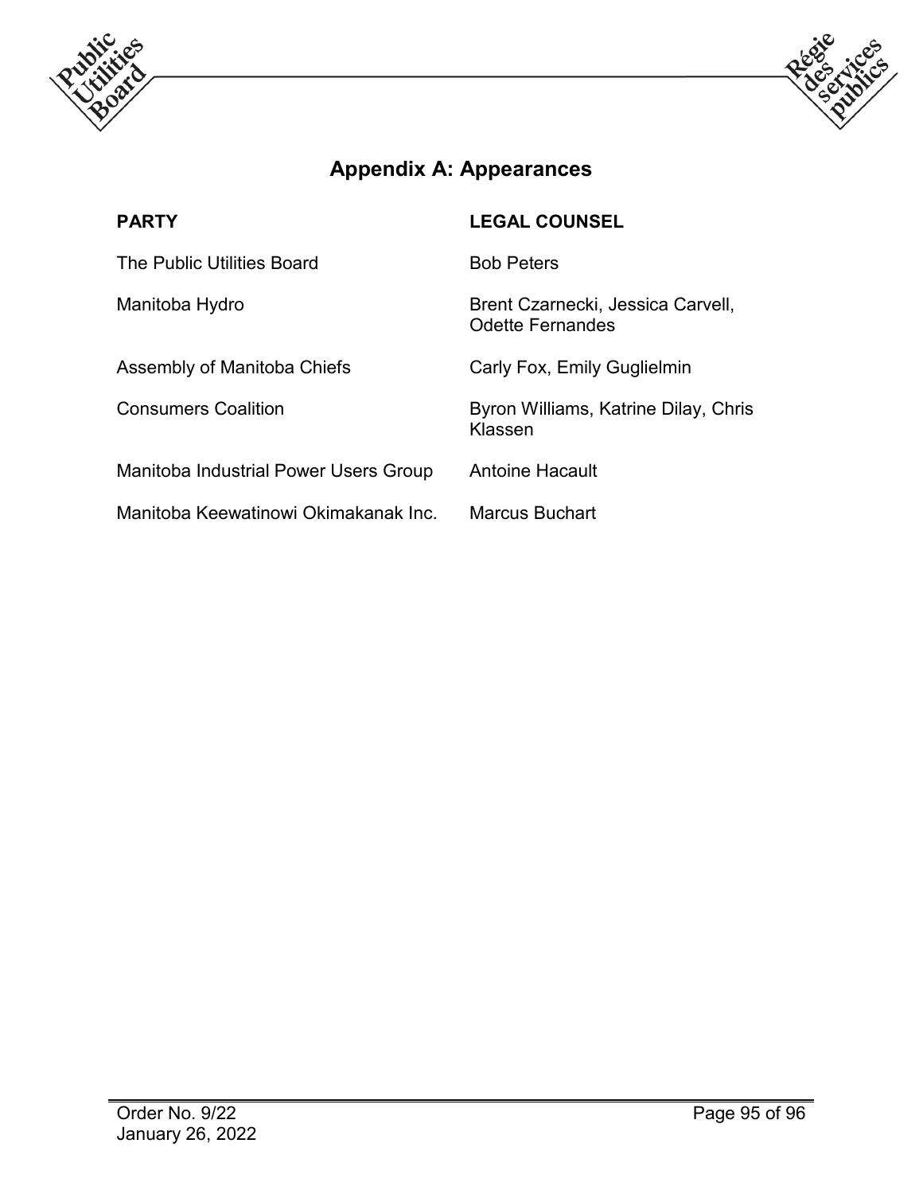## Appendix A: Appearances

| PARTY | LEGAL COUNSEL |
|---|---|
| The Public Utilities Board | Bob Peters |
| Manitoba Hydro | Brent Czarnecki, Jessica Carvell, Odette Fernandes |
| Assembly of Manitoba Chiefs | Carly Fox, Emily Guglielmin |
| Consumers Coalition | Byron Williams, Katrine Dilay, Chris Klassen |
| Manitoba Industrial Power Users Group | Antoine Hacault |
| Manitoba Keewatinowi Okimakanak Inc. | Marcus Buchart |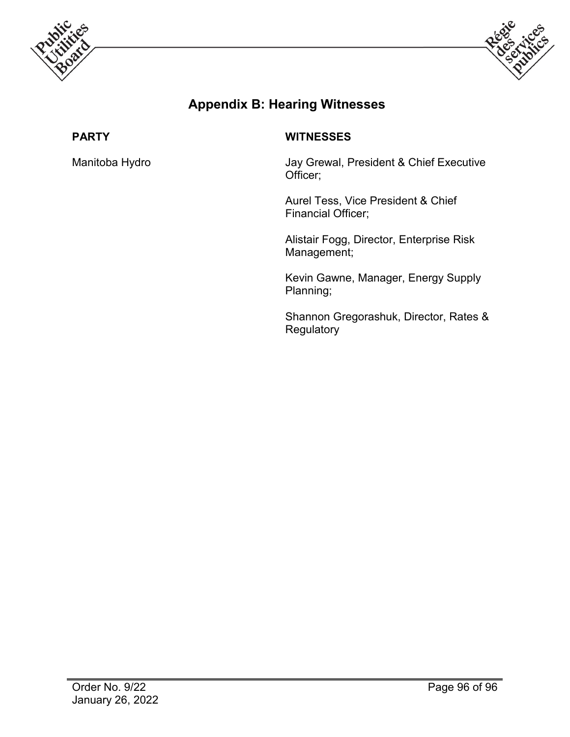# Appendix B: Hearing Witnesses

| PARTY | WITNESSES |
|---|---|
| Manitoba Hydro | Jay Grewal, President & Chief Executive Officer; |
| | Aurel Tess, Vice President & Chief Financial Officer; |
| | Alistair Fogg, Director, Enterprise Risk Management; |
| | Kevin Gawne, Manager, Energy Supply Planning; |
| | Shannon Gregorashuk, Director, Rates & Regulatory |

Order No. 9/22
January 26, 2022